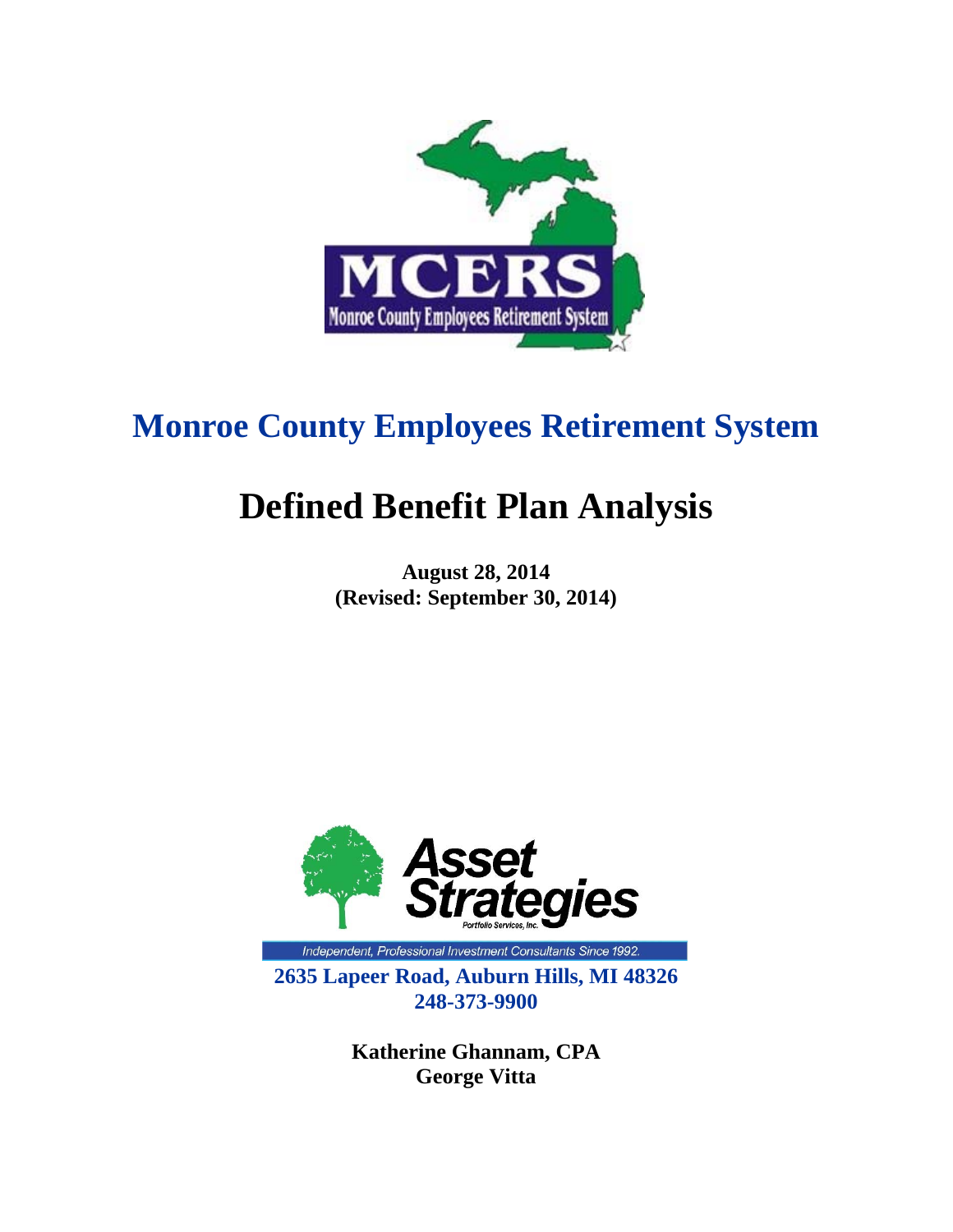MCERS

Monroe County Employees Retirement System

# Monroe County Employees Retirement System

# Defined Benefit Plan Analysis

**August 28, 2014**
**(Revised: September 30, 2014)**

Asset Strategies
Portfolio Services, Inc.

*Independent, Professional Investment Consultants Since 1992.*

**2635 Lapeer Road, Auburn Hills, MI 48326**
**248-373-9900**

**Katherine Ghannam, CPA**
**George Vitta**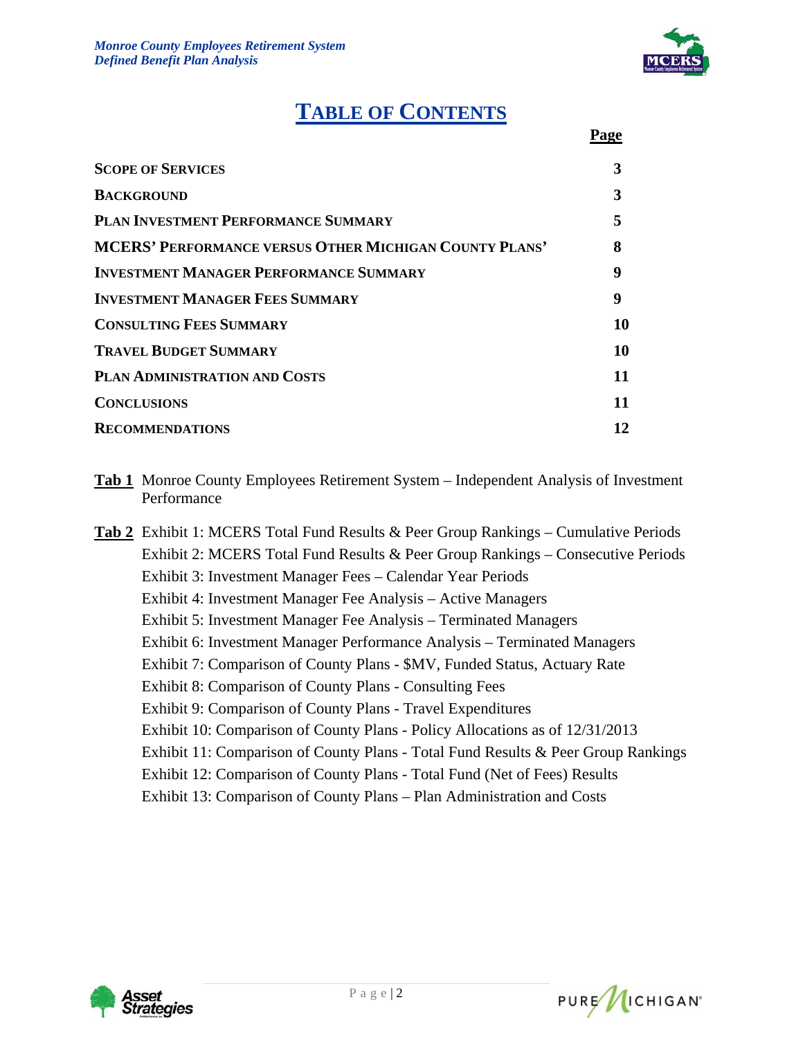# TABLE OF CONTENTS

| | Page |
|---|---|
| **SCOPE OF SERVICES** | **3** |
| **BACKGROUND** | **3** |
| **PLAN INVESTMENT PERFORMANCE SUMMARY** | **5** |
| **MCERS' PERFORMANCE VERSUS OTHER MICHIGAN COUNTY PLANS'** | **8** |
| **INVESTMENT MANAGER PERFORMANCE SUMMARY** | **9** |
| **INVESTMENT MANAGER FEES SUMMARY** | **9** |
| **CONSULTING FEES SUMMARY** | **10** |
| **TRAVEL BUDGET SUMMARY** | **10** |
| **PLAN ADMINISTRATION AND COSTS** | **11** |
| **CONCLUSIONS** | **11** |
| **RECOMMENDATIONS** | **12** |

**Tab 1** Monroe County Employees Retirement System – Independent Analysis of Investment Performance

**Tab 2** Exhibit 1: MCERS Total Fund Results & Peer Group Rankings – Cumulative Periods
Exhibit 2: MCERS Total Fund Results & Peer Group Rankings – Consecutive Periods
Exhibit 3: Investment Manager Fees – Calendar Year Periods
Exhibit 4: Investment Manager Fee Analysis – Active Managers
Exhibit 5: Investment Manager Fee Analysis – Terminated Managers
Exhibit 6: Investment Manager Performance Analysis – Terminated Managers
Exhibit 7: Comparison of County Plans - $MV, Funded Status, Actuary Rate
Exhibit 8: Comparison of County Plans - Consulting Fees
Exhibit 9: Comparison of County Plans - Travel Expenditures
Exhibit 10: Comparison of County Plans - Policy Allocations as of 12/31/2013
Exhibit 11: Comparison of County Plans - Total Fund Results & Peer Group Rankings
Exhibit 12: Comparison of County Plans - Total Fund (Net of Fees) Results
Exhibit 13: Comparison of County Plans – Plan Administration and Costs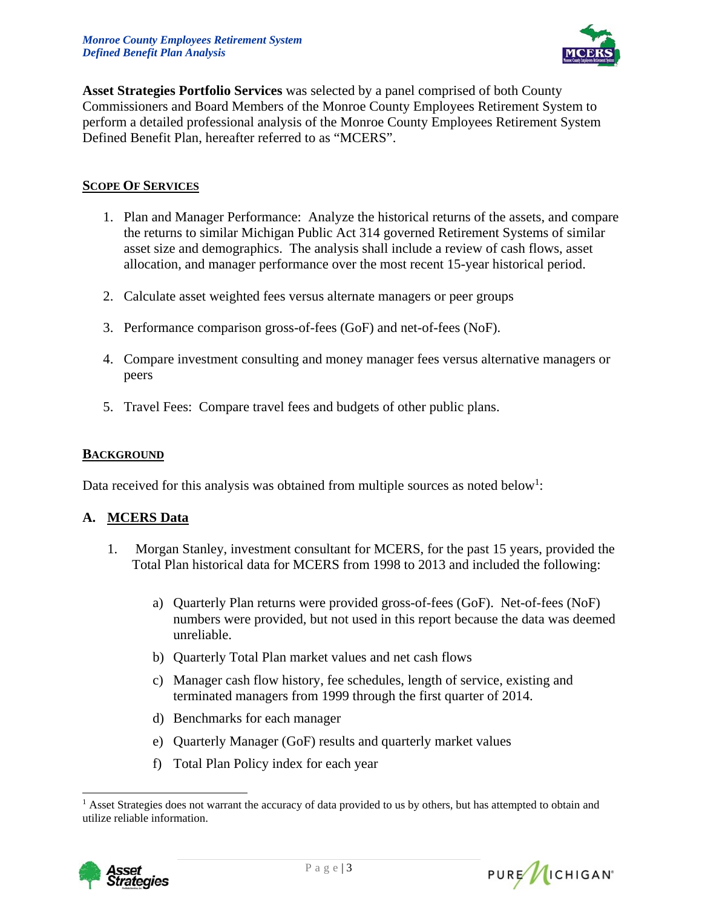**Asset Strategies Portfolio Services** was selected by a panel comprised of both County Commissioners and Board Members of the Monroe County Employees Retirement System to perform a detailed professional analysis of the Monroe County Employees Retirement System Defined Benefit Plan, hereafter referred to as "MCERS".

## SCOPE OF SERVICES

1. Plan and Manager Performance: Analyze the historical returns of the assets, and compare the returns to similar Michigan Public Act 314 governed Retirement Systems of similar asset size and demographics. The analysis shall include a review of cash flows, asset allocation, and manager performance over the most recent 15-year historical period.

2. Calculate asset weighted fees versus alternate managers or peer groups

3. Performance comparison gross-of-fees (GoF) and net-of-fees (NoF).

4. Compare investment consulting and money manager fees versus alternative managers or peers

5. Travel Fees: Compare travel fees and budgets of other public plans.

## BACKGROUND

Data received for this analysis was obtained from multiple sources as noted below[1]:

### A. MCERS Data

1. Morgan Stanley, investment consultant for MCERS, for the past 15 years, provided the Total Plan historical data for MCERS from 1998 to 2013 and included the following:

    a) Quarterly Plan returns were provided gross-of-fees (GoF). Net-of-fees (NoF) numbers were provided, but not used in this report because the data was deemed unreliable.
    
    b) Quarterly Total Plan market values and net cash flows
    
    c) Manager cash flow history, fee schedules, length of service, existing and terminated managers from 1999 through the first quarter of 2014.
    
    d) Benchmarks for each manager
    
    e) Quarterly Manager (GoF) results and quarterly market values
    
    f) Total Plan Policy index for each year

---

[1] Asset Strategies does not warrant the accuracy of data provided to us by others, but has attempted to obtain and utilize reliable information.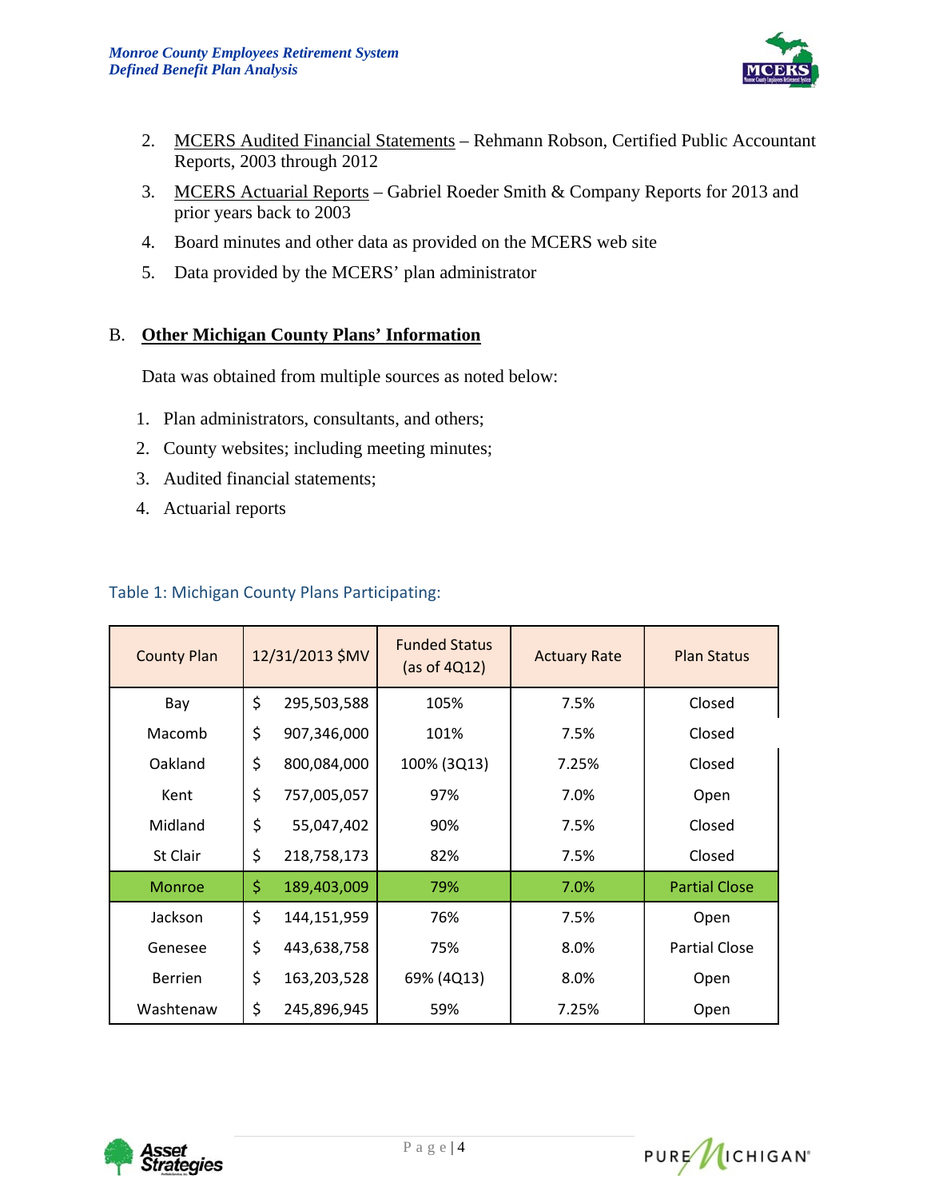2. MCERS Audited Financial Statements – Rehmann Robson, Certified Public Accountant Reports, 2003 through 2012
3. MCERS Actuarial Reports – Gabriel Roeder Smith & Company Reports for 2013 and prior years back to 2003
4. Board minutes and other data as provided on the MCERS web site
5. Data provided by the MCERS' plan administrator

## B. **Other Michigan County Plans' Information**

Data was obtained from multiple sources as noted below:

1. Plan administrators, consultants, and others;
2. County websites; including meeting minutes;
3. Audited financial statements;
4. Actuarial reports

Table 1: Michigan County Plans Participating:

| County Plan | 12/31/2013 $MV | Funded Status (as of 4Q12) | Actuary Rate | Plan Status |
|---|---|---|---|---|
| Bay | $ 295,503,588 | 105% | 7.5% | Closed |
| Macomb | $ 907,346,000 | 101% | 7.5% | Closed |
| Oakland | $ 800,084,000 | 100% (3Q13) | 7.25% | Closed |
| Kent | $ 757,005,057 | 97% | 7.0% | Open |
| Midland | $ 55,047,402 | 90% | 7.5% | Closed |
| St Clair | $ 218,758,173 | 82% | 7.5% | Closed |
| Monroe | $ 189,403,009 | 79% | 7.0% | Partial Close |
| Jackson | $ 144,151,959 | 76% | 7.5% | Open |
| Genesee | $ 443,638,758 | 75% | 8.0% | Partial Close |
| Berrien | $ 163,203,528 | 69% (4Q13) | 8.0% | Open |
| Washtenaw | $ 245,896,945 | 59% | 7.25% | Open |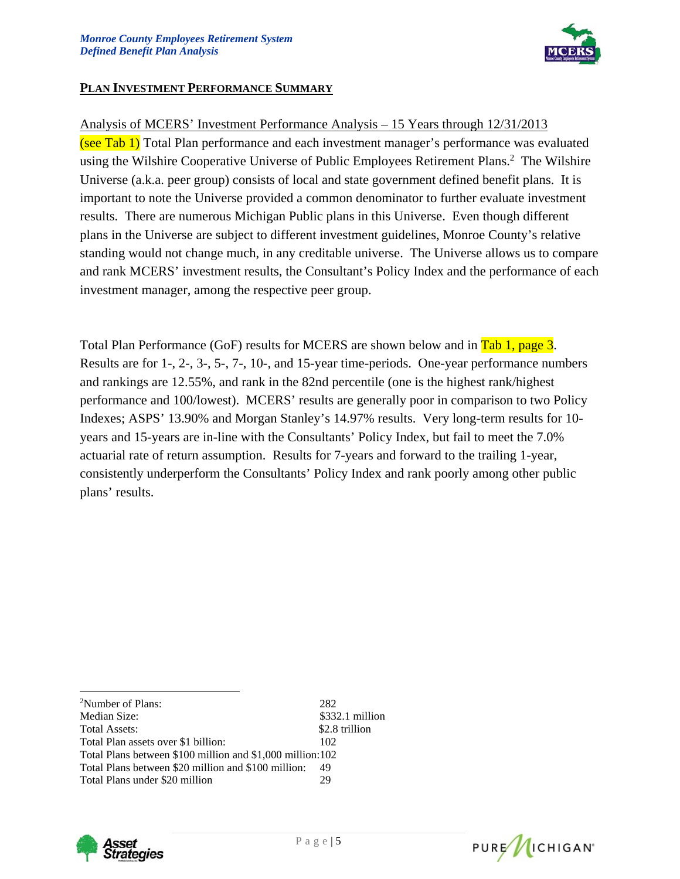## PLAN INVESTMENT PERFORMANCE SUMMARY

Analysis of MCERS' Investment Performance Analysis – 15 Years through 12/31/2013

(see Tab 1) Total Plan performance and each investment manager's performance was evaluated using the Wilshire Cooperative Universe of Public Employees Retirement Plans.[2] The Wilshire Universe (a.k.a. peer group) consists of local and state government defined benefit plans. It is important to note the Universe provided a common denominator to further evaluate investment results. There are numerous Michigan Public plans in this Universe. Even though different plans in the Universe are subject to different investment guidelines, Monroe County's relative standing would not change much, in any creditable universe. The Universe allows us to compare and rank MCERS' investment results, the Consultant's Policy Index and the performance of each investment manager, among the respective peer group.

Total Plan Performance (GoF) results for MCERS are shown below and in Tab 1, page 3. Results are for 1-, 2-, 3-, 5-, 7-, 10-, and 15-year time-periods. One-year performance numbers and rankings are 12.55%, and rank in the 82nd percentile (one is the highest rank/highest performance and 100/lowest). MCERS' results are generally poor in comparison to two Policy Indexes; ASPS' 13.90% and Morgan Stanley's 14.97% results. Very long-term results for 10-years and 15-years are in-line with the Consultants' Policy Index, but fail to meet the 7.0% actuarial rate of return assumption. Results for 7-years and forward to the trailing 1-year, consistently underperform the Consultants' Policy Index and rank poorly among other public plans' results.

---

[2]

| | |
|---|---|
| Number of Plans: | 282 |
| Median Size: | $332.1 million |
| Total Assets: | $2.8 trillion |
| Total Plan assets over $1 billion: | 102 |
| Total Plans between $100 million and $1,000 million: | 102 |
| Total Plans between $20 million and $100 million: | 49 |
| Total Plans under $20 million | 29 |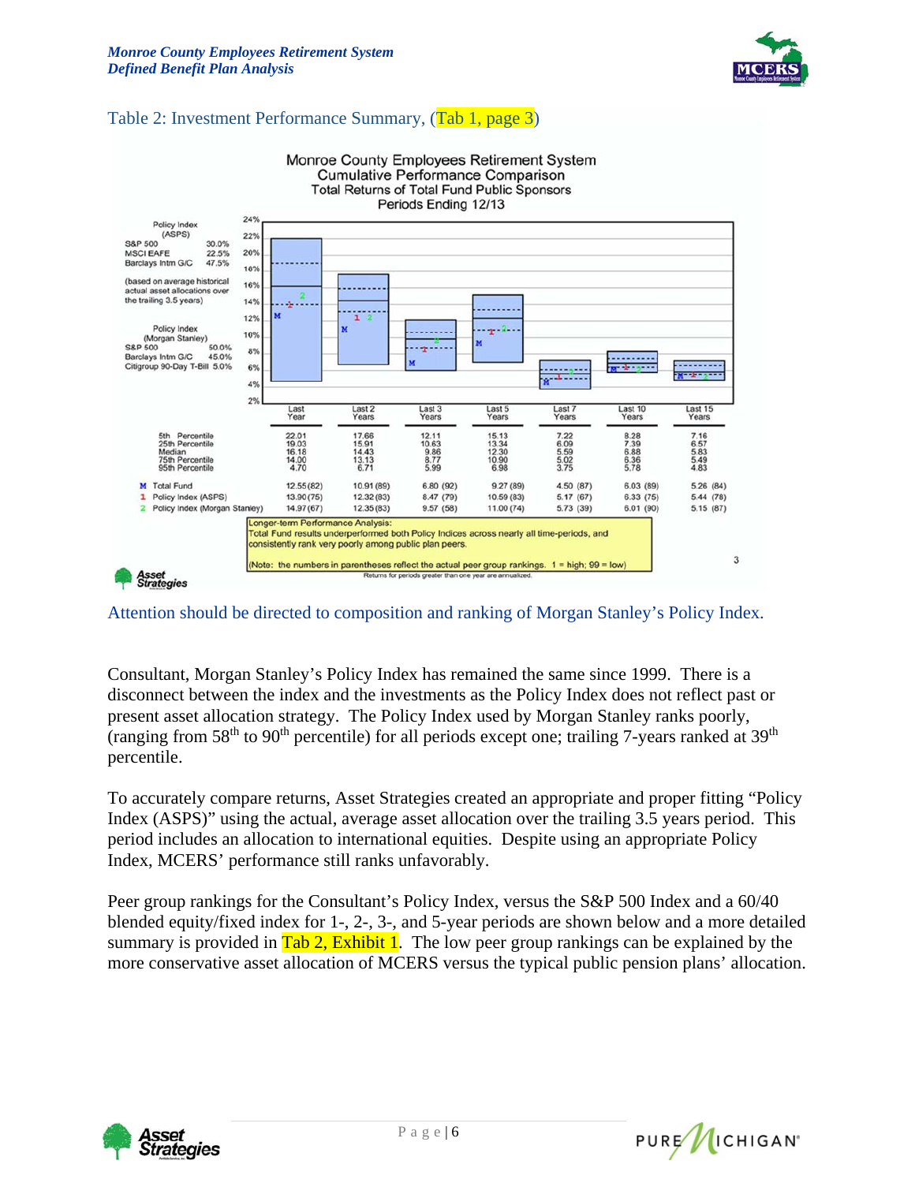Table 2: Investment Performance Summary, (Tab 1, page 3)

Monroe County Employees Retirement System
Cumulative Performance Comparison
Total Returns of Total Fund Public Sponsors
Periods Ending 12/13

Policy Index (ASPS): S&P 500 30.0%, MSCI EAFE 22.5%, Barclays Intm G/C 47.5% (based on average historical actual asset allocations over the trailing 3.5 years)

Policy Index (Morgan Stanley): S&P 500 50.0%, Barclays Intm G/C 45.0%, Citigroup 90-Day T-Bill 5.0%

| | Last Year | Last 2 Years | Last 3 Years | Last 5 Years | Last 7 Years | Last 10 Years | Last 15 Years |
|---|---|---|---|---|---|---|---|
| 5th Percentile | 22.01 | 17.66 | 12.11 | 15.13 | 7.22 | 8.28 | 7.16 |
| 25th Percentile | 19.03 | 15.91 | 10.63 | 13.34 | 6.09 | 7.39 | 6.57 |
| Median | 16.18 | 14.43 | 9.86 | 12.30 | 5.59 | 6.88 | 5.83 |
| 75th Percentile | 14.00 | 13.13 | 8.77 | 10.90 | 5.02 | 6.36 | 5.49 |
| 95th Percentile | 4.70 | 6.71 | 5.99 | 6.98 | 3.75 | 5.78 | 4.83 |
| M Total Fund | 12.55 (82) | 10.91 (89) | 6.80 (92) | 9.27 (89) | 4.50 (87) | 6.03 (89) | 5.26 (84) |
| 1 Policy Index (ASPS) | 13.90 (75) | 12.32 (83) | 8.47 (79) | 10.59 (83) | 5.17 (67) | 6.33 (75) | 5.44 (78) |
| 2 Policy Index (Morgan Stanley) | 14.97 (67) | 12.35 (83) | 9.57 (58) | 11.00 (74) | 5.73 (39) | 6.01 (90) | 5.15 (87) |

Longer-term Performance Analysis:
Total Fund results underperformed both Policy Indices across nearly all time-periods, and consistently rank very poorly among public plan peers.

(Note: the numbers in parentheses reflect the actual peer group rankings. 1 = high; 99 = low)

Returns for periods greater than one year are annualized.

Attention should be directed to composition and ranking of Morgan Stanley's Policy Index.

Consultant, Morgan Stanley's Policy Index has remained the same since 1999. There is a disconnect between the index and the investments as the Policy Index does not reflect past or present asset allocation strategy. The Policy Index used by Morgan Stanley ranks poorly, (ranging from 58th to 90th percentile) for all periods except one; trailing 7-years ranked at 39th percentile.

To accurately compare returns, Asset Strategies created an appropriate and proper fitting "Policy Index (ASPS)" using the actual, average asset allocation over the trailing 3.5 years period. This period includes an allocation to international equities. Despite using an appropriate Policy Index, MCERS' performance still ranks unfavorably.

Peer group rankings for the Consultant's Policy Index, versus the S&P 500 Index and a 60/40 blended equity/fixed index for 1-, 2-, 3-, and 5-year periods are shown below and a more detailed summary is provided in Tab 2, Exhibit 1. The low peer group rankings can be explained by the more conservative asset allocation of MCERS versus the typical public pension plans' allocation.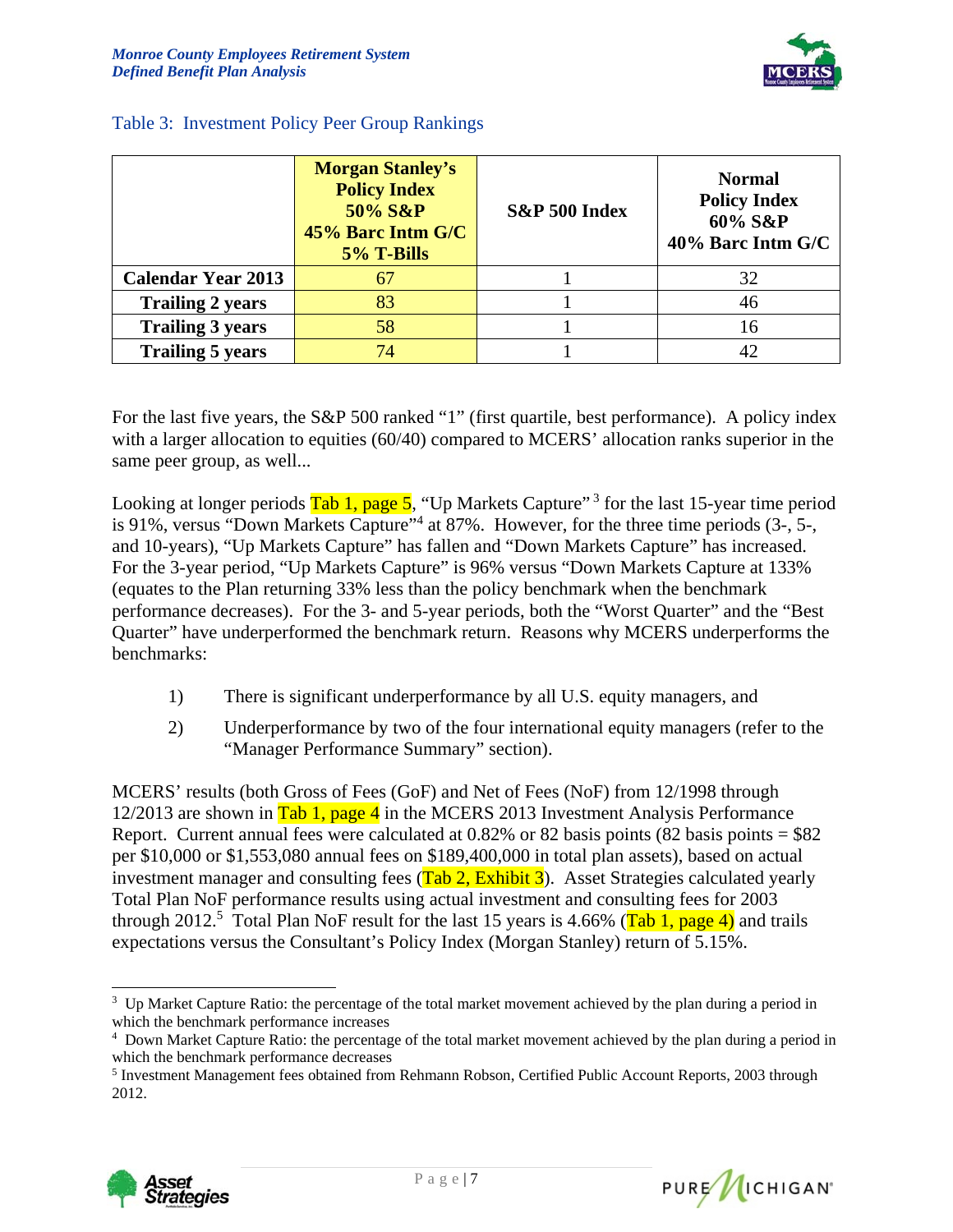Table 3: Investment Policy Peer Group Rankings

| | Morgan Stanley's Policy Index 50% S&P 45% Barc Intm G/C 5% T-Bills | S&P 500 Index | Normal Policy Index 60% S&P 40% Barc Intm G/C |
|---|---|---|---|
| **Calendar Year 2013** | 67 | 1 | 32 |
| **Trailing 2 years** | 83 | 1 | 46 |
| **Trailing 3 years** | 58 | 1 | 16 |
| **Trailing 5 years** | 74 | 1 | 42 |

For the last five years, the S&P 500 ranked "1" (first quartile, best performance). A policy index with a larger allocation to equities (60/40) compared to MCERS' allocation ranks superior in the same peer group, as well...

Looking at longer periods Tab 1, page 5, "Up Markets Capture" [3] for the last 15-year time period is 91%, versus "Down Markets Capture"[4] at 87%. However, for the three time periods (3-, 5-, and 10-years), "Up Markets Capture" has fallen and "Down Markets Capture" has increased. For the 3-year period, "Up Markets Capture" is 96% versus "Down Markets Capture at 133% (equates to the Plan returning 33% less than the policy benchmark when the benchmark performance decreases). For the 3- and 5-year periods, both the "Worst Quarter" and the "Best Quarter" have underperformed the benchmark return. Reasons why MCERS underperforms the benchmarks:

1) There is significant underperformance by all U.S. equity managers, and
2) Underperformance by two of the four international equity managers (refer to the "Manager Performance Summary" section).

MCERS' results (both Gross of Fees (GoF) and Net of Fees (NoF) from 12/1998 through 12/2013 are shown in Tab 1, page 4 in the MCERS 2013 Investment Analysis Performance Report. Current annual fees were calculated at 0.82% or 82 basis points (82 basis points = $82 per $10,000 or $1,553,080 annual fees on $189,400,000 in total plan assets), based on actual investment manager and consulting fees (Tab 2, Exhibit 3). Asset Strategies calculated yearly Total Plan NoF performance results using actual investment and consulting fees for 2003 through 2012.[5] Total Plan NoF result for the last 15 years is 4.66% (Tab 1, page 4) and trails expectations versus the Consultant's Policy Index (Morgan Stanley) return of 5.15%.

---

[3] Up Market Capture Ratio: the percentage of the total market movement achieved by the plan during a period in which the benchmark performance increases

[4] Down Market Capture Ratio: the percentage of the total market movement achieved by the plan during a period in which the benchmark performance decreases

[5] Investment Management fees obtained from Rehmann Robson, Certified Public Account Reports, 2003 through 2012.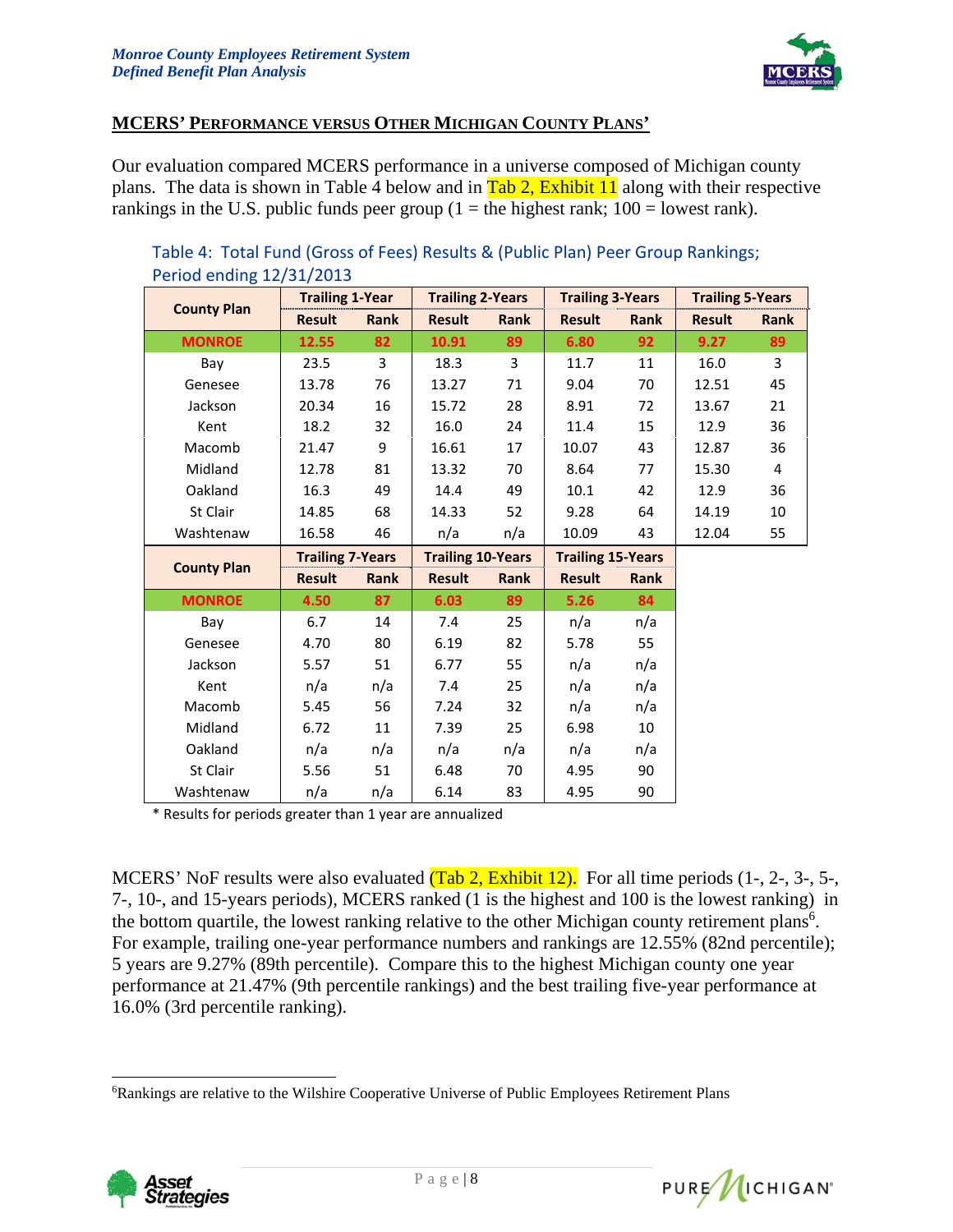## MCERS' PERFORMANCE VERSUS OTHER MICHIGAN COUNTY PLANS'

Our evaluation compared MCERS performance in a universe composed of Michigan county plans. The data is shown in Table 4 below and in Tab 2, Exhibit 11 along with their respective rankings in the U.S. public funds peer group (1 = the highest rank; 100 = lowest rank).

Table 4: Total Fund (Gross of Fees) Results & (Public Plan) Peer Group Rankings; Period ending 12/31/2013

| County Plan | Trailing 1-Year | | Trailing 2-Years | | Trailing 3-Years | | Trailing 5-Years | |
|---|---|---|---|---|---|---|---|---|
| | Result | Rank | Result | Rank | Result | Rank | Result | Rank |
| **MONROE** | **12.55** | **82** | **10.91** | **89** | **6.80** | **92** | **9.27** | **89** |
| Bay | 23.5 | 3 | 18.3 | 3 | 11.7 | 11 | 16.0 | 3 |
| Genesee | 13.78 | 76 | 13.27 | 71 | 9.04 | 70 | 12.51 | 45 |
| Jackson | 20.34 | 16 | 15.72 | 28 | 8.91 | 72 | 13.67 | 21 |
| Kent | 18.2 | 32 | 16.0 | 24 | 11.4 | 15 | 12.9 | 36 |
| Macomb | 21.47 | 9 | 16.61 | 17 | 10.07 | 43 | 12.87 | 36 |
| Midland | 12.78 | 81 | 13.32 | 70 | 8.64 | 77 | 15.30 | 4 |
| Oakland | 16.3 | 49 | 14.4 | 49 | 10.1 | 42 | 12.9 | 36 |
| St Clair | 14.85 | 68 | 14.33 | 52 | 9.28 | 64 | 14.19 | 10 |
| Washtenaw | 16.58 | 46 | n/a | n/a | 10.09 | 43 | 12.04 | 55 |

| County Plan | Trailing 7-Years | | Trailing 10-Years | | Trailing 15-Years | |
|---|---|---|---|---|---|---|
| | Result | Rank | Result | Rank | Result | Rank |
| **MONROE** | **4.50** | **87** | **6.03** | **89** | **5.26** | **84** |
| Bay | 6.7 | 14 | 7.4 | 25 | n/a | n/a |
| Genesee | 4.70 | 80 | 6.19 | 82 | 5.78 | 55 |
| Jackson | 5.57 | 51 | 6.77 | 55 | n/a | n/a |
| Kent | n/a | n/a | 7.4 | 25 | n/a | n/a |
| Macomb | 5.45 | 56 | 7.24 | 32 | n/a | n/a |
| Midland | 6.72 | 11 | 7.39 | 25 | 6.98 | 10 |
| Oakland | n/a | n/a | n/a | n/a | n/a | n/a |
| St Clair | 5.56 | 51 | 6.48 | 70 | 4.95 | 90 |
| Washtenaw | n/a | n/a | 6.14 | 83 | 4.95 | 90 |

\* Results for periods greater than 1 year are annualized

MCERS' NoF results were also evaluated (Tab 2, Exhibit 12). For all time periods (1-, 2-, 3-, 5-, 7-, 10-, and 15-years periods), MCERS ranked (1 is the highest and 100 is the lowest ranking) in the bottom quartile, the lowest ranking relative to the other Michigan county retirement plans[6]. For example, trailing one-year performance numbers and rankings are 12.55% (82nd percentile); 5 years are 9.27% (89th percentile). Compare this to the highest Michigan county one year performance at 21.47% (9th percentile rankings) and the best trailing five-year performance at 16.0% (3rd percentile ranking).

[6]Rankings are relative to the Wilshire Cooperative Universe of Public Employees Retirement Plans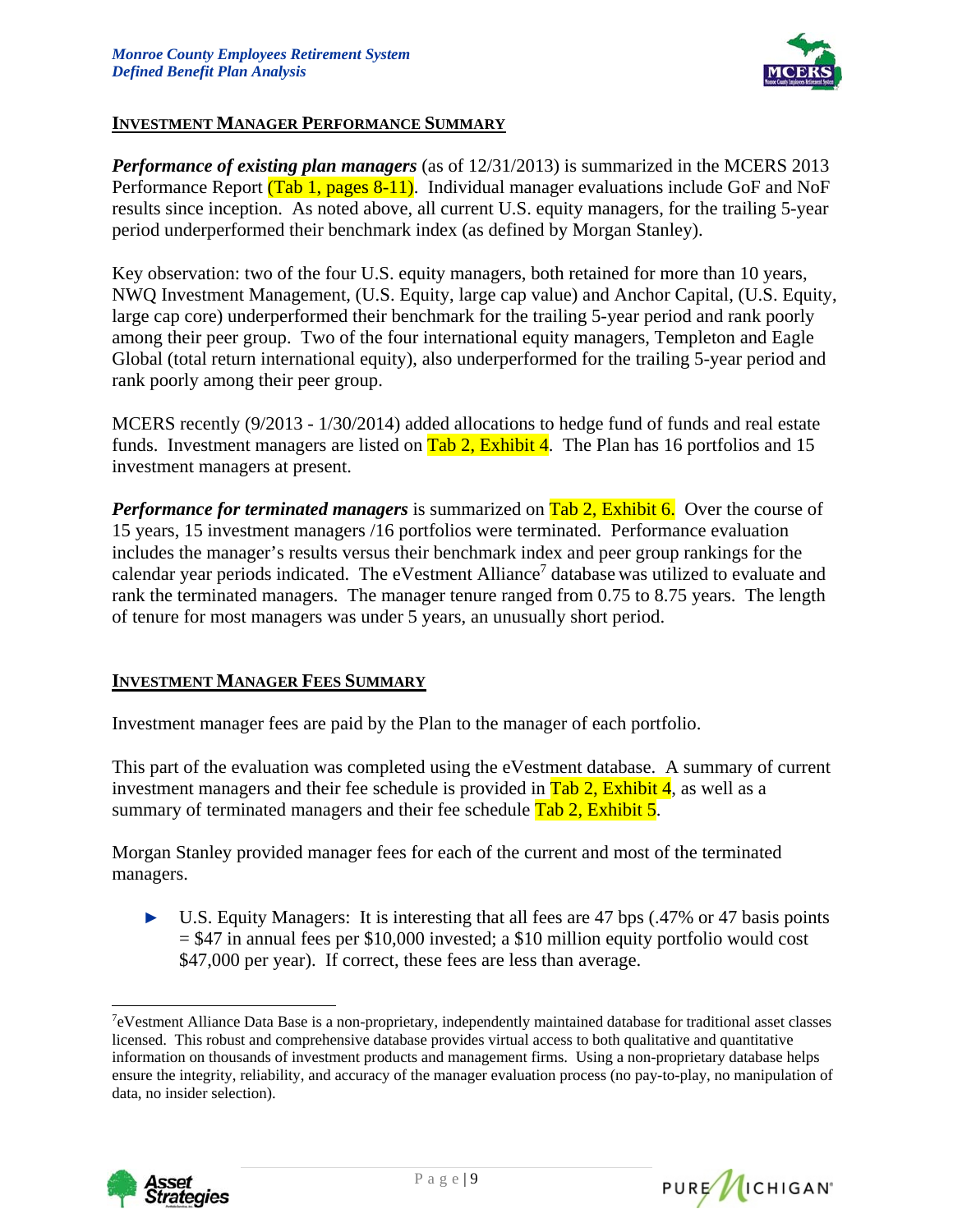## INVESTMENT MANAGER PERFORMANCE SUMMARY

***Performance of existing plan managers*** (as of 12/31/2013) is summarized in the MCERS 2013 Performance Report (Tab 1, pages 8-11). Individual manager evaluations include GoF and NoF results since inception. As noted above, all current U.S. equity managers, for the trailing 5-year period underperformed their benchmark index (as defined by Morgan Stanley).

Key observation: two of the four U.S. equity managers, both retained for more than 10 years, NWQ Investment Management, (U.S. Equity, large cap value) and Anchor Capital, (U.S. Equity, large cap core) underperformed their benchmark for the trailing 5-year period and rank poorly among their peer group. Two of the four international equity managers, Templeton and Eagle Global (total return international equity), also underperformed for the trailing 5-year period and rank poorly among their peer group.

MCERS recently (9/2013 - 1/30/2014) added allocations to hedge fund of funds and real estate funds. Investment managers are listed on Tab 2, Exhibit 4. The Plan has 16 portfolios and 15 investment managers at present.

***Performance for terminated managers*** is summarized on Tab 2, Exhibit 6. Over the course of 15 years, 15 investment managers /16 portfolios were terminated. Performance evaluation includes the manager's results versus their benchmark index and peer group rankings for the calendar year periods indicated. The eVestment Alliance[7] database was utilized to evaluate and rank the terminated managers. The manager tenure ranged from 0.75 to 8.75 years. The length of tenure for most managers was under 5 years, an unusually short period.

## INVESTMENT MANAGER FEES SUMMARY

Investment manager fees are paid by the Plan to the manager of each portfolio.

This part of the evaluation was completed using the eVestment database. A summary of current investment managers and their fee schedule is provided in Tab 2, Exhibit 4, as well as a summary of terminated managers and their fee schedule Tab 2, Exhibit 5.

Morgan Stanley provided manager fees for each of the current and most of the terminated managers.

- U.S. Equity Managers: It is interesting that all fees are 47 bps (.47% or 47 basis points = $47 in annual fees per $10,000 invested; a $10 million equity portfolio would cost $47,000 per year). If correct, these fees are less than average.

---

[7] eVestment Alliance Data Base is a non-proprietary, independently maintained database for traditional asset classes licensed. This robust and comprehensive database provides virtual access to both qualitative and quantitative information on thousands of investment products and management firms. Using a non-proprietary database helps ensure the integrity, reliability, and accuracy of the manager evaluation process (no pay-to-play, no manipulation of data, no insider selection).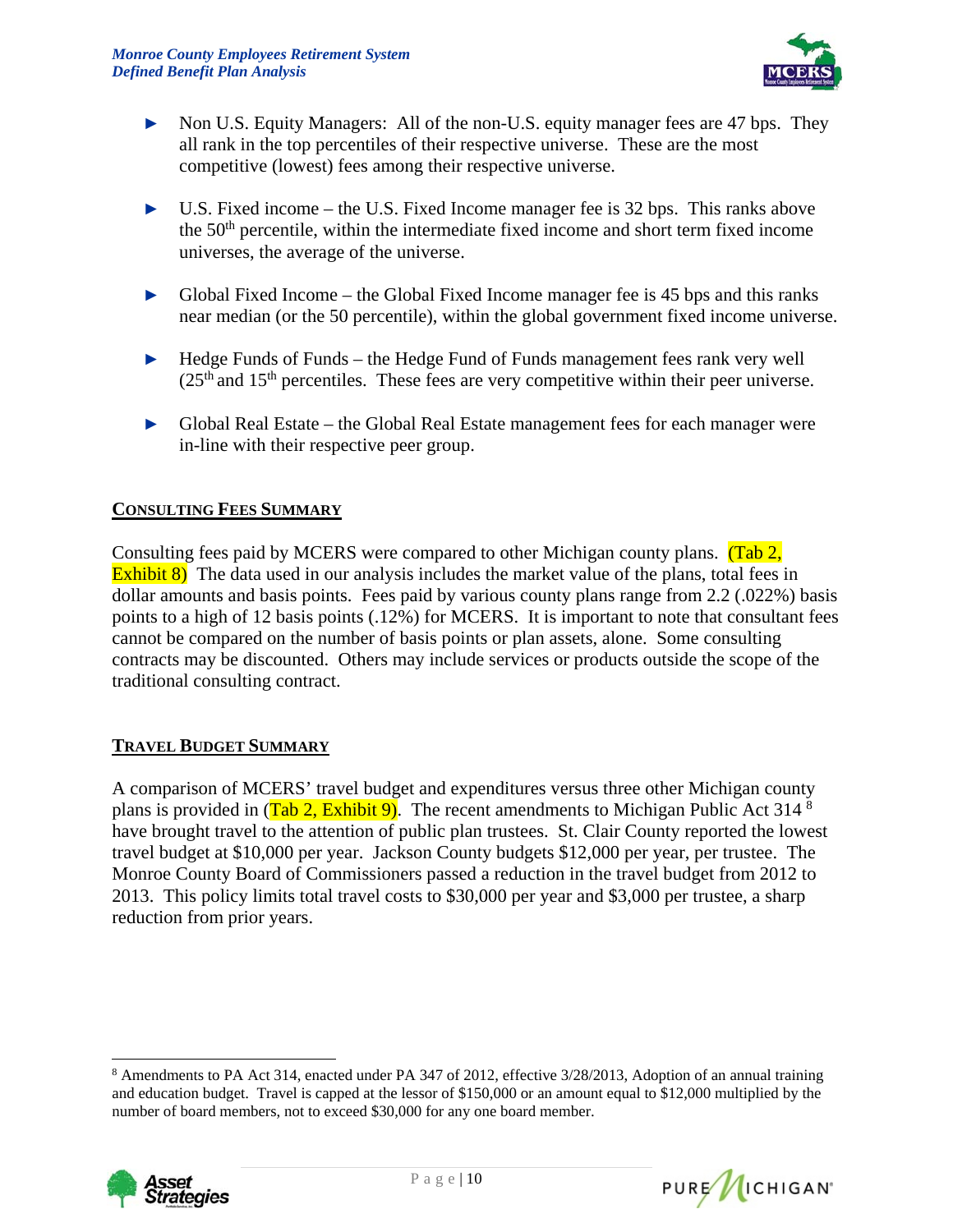- Non U.S. Equity Managers: All of the non-U.S. equity manager fees are 47 bps. They all rank in the top percentiles of their respective universe. These are the most competitive (lowest) fees among their respective universe.
- U.S. Fixed income – the U.S. Fixed Income manager fee is 32 bps. This ranks above the 50th percentile, within the intermediate fixed income and short term fixed income universes, the average of the universe.
- Global Fixed Income – the Global Fixed Income manager fee is 45 bps and this ranks near median (or the 50 percentile), within the global government fixed income universe.
- Hedge Funds of Funds – the Hedge Fund of Funds management fees rank very well (25th and 15th percentiles. These fees are very competitive within their peer universe.
- Global Real Estate – the Global Real Estate management fees for each manager were in-line with their respective peer group.

## CONSULTING FEES SUMMARY

Consulting fees paid by MCERS were compared to other Michigan county plans. (Tab 2, Exhibit 8) The data used in our analysis includes the market value of the plans, total fees in dollar amounts and basis points. Fees paid by various county plans range from 2.2 (.022%) basis points to a high of 12 basis points (.12%) for MCERS. It is important to note that consultant fees cannot be compared on the number of basis points or plan assets, alone. Some consulting contracts may be discounted. Others may include services or products outside the scope of the traditional consulting contract.

## TRAVEL BUDGET SUMMARY

A comparison of MCERS' travel budget and expenditures versus three other Michigan county plans is provided in (Tab 2, Exhibit 9). The recent amendments to Michigan Public Act 314 [8] have brought travel to the attention of public plan trustees. St. Clair County reported the lowest travel budget at $10,000 per year. Jackson County budgets $12,000 per year, per trustee. The Monroe County Board of Commissioners passed a reduction in the travel budget from 2012 to 2013. This policy limits total travel costs to $30,000 per year and $3,000 per trustee, a sharp reduction from prior years.

---

[8] Amendments to PA Act 314, enacted under PA 347 of 2012, effective 3/28/2013, Adoption of an annual training and education budget. Travel is capped at the lessor of $150,000 or an amount equal to $12,000 multiplied by the number of board members, not to exceed $30,000 for any one board member.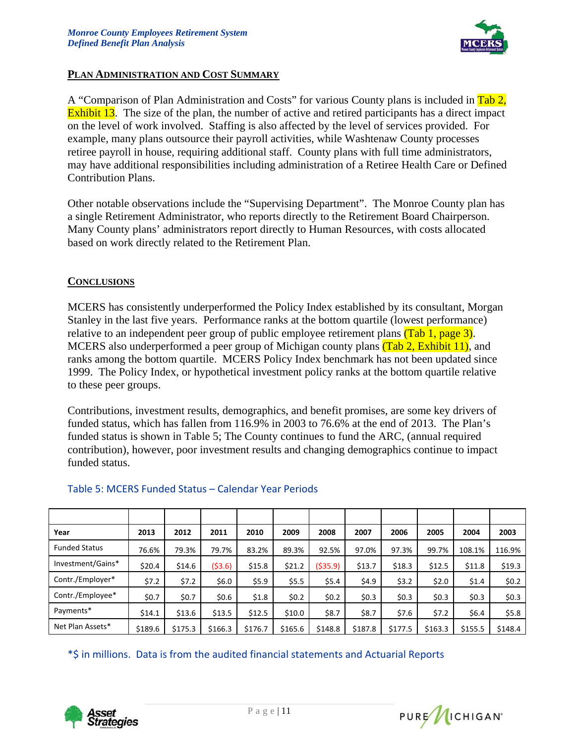## PLAN ADMINISTRATION AND COST SUMMARY

A "Comparison of Plan Administration and Costs" for various County plans is included in Tab 2, Exhibit 13. The size of the plan, the number of active and retired participants has a direct impact on the level of work involved. Staffing is also affected by the level of services provided. For example, many plans outsource their payroll activities, while Washtenaw County processes retiree payroll in house, requiring additional staff. County plans with full time administrators, may have additional responsibilities including administration of a Retiree Health Care or Defined Contribution Plans.

Other notable observations include the "Supervising Department". The Monroe County plan has a single Retirement Administrator, who reports directly to the Retirement Board Chairperson. Many County plans' administrators report directly to Human Resources, with costs allocated based on work directly related to the Retirement Plan.

## CONCLUSIONS

MCERS has consistently underperformed the Policy Index established by its consultant, Morgan Stanley in the last five years. Performance ranks at the bottom quartile (lowest performance) relative to an independent peer group of public employee retirement plans (Tab 1, page 3). MCERS also underperformed a peer group of Michigan county plans (Tab 2, Exhibit 11), and ranks among the bottom quartile. MCERS Policy Index benchmark has not been updated since 1999. The Policy Index, or hypothetical investment policy ranks at the bottom quartile relative to these peer groups.

Contributions, investment results, demographics, and benefit promises, are some key drivers of funded status, which has fallen from 116.9% in 2003 to 76.6% at the end of 2013. The Plan's funded status is shown in Table 5; The County continues to fund the ARC, (annual required contribution), however, poor investment results and changing demographics continue to impact funded status.

Table 5: MCERS Funded Status – Calendar Year Periods

| Year | 2013 | 2012 | 2011 | 2010 | 2009 | 2008 | 2007 | 2006 | 2005 | 2004 | 2003 |
|---|---|---|---|---|---|---|---|---|---|---|---|
| Funded Status | 76.6% | 79.3% | 79.7% | 83.2% | 89.3% | 92.5% | 97.0% | 97.3% | 99.7% | 108.1% | 116.9% |
| Investment/Gains* | $20.4 | $14.6 | ($3.6) | $15.8 | $21.2 | ($35.9) | $13.7 | $18.3 | $12.5 | $11.8 | $19.3 |
| Contr./Employer* | $7.2 | $7.2 | $6.0 | $5.9 | $5.5 | $5.4 | $4.9 | $3.2 | $2.0 | $1.4 | $0.2 |
| Contr./Employee* | $0.7 | $0.7 | $0.6 | $1.8 | $0.2 | $0.2 | $0.3 | $0.3 | $0.3 | $0.3 | $0.3 |
| Payments* | $14.1 | $13.6 | $13.5 | $12.5 | $10.0 | $8.7 | $8.7 | $7.6 | $7.2 | $6.4 | $5.8 |
| Net Plan Assets* | $189.6 | $175.3 | $166.3 | $176.7 | $165.6 | $148.8 | $187.8 | $177.5 | $163.3 | $155.5 | $148.4 |

*$ in millions. Data is from the audited financial statements and Actuarial Reports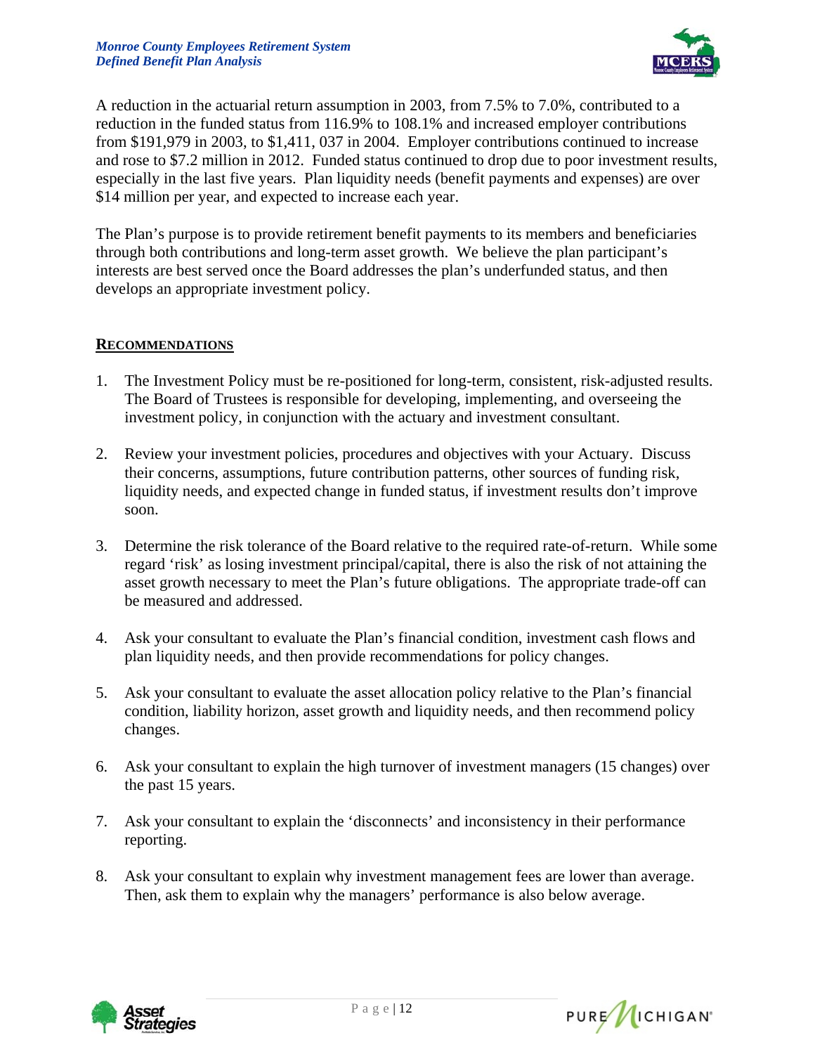A reduction in the actuarial return assumption in 2003, from 7.5% to 7.0%, contributed to a reduction in the funded status from 116.9% to 108.1% and increased employer contributions from $191,979 in 2003, to $1,411, 037 in 2004. Employer contributions continued to increase and rose to $7.2 million in 2012. Funded status continued to drop due to poor investment results, especially in the last five years. Plan liquidity needs (benefit payments and expenses) are over $14 million per year, and expected to increase each year.

The Plan's purpose is to provide retirement benefit payments to its members and beneficiaries through both contributions and long-term asset growth. We believe the plan participant's interests are best served once the Board addresses the plan's underfunded status, and then develops an appropriate investment policy.

## RECOMMENDATIONS

1. The Investment Policy must be re-positioned for long-term, consistent, risk-adjusted results. The Board of Trustees is responsible for developing, implementing, and overseeing the investment policy, in conjunction with the actuary and investment consultant.

2. Review your investment policies, procedures and objectives with your Actuary. Discuss their concerns, assumptions, future contribution patterns, other sources of funding risk, liquidity needs, and expected change in funded status, if investment results don't improve soon.

3. Determine the risk tolerance of the Board relative to the required rate-of-return. While some regard 'risk' as losing investment principal/capital, there is also the risk of not attaining the asset growth necessary to meet the Plan's future obligations. The appropriate trade-off can be measured and addressed.

4. Ask your consultant to evaluate the Plan's financial condition, investment cash flows and plan liquidity needs, and then provide recommendations for policy changes.

5. Ask your consultant to evaluate the asset allocation policy relative to the Plan's financial condition, liability horizon, asset growth and liquidity needs, and then recommend policy changes.

6. Ask your consultant to explain the high turnover of investment managers (15 changes) over the past 15 years.

7. Ask your consultant to explain the 'disconnects' and inconsistency in their performance reporting.

8. Ask your consultant to explain why investment management fees are lower than average. Then, ask them to explain why the managers' performance is also below average.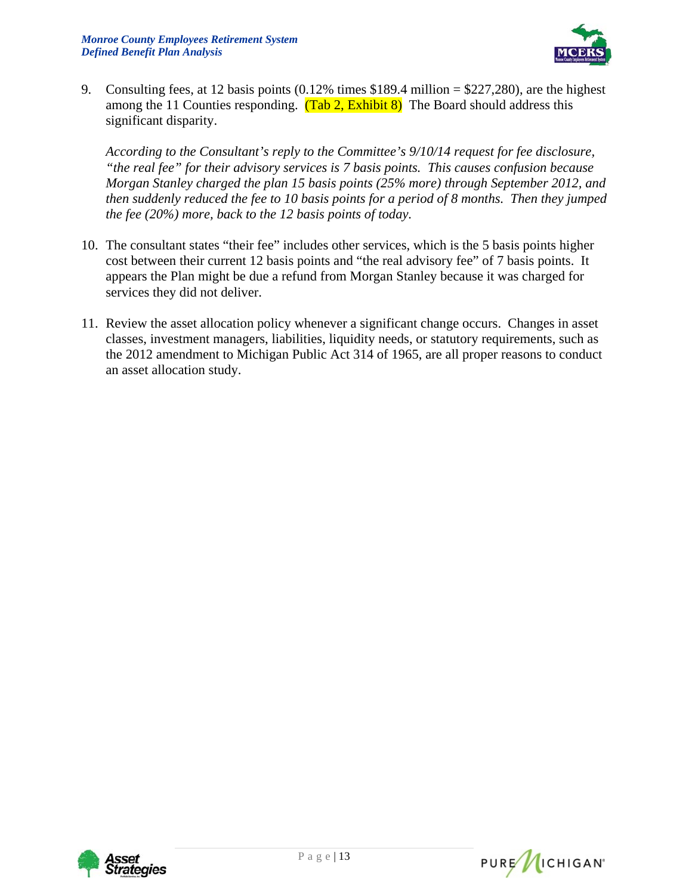9. Consulting fees, at 12 basis points (0.12% times $189.4 million = $227,280), are the highest among the 11 Counties responding. (Tab 2, Exhibit 8) The Board should address this significant disparity.

   *According to the Consultant's reply to the Committee's 9/10/14 request for fee disclosure, "the real fee" for their advisory services is 7 basis points. This causes confusion because Morgan Stanley charged the plan 15 basis points (25% more) through September 2012, and then suddenly reduced the fee to 10 basis points for a period of 8 months. Then they jumped the fee (20%) more, back to the 12 basis points of today.*

10. The consultant states "their fee" includes other services, which is the 5 basis points higher cost between their current 12 basis points and "the real advisory fee" of 7 basis points. It appears the Plan might be due a refund from Morgan Stanley because it was charged for services they did not deliver.

11. Review the asset allocation policy whenever a significant change occurs. Changes in asset classes, investment managers, liabilities, liquidity needs, or statutory requirements, such as the 2012 amendment to Michigan Public Act 314 of 1965, are all proper reasons to conduct an asset allocation study.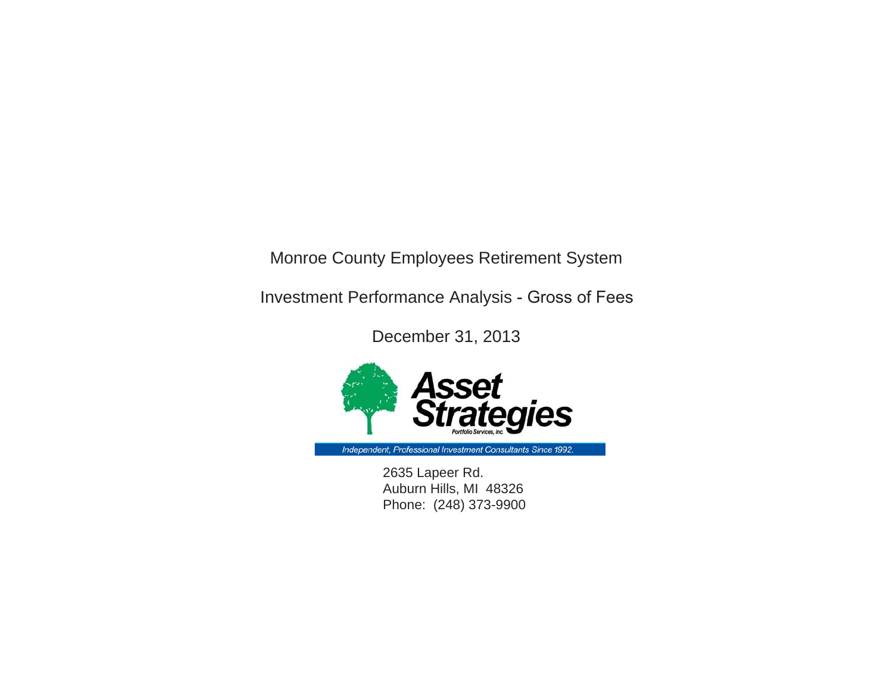Monroe County Employees Retirement System

Investment Performance Analysis - Gross of Fees

December 31, 2013

Asset Strategies

Portfolio Services, inc.

Independent, Professional Investment Consultants Since 1992.

2635 Lapeer Rd.
Auburn Hills, MI 48326
Phone: (248) 373-9900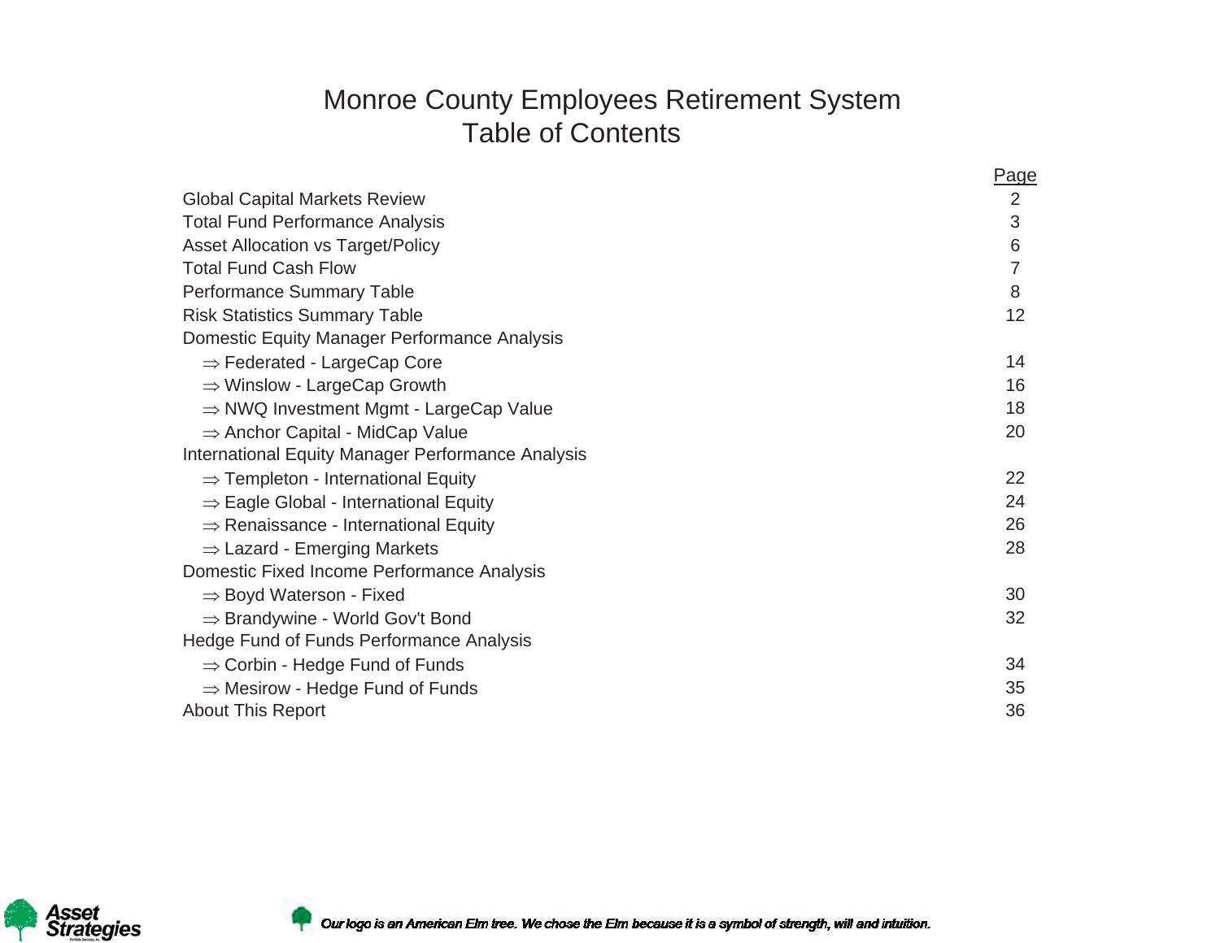# Monroe County Employees Retirement System
## Table of Contents

| | Page |
|---|---|
| Global Capital Markets Review | 2 |
| Total Fund Performance Analysis | 3 |
| Asset Allocation vs Target/Policy | 6 |
| Total Fund Cash Flow | 7 |
| Performance Summary Table | 8 |
| Risk Statistics Summary Table | 12 |
| Domestic Equity Manager Performance Analysis | |
| ⇒ Federated - LargeCap Core | 14 |
| ⇒ Winslow - LargeCap Growth | 16 |
| ⇒ NWQ Investment Mgmt - LargeCap Value | 18 |
| ⇒ Anchor Capital - MidCap Value | 20 |
| International Equity Manager Performance Analysis | |
| ⇒ Templeton - International Equity | 22 |
| ⇒ Eagle Global - International Equity | 24 |
| ⇒ Renaissance - International Equity | 26 |
| ⇒ Lazard - Emerging Markets | 28 |
| Domestic Fixed Income Performance Analysis | |
| ⇒ Boyd Waterson - Fixed | 30 |
| ⇒ Brandywine - World Gov't Bond | 32 |
| Hedge Fund of Funds Performance Analysis | |
| ⇒ Corbin - Hedge Fund of Funds | 34 |
| ⇒ Mesirow - Hedge Fund of Funds | 35 |
| About This Report | 36 |

*Our logo is an American Elm tree. We chose the Elm because it is a symbol of strength, will and intuition.*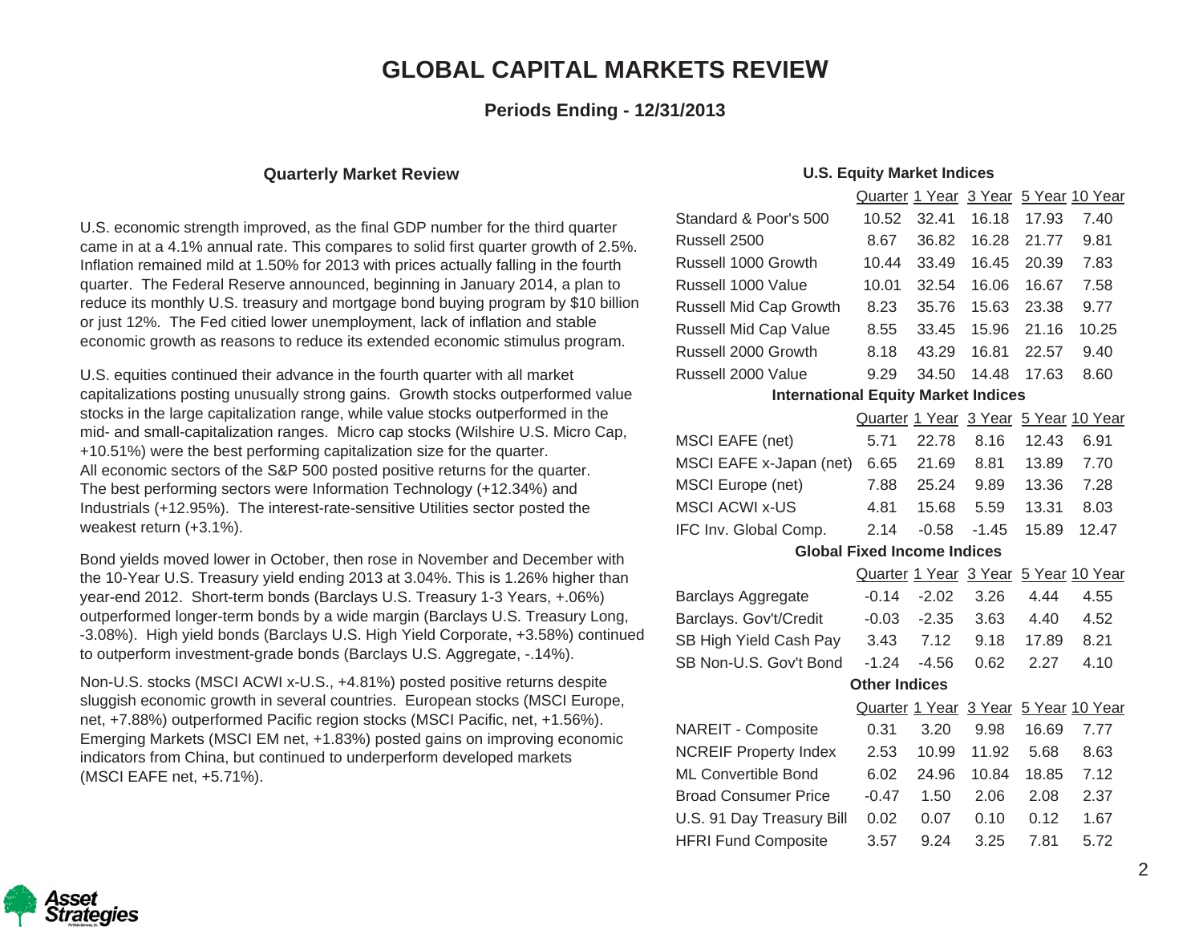# GLOBAL CAPITAL MARKETS REVIEW

**Periods Ending - 12/31/2013**

## Quarterly Market Review

U.S. economic strength improved, as the final GDP number for the third quarter came in at a 4.1% annual rate. This compares to solid first quarter growth of 2.5%. Inflation remained mild at 1.50% for 2013 with prices actually falling in the fourth quarter. The Federal Reserve announced, beginning in January 2014, a plan to reduce its monthly U.S. treasury and mortgage bond buying program by $10 billion or just 12%. The Fed citied lower unemployment, lack of inflation and stable economic growth as reasons to reduce its extended economic stimulus program.

U.S. equities continued their advance in the fourth quarter with all market capitalizations posting unusually strong gains. Growth stocks outperformed value stocks in the large capitalization range, while value stocks outperformed in the mid- and small-capitalization ranges. Micro cap stocks (Wilshire U.S. Micro Cap, +10.51%) were the best performing capitalization size for the quarter. All economic sectors of the S&P 500 posted positive returns for the quarter. The best performing sectors were Information Technology (+12.34%) and Industrials (+12.95%). The interest-rate-sensitive Utilities sector posted the weakest return (+3.1%).

Bond yields moved lower in October, then rose in November and December with the 10-Year U.S. Treasury yield ending 2013 at 3.04%. This is 1.26% higher than year-end 2012. Short-term bonds (Barclays U.S. Treasury 1-3 Years, +.06%) outperformed longer-term bonds by a wide margin (Barclays U.S. Treasury Long, -3.08%). High yield bonds (Barclays U.S. High Yield Corporate, +3.58%) continued to outperform investment-grade bonds (Barclays U.S. Aggregate, -.14%).

Non-U.S. stocks (MSCI ACWI x-U.S., +4.81%) posted positive returns despite sluggish economic growth in several countries. European stocks (MSCI Europe, net, +7.88%) outperformed Pacific region stocks (MSCI Pacific, net, +1.56%). Emerging Markets (MSCI EM net, +1.83%) posted gains on improving economic indicators from China, but continued to underperform developed markets (MSCI EAFE net, +5.71%).

## U.S. Equity Market Indices

| | Quarter | 1 Year | 3 Year | 5 Year | 10 Year |
|---|---|---|---|---|---|
| Standard & Poor's 500 | 10.52 | 32.41 | 16.18 | 17.93 | 7.40 |
| Russell 2500 | 8.67 | 36.82 | 16.28 | 21.77 | 9.81 |
| Russell 1000 Growth | 10.44 | 33.49 | 16.45 | 20.39 | 7.83 |
| Russell 1000 Value | 10.01 | 32.54 | 16.06 | 16.67 | 7.58 |
| Russell Mid Cap Growth | 8.23 | 35.76 | 15.63 | 23.38 | 9.77 |
| Russell Mid Cap Value | 8.55 | 33.45 | 15.96 | 21.16 | 10.25 |
| Russell 2000 Growth | 8.18 | 43.29 | 16.81 | 22.57 | 9.40 |
| Russell 2000 Value | 9.29 | 34.50 | 14.48 | 17.63 | 8.60 |

## International Equity Market Indices

| | Quarter | 1 Year | 3 Year | 5 Year | 10 Year |
|---|---|---|---|---|---|
| MSCI EAFE (net) | 5.71 | 22.78 | 8.16 | 12.43 | 6.91 |
| MSCI EAFE x-Japan (net) | 6.65 | 21.69 | 8.81 | 13.89 | 7.70 |
| MSCI Europe (net) | 7.88 | 25.24 | 9.89 | 13.36 | 7.28 |
| MSCI ACWI x-US | 4.81 | 15.68 | 5.59 | 13.31 | 8.03 |
| IFC Inv. Global Comp. | 2.14 | -0.58 | -1.45 | 15.89 | 12.47 |

## Global Fixed Income Indices

| | Quarter | 1 Year | 3 Year | 5 Year | 10 Year |
|---|---|---|---|---|---|
| Barclays Aggregate | -0.14 | -2.02 | 3.26 | 4.44 | 4.55 |
| Barclays. Gov't/Credit | -0.03 | -2.35 | 3.63 | 4.40 | 4.52 |
| SB High Yield Cash Pay | 3.43 | 7.12 | 9.18 | 17.89 | 8.21 |
| SB Non-U.S. Gov't Bond | -1.24 | -4.56 | 0.62 | 2.27 | 4.10 |

## Other Indices

| | Quarter | 1 Year | 3 Year | 5 Year | 10 Year |
|---|---|---|---|---|---|
| NAREIT - Composite | 0.31 | 3.20 | 9.98 | 16.69 | 7.77 |
| NCREIF Property Index | 2.53 | 10.99 | 11.92 | 5.68 | 8.63 |
| ML Convertible Bond | 6.02 | 24.96 | 10.84 | 18.85 | 7.12 |
| Broad Consumer Price | -0.47 | 1.50 | 2.06 | 2.08 | 2.37 |
| U.S. 91 Day Treasury Bill | 0.02 | 0.07 | 0.10 | 0.12 | 1.67 |
| HFRI Fund Composite | 3.57 | 9.24 | 3.25 | 7.81 | 5.72 |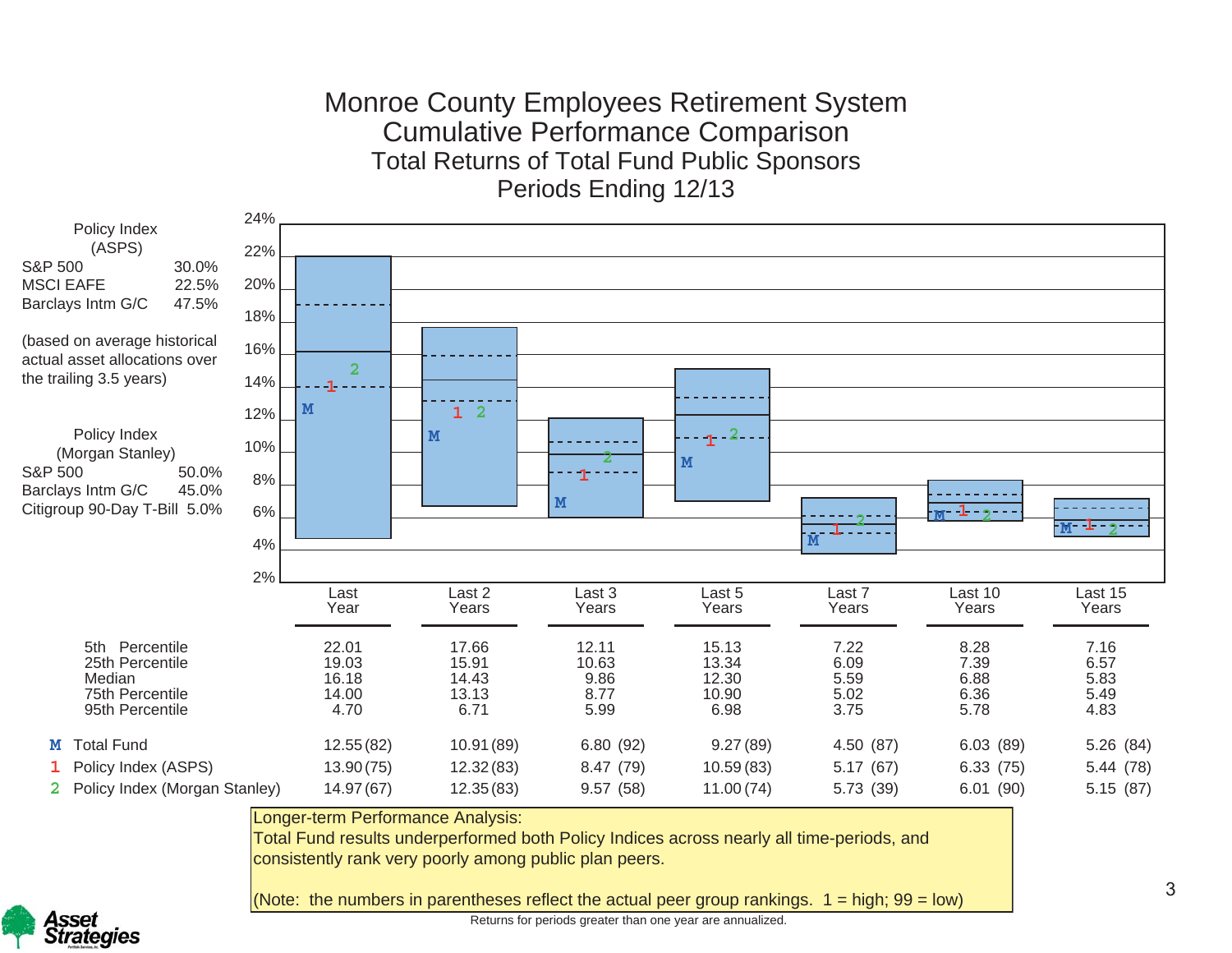# Monroe County Employees Retirement System

## Cumulative Performance Comparison

### Total Returns of Total Fund Public Sponsors

### Periods Ending 12/13

**Policy Index (ASPS)**

| | |
|---|---|
| S&P 500 | 30.0% |
| MSCI EAFE | 22.5% |
| Barclays Intm G/C | 47.5% |

(based on average historical actual asset allocations over the trailing 3.5 years)

**Policy Index (Morgan Stanley)**

| | |
|---|---|
| S&P 500 | 50.0% |
| Barclays Intm G/C | 45.0% |
| Citigroup 90-Day T-Bill | 5.0% |

| | Last Year | Last 2 Years | Last 3 Years | Last 5 Years | Last 7 Years | Last 10 Years | Last 15 Years |
|---|---|---|---|---|---|---|---|
| 5th Percentile | 22.01 | 17.66 | 12.11 | 15.13 | 7.22 | 8.28 | 7.16 |
| 25th Percentile | 19.03 | 15.91 | 10.63 | 13.34 | 6.09 | 7.39 | 6.57 |
| Median | 16.18 | 14.43 | 9.86 | 12.30 | 5.59 | 6.88 | 5.83 |
| 75th Percentile | 14.00 | 13.13 | 8.77 | 10.90 | 5.02 | 6.36 | 5.49 |
| 95th Percentile | 4.70 | 6.71 | 5.99 | 6.98 | 3.75 | 5.78 | 4.83 |
| M Total Fund | 12.55 (82) | 10.91 (89) | 6.80 (92) | 9.27 (89) | 4.50 (87) | 6.03 (89) | 5.26 (84) |
| 1 Policy Index (ASPS) | 13.90 (75) | 12.32 (83) | 8.47 (79) | 10.59 (83) | 5.17 (67) | 6.33 (75) | 5.44 (78) |
| 2 Policy Index (Morgan Stanley) | 14.97 (67) | 12.35 (83) | 9.57 (58) | 11.00 (74) | 5.73 (39) | 6.01 (90) | 5.15 (87) |

Longer-term Performance Analysis:
Total Fund results underperformed both Policy Indices across nearly all time-periods, and consistently rank very poorly among public plan peers.

(Note: the numbers in parentheses reflect the actual peer group rankings. 1 = high; 99 = low)

Returns for periods greater than one year are annualized.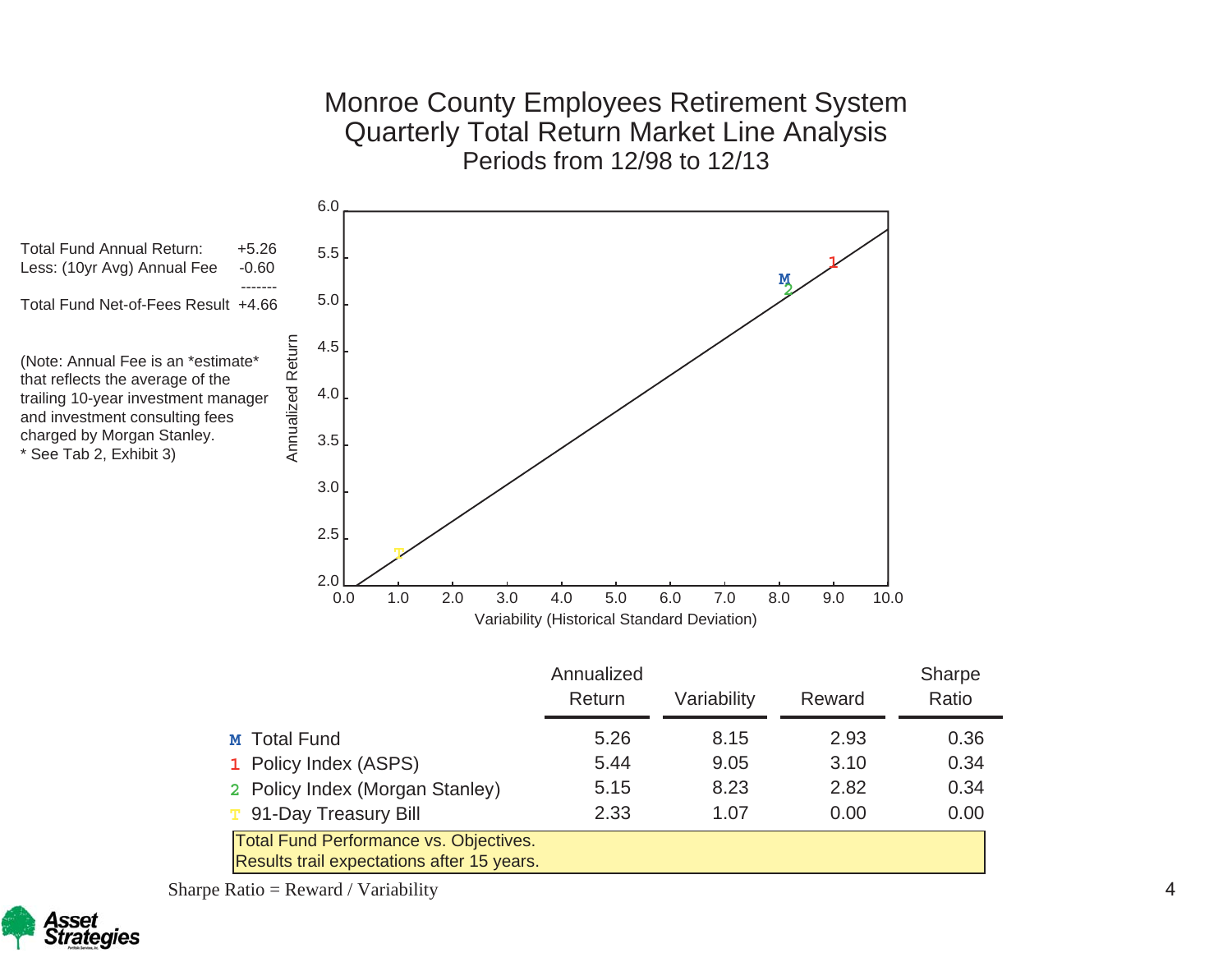# Monroe County Employees Retirement System
## Quarterly Total Return Market Line Analysis
### Periods from 12/98 to 12/13

| | |
|---|---|
| Total Fund Annual Return: | +5.26 |
| Less: (10yr Avg) Annual Fee | -0.60 |
| | ------- |
| Total Fund Net-of-Fees Result | +4.66 |

(Note: Annual Fee is an *estimate* that reflects the average of the trailing 10-year investment manager and investment consulting fees charged by Morgan Stanley.
* See Tab 2, Exhibit 3)

| | Annualized Return | Variability | Reward | Sharpe Ratio |
|---|---|---|---|---|
| M Total Fund | 5.26 | 8.15 | 2.93 | 0.36 |
| 1 Policy Index (ASPS) | 5.44 | 9.05 | 3.10 | 0.34 |
| 2 Policy Index (Morgan Stanley) | 5.15 | 8.23 | 2.82 | 0.34 |
| T 91-Day Treasury Bill | 2.33 | 1.07 | 0.00 | 0.00 |

Total Fund Performance vs. Objectives.
Results trail expectations after 15 years.

Sharpe Ratio = Reward / Variability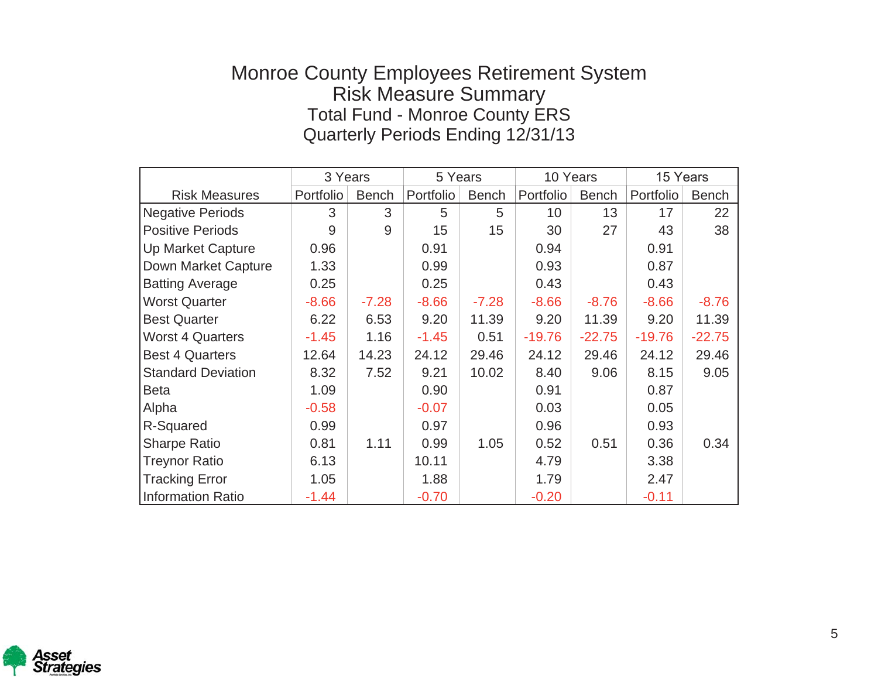# Monroe County Employees Retirement System

## Risk Measure Summary

### Total Fund - Monroe County ERS

### Quarterly Periods Ending 12/31/13

| | 3 Years | | 5 Years | | 10 Years | | 15 Years | |
|---|---|---|---|---|---|---|---|---|
| Risk Measures | Portfolio | Bench | Portfolio | Bench | Portfolio | Bench | Portfolio | Bench |
| Negative Periods | 3 | 3 | 5 | 5 | 10 | 13 | 17 | 22 |
| Positive Periods | 9 | 9 | 15 | 15 | 30 | 27 | 43 | 38 |
| Up Market Capture | 0.96 | | 0.91 | | 0.94 | | 0.91 | |
| Down Market Capture | 1.33 | | 0.99 | | 0.93 | | 0.87 | |
| Batting Average | 0.25 | | 0.25 | | 0.43 | | 0.43 | |
| Worst Quarter | -8.66 | -7.28 | -8.66 | -7.28 | -8.66 | -8.76 | -8.66 | -8.76 |
| Best Quarter | 6.22 | 6.53 | 9.20 | 11.39 | 9.20 | 11.39 | 9.20 | 11.39 |
| Worst 4 Quarters | -1.45 | 1.16 | -1.45 | 0.51 | -19.76 | -22.75 | -19.76 | -22.75 |
| Best 4 Quarters | 12.64 | 14.23 | 24.12 | 29.46 | 24.12 | 29.46 | 24.12 | 29.46 |
| Standard Deviation | 8.32 | 7.52 | 9.21 | 10.02 | 8.40 | 9.06 | 8.15 | 9.05 |
| Beta | 1.09 | | 0.90 | | 0.91 | | 0.87 | |
| Alpha | -0.58 | | -0.07 | | 0.03 | | 0.05 | |
| R-Squared | 0.99 | | 0.97 | | 0.96 | | 0.93 | |
| Sharpe Ratio | 0.81 | 1.11 | 0.99 | 1.05 | 0.52 | 0.51 | 0.36 | 0.34 |
| Treynor Ratio | 6.13 | | 10.11 | | 4.79 | | 3.38 | |
| Tracking Error | 1.05 | | 1.88 | | 1.79 | | 2.47 | |
| Information Ratio | -1.44 | | -0.70 | | -0.20 | | -0.11 | |

Asset Strategies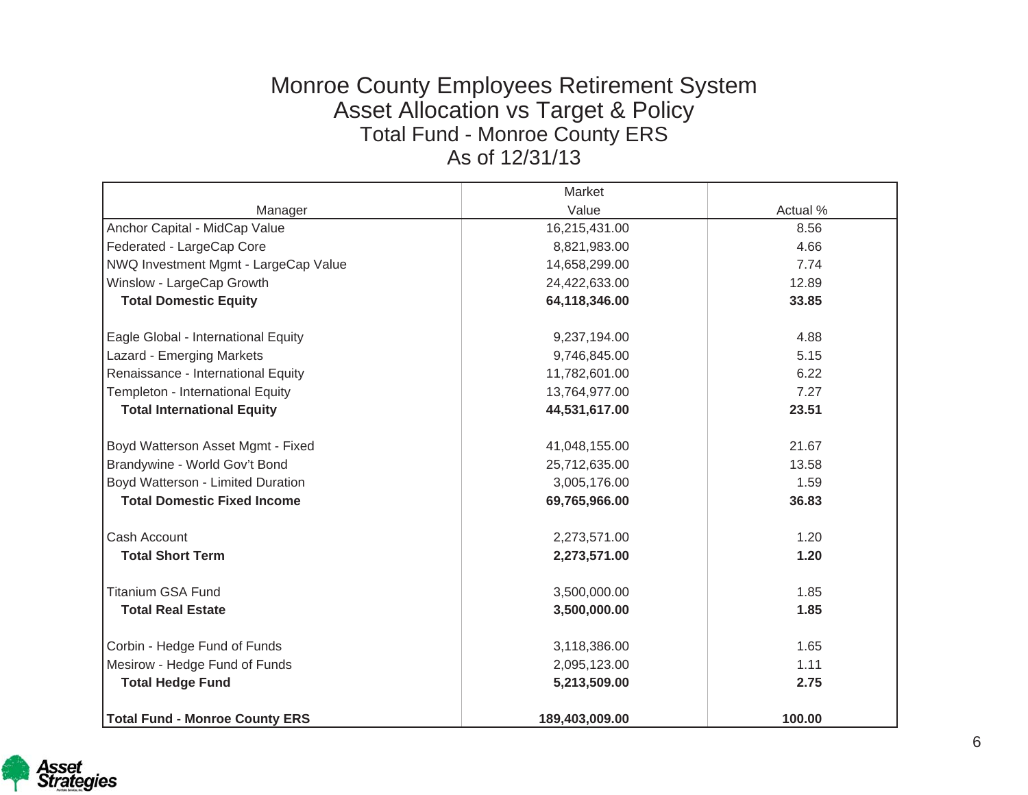# Monroe County Employees Retirement System
## Asset Allocation vs Target & Policy
### Total Fund - Monroe County ERS
### As of 12/31/13

| Manager | Market Value | Actual % |
|---|---|---|
| Anchor Capital - MidCap Value | 16,215,431.00 | 8.56 |
| Federated - LargeCap Core | 8,821,983.00 | 4.66 |
| NWQ Investment Mgmt - LargeCap Value | 14,658,299.00 | 7.74 |
| Winslow - LargeCap Growth | 24,422,633.00 | 12.89 |
| **Total Domestic Equity** | **64,118,346.00** | **33.85** |
| | | |
| Eagle Global - International Equity | 9,237,194.00 | 4.88 |
| Lazard - Emerging Markets | 9,746,845.00 | 5.15 |
| Renaissance - International Equity | 11,782,601.00 | 6.22 |
| Templeton - International Equity | 13,764,977.00 | 7.27 |
| **Total International Equity** | **44,531,617.00** | **23.51** |
| | | |
| Boyd Watterson Asset Mgmt - Fixed | 41,048,155.00 | 21.67 |
| Brandywine - World Gov't Bond | 25,712,635.00 | 13.58 |
| Boyd Watterson - Limited Duration | 3,005,176.00 | 1.59 |
| **Total Domestic Fixed Income** | **69,765,966.00** | **36.83** |
| | | |
| Cash Account | 2,273,571.00 | 1.20 |
| **Total Short Term** | **2,273,571.00** | **1.20** |
| | | |
| Titanium GSA Fund | 3,500,000.00 | 1.85 |
| **Total Real Estate** | **3,500,000.00** | **1.85** |
| | | |
| Corbin - Hedge Fund of Funds | 3,118,386.00 | 1.65 |
| Mesirow - Hedge Fund of Funds | 2,095,123.00 | 1.11 |
| **Total Hedge Fund** | **5,213,509.00** | **2.75** |
| | | |
| **Total Fund - Monroe County ERS** | **189,403,009.00** | **100.00** |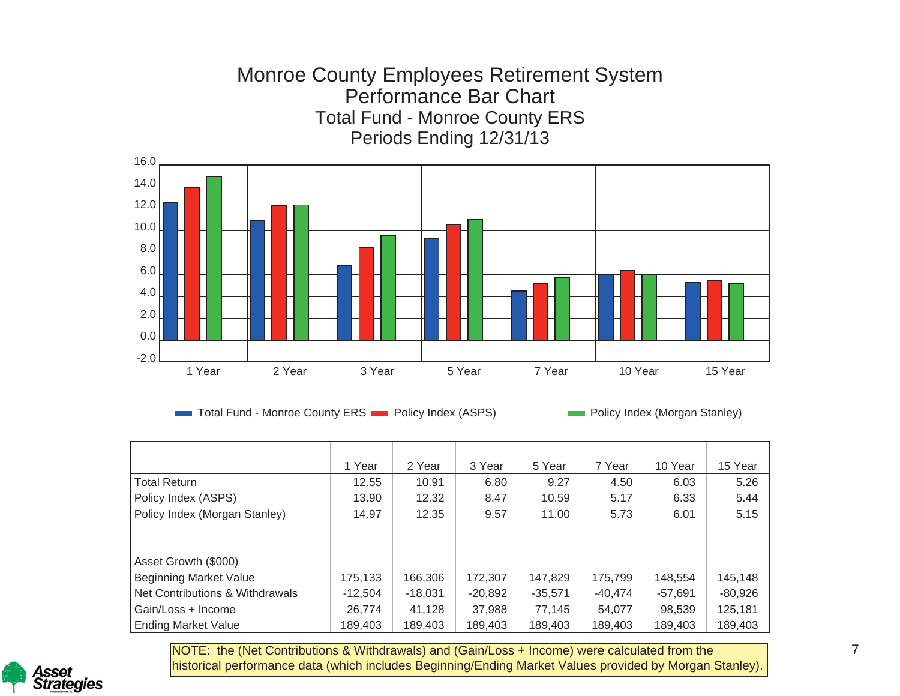# Monroe County Employees Retirement System
## Performance Bar Chart
### Total Fund - Monroe County ERS
### Periods Ending 12/31/13

|  | 1 Year | 2 Year | 3 Year | 5 Year | 7 Year | 10 Year | 15 Year |
|---|---|---|---|---|---|---|---|
| Total Return | 12.55 | 10.91 | 6.80 | 9.27 | 4.50 | 6.03 | 5.26 |
| Policy Index (ASPS) | 13.90 | 12.32 | 8.47 | 10.59 | 5.17 | 6.33 | 5.44 |
| Policy Index (Morgan Stanley) | 14.97 | 12.35 | 9.57 | 11.00 | 5.73 | 6.01 | 5.15 |
| Asset Growth ($000) | | | | | | | |
| Beginning Market Value | 175,133 | 166,306 | 172,307 | 147,829 | 175,799 | 148,554 | 145,148 |
| Net Contributions & Withdrawals | -12,504 | -18,031 | -20,892 | -35,571 | -40,474 | -57,691 | -80,926 |
| Gain/Loss + Income | 26,774 | 41,128 | 37,988 | 77,145 | 54,077 | 98,539 | 125,181 |
| Ending Market Value | 189,403 | 189,403 | 189,403 | 189,403 | 189,403 | 189,403 | 189,403 |

NOTE: the (Net Contributions & Withdrawals) and (Gain/Loss + Income) were calculated from the historical performance data (which includes Beginning/Ending Market Values provided by Morgan Stanley).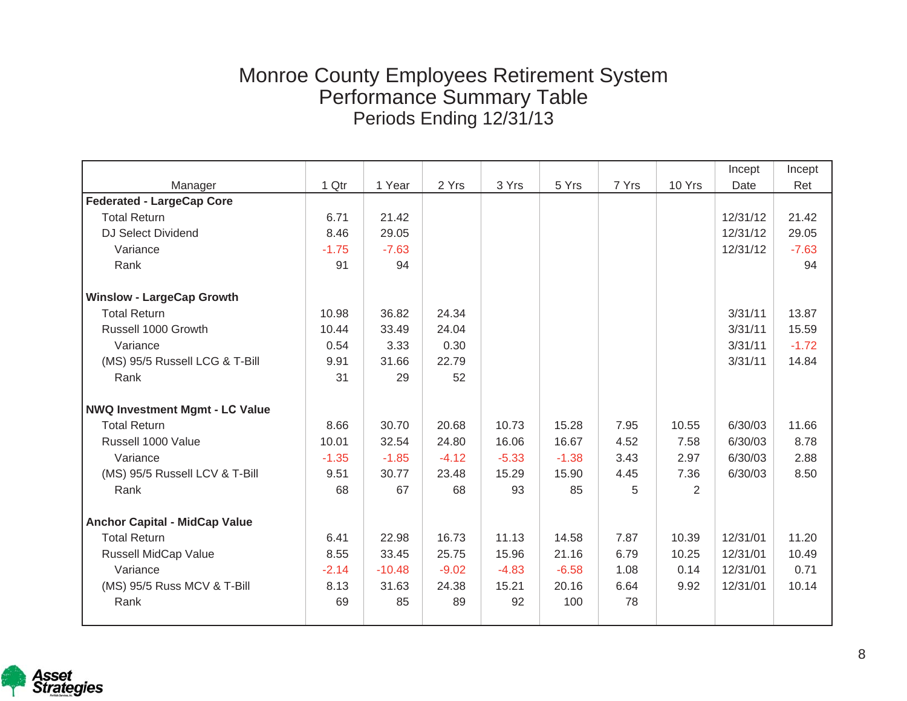# Monroe County Employees Retirement System
## Performance Summary Table
### Periods Ending 12/31/13

| Manager | 1 Qtr | 1 Year | 2 Yrs | 3 Yrs | 5 Yrs | 7 Yrs | 10 Yrs | Incept Date | Incept Ret |
|---|---|---|---|---|---|---|---|---|---|
| **Federated - LargeCap Core** | | | | | | | | | |
| Total Return | 6.71 | 21.42 | | | | | | 12/31/12 | 21.42 |
| DJ Select Dividend | 8.46 | 29.05 | | | | | | 12/31/12 | 29.05 |
| Variance | -1.75 | -7.63 | | | | | | 12/31/12 | -7.63 |
| Rank | 91 | 94 | | | | | | | 94 |
| **Winslow - LargeCap Growth** | | | | | | | | | |
| Total Return | 10.98 | 36.82 | 24.34 | | | | | 3/31/11 | 13.87 |
| Russell 1000 Growth | 10.44 | 33.49 | 24.04 | | | | | 3/31/11 | 15.59 |
| Variance | 0.54 | 3.33 | 0.30 | | | | | 3/31/11 | -1.72 |
| (MS) 95/5 Russell LCG & T-Bill | 9.91 | 31.66 | 22.79 | | | | | 3/31/11 | 14.84 |
| Rank | 31 | 29 | 52 | | | | | | |
| **NWQ Investment Mgmt - LC Value** | | | | | | | | | |
| Total Return | 8.66 | 30.70 | 20.68 | 10.73 | 15.28 | 7.95 | 10.55 | 6/30/03 | 11.66 |
| Russell 1000 Value | 10.01 | 32.54 | 24.80 | 16.06 | 16.67 | 4.52 | 7.58 | 6/30/03 | 8.78 |
| Variance | -1.35 | -1.85 | -4.12 | -5.33 | -1.38 | 3.43 | 2.97 | 6/30/03 | 2.88 |
| (MS) 95/5 Russell LCV & T-Bill | 9.51 | 30.77 | 23.48 | 15.29 | 15.90 | 4.45 | 7.36 | 6/30/03 | 8.50 |
| Rank | 68 | 67 | 68 | 93 | 85 | 5 | 2 | | |
| **Anchor Capital - MidCap Value** | | | | | | | | | |
| Total Return | 6.41 | 22.98 | 16.73 | 11.13 | 14.58 | 7.87 | 10.39 | 12/31/01 | 11.20 |
| Russell MidCap Value | 8.55 | 33.45 | 25.75 | 15.96 | 21.16 | 6.79 | 10.25 | 12/31/01 | 10.49 |
| Variance | -2.14 | -10.48 | -9.02 | -4.83 | -6.58 | 1.08 | 0.14 | 12/31/01 | 0.71 |
| (MS) 95/5 Russ MCV & T-Bill | 8.13 | 31.63 | 24.38 | 15.21 | 20.16 | 6.64 | 9.92 | 12/31/01 | 10.14 |
| Rank | 69 | 85 | 89 | 92 | 100 | 78 | | | |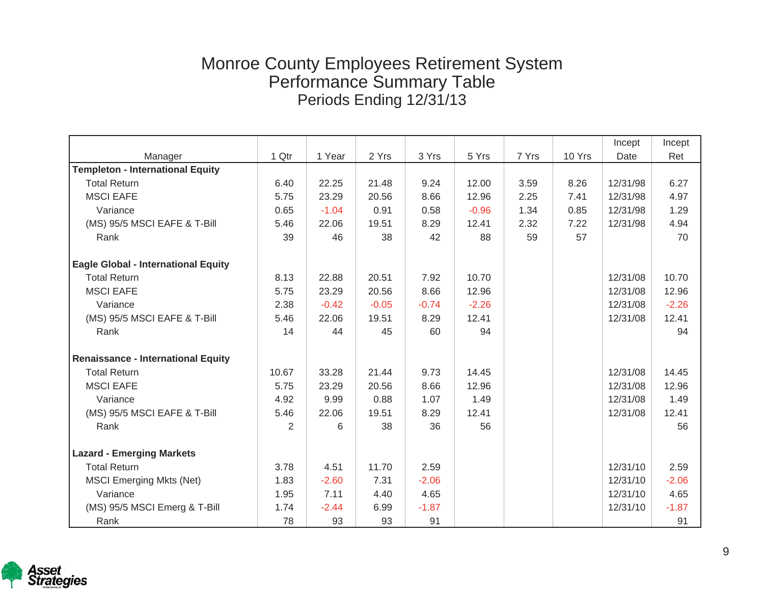# Monroe County Employees Retirement System
## Performance Summary Table
### Periods Ending 12/31/13

| Manager | 1 Qtr | 1 Year | 2 Yrs | 3 Yrs | 5 Yrs | 7 Yrs | 10 Yrs | Incept Date | Incept Ret |
|---|---|---|---|---|---|---|---|---|---|
| **Templeton - International Equity** | | | | | | | | | |
| Total Return | 6.40 | 22.25 | 21.48 | 9.24 | 12.00 | 3.59 | 8.26 | 12/31/98 | 6.27 |
| MSCI EAFE | 5.75 | 23.29 | 20.56 | 8.66 | 12.96 | 2.25 | 7.41 | 12/31/98 | 4.97 |
| Variance | 0.65 | -1.04 | 0.91 | 0.58 | -0.96 | 1.34 | 0.85 | 12/31/98 | 1.29 |
| (MS) 95/5 MSCI EAFE & T-Bill | 5.46 | 22.06 | 19.51 | 8.29 | 12.41 | 2.32 | 7.22 | 12/31/98 | 4.94 |
| Rank | 39 | 46 | 38 | 42 | 88 | 59 | 57 | | 70 |
| | | | | | | | | | |
| **Eagle Global - International Equity** | | | | | | | | | |
| Total Return | 8.13 | 22.88 | 20.51 | 7.92 | 10.70 | | | 12/31/08 | 10.70 |
| MSCI EAFE | 5.75 | 23.29 | 20.56 | 8.66 | 12.96 | | | 12/31/08 | 12.96 |
| Variance | 2.38 | -0.42 | -0.05 | -0.74 | -2.26 | | | 12/31/08 | -2.26 |
| (MS) 95/5 MSCI EAFE & T-Bill | 5.46 | 22.06 | 19.51 | 8.29 | 12.41 | | | 12/31/08 | 12.41 |
| Rank | 14 | 44 | 45 | 60 | 94 | | | | 94 |
| | | | | | | | | | |
| **Renaissance - International Equity** | | | | | | | | | |
| Total Return | 10.67 | 33.28 | 21.44 | 9.73 | 14.45 | | | 12/31/08 | 14.45 |
| MSCI EAFE | 5.75 | 23.29 | 20.56 | 8.66 | 12.96 | | | 12/31/08 | 12.96 |
| Variance | 4.92 | 9.99 | 0.88 | 1.07 | 1.49 | | | 12/31/08 | 1.49 |
| (MS) 95/5 MSCI EAFE & T-Bill | 5.46 | 22.06 | 19.51 | 8.29 | 12.41 | | | 12/31/08 | 12.41 |
| Rank | 2 | 6 | 38 | 36 | 56 | | | | 56 |
| | | | | | | | | | |
| **Lazard - Emerging Markets** | | | | | | | | | |
| Total Return | 3.78 | 4.51 | 11.70 | 2.59 | | | | 12/31/10 | 2.59 |
| MSCI Emerging Mkts (Net) | 1.83 | -2.60 | 7.31 | -2.06 | | | | 12/31/10 | -2.06 |
| Variance | 1.95 | 7.11 | 4.40 | 4.65 | | | | 12/31/10 | 4.65 |
| (MS) 95/5 MSCI Emerg & T-Bill | 1.74 | -2.44 | 6.99 | -1.87 | | | | 12/31/10 | -1.87 |
| Rank | 78 | 93 | 93 | 91 | | | | | 91 |

Asset Strategies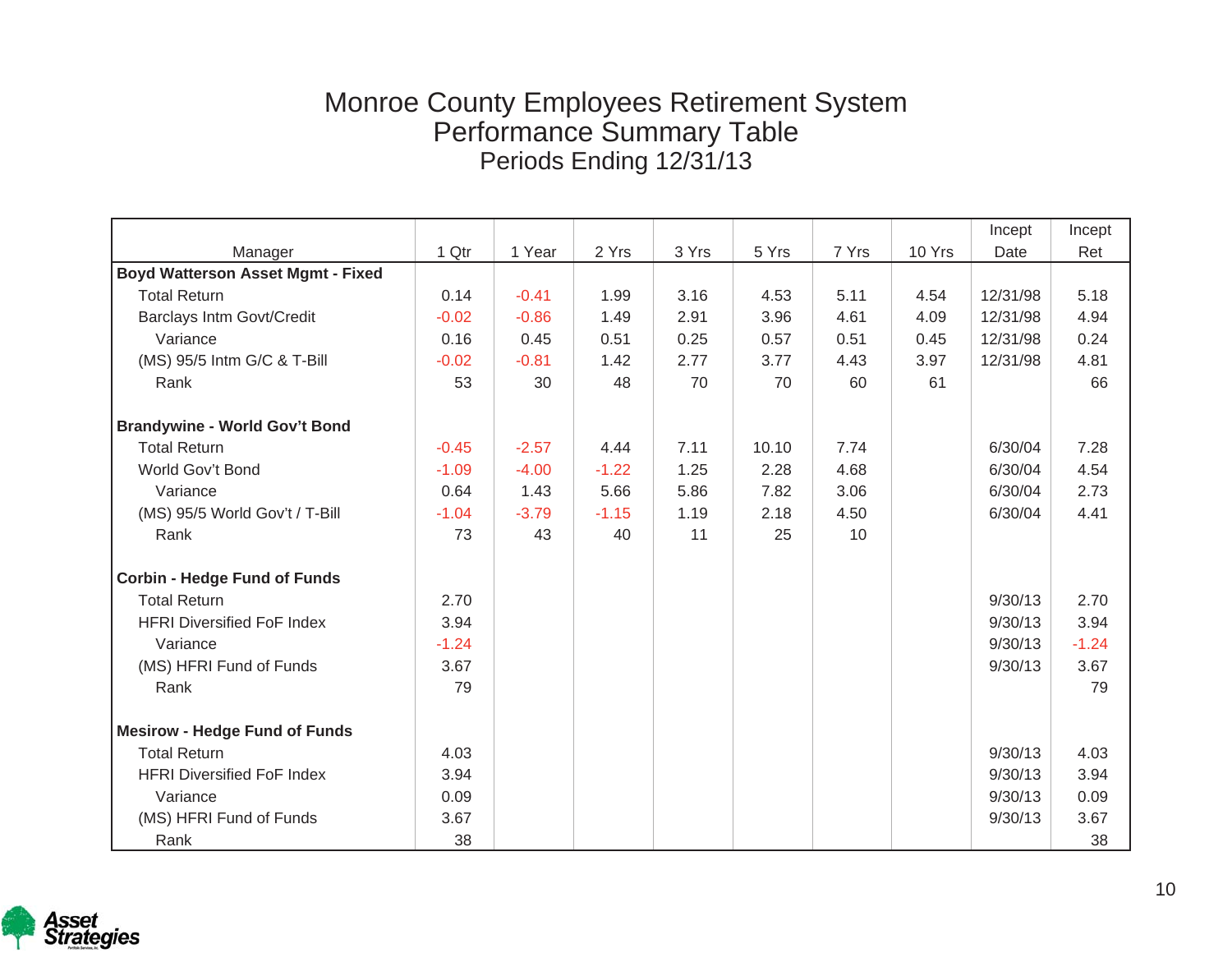# Monroe County Employees Retirement System
## Performance Summary Table
### Periods Ending 12/31/13

| Manager | 1 Qtr | 1 Year | 2 Yrs | 3 Yrs | 5 Yrs | 7 Yrs | 10 Yrs | Incept Date | Incept Ret |
|---|---|---|---|---|---|---|---|---|---|
| **Boyd Watterson Asset Mgmt - Fixed** | | | | | | | | | |
| Total Return | 0.14 | -0.41 | 1.99 | 3.16 | 4.53 | 5.11 | 4.54 | 12/31/98 | 5.18 |
| Barclays Intm Govt/Credit | -0.02 | -0.86 | 1.49 | 2.91 | 3.96 | 4.61 | 4.09 | 12/31/98 | 4.94 |
| Variance | 0.16 | 0.45 | 0.51 | 0.25 | 0.57 | 0.51 | 0.45 | 12/31/98 | 0.24 |
| (MS) 95/5 Intm G/C & T-Bill | -0.02 | -0.81 | 1.42 | 2.77 | 3.77 | 4.43 | 3.97 | 12/31/98 | 4.81 |
| Rank | 53 | 30 | 48 | 70 | 70 | 60 | 61 | | 66 |
| **Brandywine - World Gov't Bond** | | | | | | | | | |
| Total Return | -0.45 | -2.57 | 4.44 | 7.11 | 10.10 | 7.74 | | 6/30/04 | 7.28 |
| World Gov't Bond | -1.09 | -4.00 | -1.22 | 1.25 | 2.28 | 4.68 | | 6/30/04 | 4.54 |
| Variance | 0.64 | 1.43 | 5.66 | 5.86 | 7.82 | 3.06 | | 6/30/04 | 2.73 |
| (MS) 95/5 World Gov't / T-Bill | -1.04 | -3.79 | -1.15 | 1.19 | 2.18 | 4.50 | | 6/30/04 | 4.41 |
| Rank | 73 | 43 | 40 | 11 | 25 | 10 | | | |
| **Corbin - Hedge Fund of Funds** | | | | | | | | | |
| Total Return | 2.70 | | | | | | | 9/30/13 | 2.70 |
| HFRI Diversified FoF Index | 3.94 | | | | | | | 9/30/13 | 3.94 |
| Variance | -1.24 | | | | | | | 9/30/13 | -1.24 |
| (MS) HFRI Fund of Funds | 3.67 | | | | | | | 9/30/13 | 3.67 |
| Rank | 79 | | | | | | | | 79 |
| **Mesirow - Hedge Fund of Funds** | | | | | | | | | |
| Total Return | 4.03 | | | | | | | 9/30/13 | 4.03 |
| HFRI Diversified FoF Index | 3.94 | | | | | | | 9/30/13 | 3.94 |
| Variance | 0.09 | | | | | | | 9/30/13 | 0.09 |
| (MS) HFRI Fund of Funds | 3.67 | | | | | | | 9/30/13 | 3.67 |
| Rank | 38 | | | | | | | | 38 |

Asset Strategies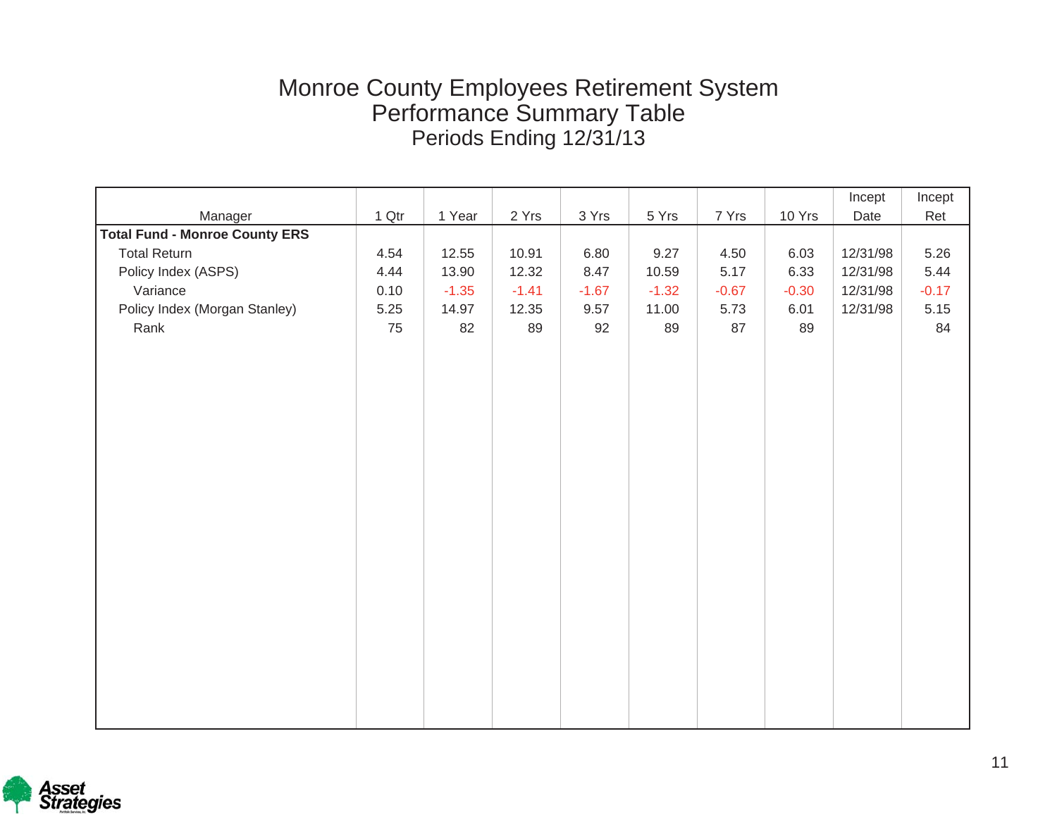# Monroe County Employees Retirement System
## Performance Summary Table
### Periods Ending 12/31/13

| Manager | 1 Qtr | 1 Year | 2 Yrs | 3 Yrs | 5 Yrs | 7 Yrs | 10 Yrs | Incept Date | Incept Ret |
|---|---|---|---|---|---|---|---|---|---|
| **Total Fund - Monroe County ERS** | | | | | | | | | |
| Total Return | 4.54 | 12.55 | 10.91 | 6.80 | 9.27 | 4.50 | 6.03 | 12/31/98 | 5.26 |
| Policy Index (ASPS) | 4.44 | 13.90 | 12.32 | 8.47 | 10.59 | 5.17 | 6.33 | 12/31/98 | 5.44 |
| Variance | 0.10 | -1.35 | -1.41 | -1.67 | -1.32 | -0.67 | -0.30 | 12/31/98 | -0.17 |
| Policy Index (Morgan Stanley) | 5.25 | 14.97 | 12.35 | 9.57 | 11.00 | 5.73 | 6.01 | 12/31/98 | 5.15 |
| Rank | 75 | 82 | 89 | 92 | 89 | 87 | 89 | | 84 |

Asset Strategies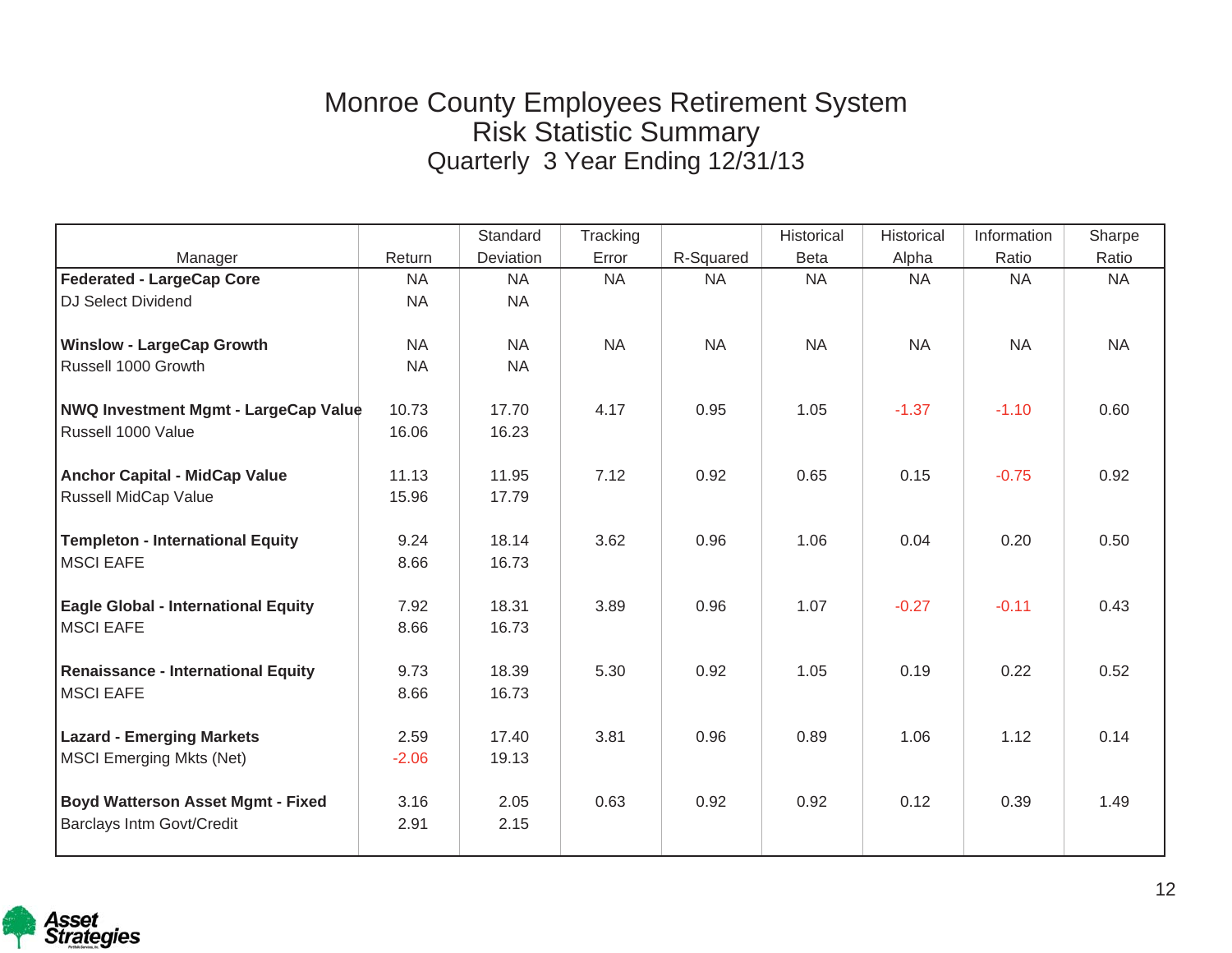# Monroe County Employees Retirement System
## Risk Statistic Summary
### Quarterly 3 Year Ending 12/31/13

| Manager | Return | Standard Deviation | Tracking Error | R-Squared | Historical Beta | Historical Alpha | Information Ratio | Sharpe Ratio |
|---|---|---|---|---|---|---|---|---|
| **Federated - LargeCap Core** | NA | NA | NA | NA | NA | NA | NA | NA |
| DJ Select Dividend | NA | NA | | | | | | |
| **Winslow - LargeCap Growth** | NA | NA | NA | NA | NA | NA | NA | NA |
| Russell 1000 Growth | NA | NA | | | | | | |
| **NWQ Investment Mgmt - LargeCap Value** | 10.73 | 17.70 | 4.17 | 0.95 | 1.05 | -1.37 | -1.10 | 0.60 |
| Russell 1000 Value | 16.06 | 16.23 | | | | | | |
| **Anchor Capital - MidCap Value** | 11.13 | 11.95 | 7.12 | 0.92 | 0.65 | 0.15 | -0.75 | 0.92 |
| Russell MidCap Value | 15.96 | 17.79 | | | | | | |
| **Templeton - International Equity** | 9.24 | 18.14 | 3.62 | 0.96 | 1.06 | 0.04 | 0.20 | 0.50 |
| MSCI EAFE | 8.66 | 16.73 | | | | | | |
| **Eagle Global - International Equity** | 7.92 | 18.31 | 3.89 | 0.96 | 1.07 | -0.27 | -0.11 | 0.43 |
| MSCI EAFE | 8.66 | 16.73 | | | | | | |
| **Renaissance - International Equity** | 9.73 | 18.39 | 5.30 | 0.92 | 1.05 | 0.19 | 0.22 | 0.52 |
| MSCI EAFE | 8.66 | 16.73 | | | | | | |
| **Lazard - Emerging Markets** | 2.59 | 17.40 | 3.81 | 0.96 | 0.89 | 1.06 | 1.12 | 0.14 |
| MSCI Emerging Mkts (Net) | -2.06 | 19.13 | | | | | | |
| **Boyd Watterson Asset Mgmt - Fixed** | 3.16 | 2.05 | 0.63 | 0.92 | 0.92 | 0.12 | 0.39 | 1.49 |
| Barclays Intm Govt/Credit | 2.91 | 2.15 | | | | | | |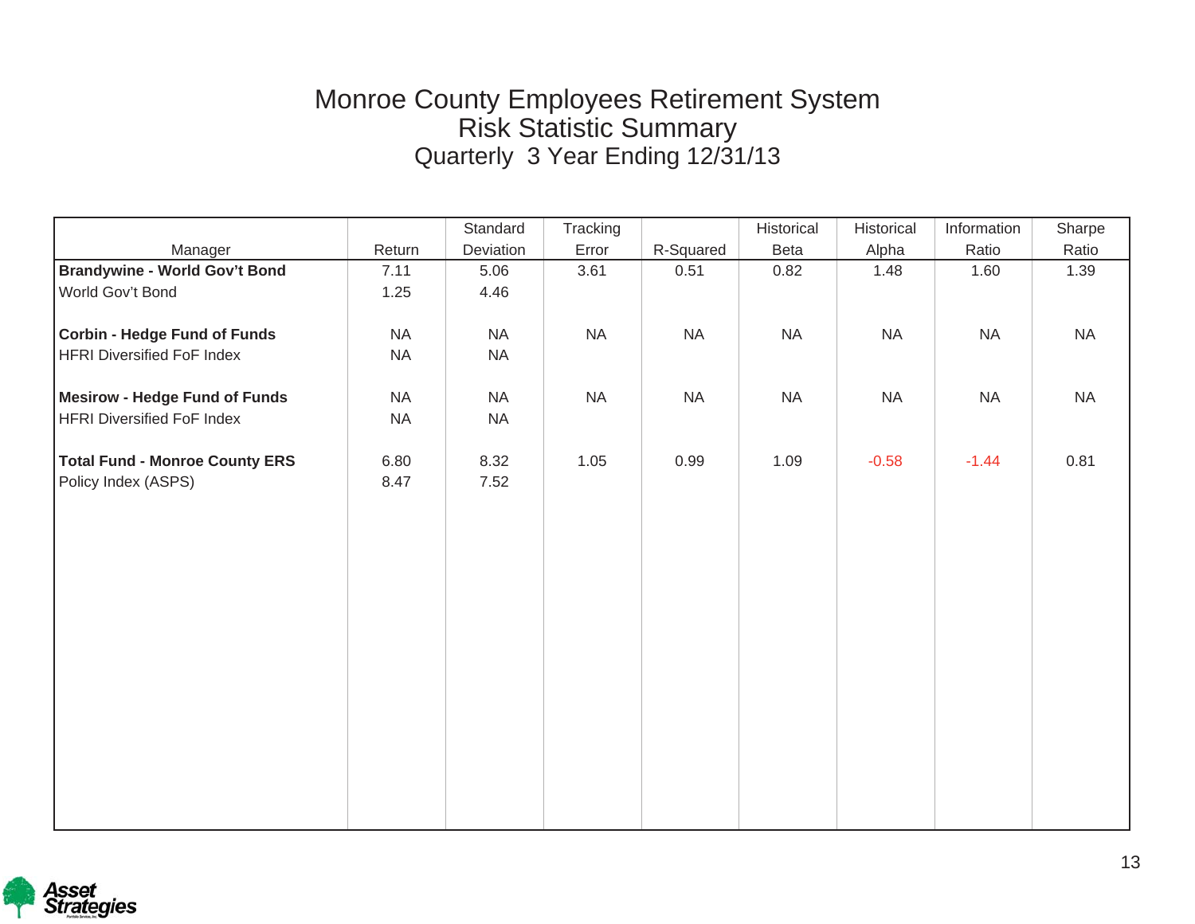# Monroe County Employees Retirement System
## Risk Statistic Summary
### Quarterly 3 Year Ending 12/31/13

| Manager | Return | Standard Deviation | Tracking Error | R-Squared | Historical Beta | Historical Alpha | Information Ratio | Sharpe Ratio |
|---|---|---|---|---|---|---|---|---|
| **Brandywine - World Gov't Bond** | 7.11 | 5.06 | 3.61 | 0.51 | 0.82 | 1.48 | 1.60 | 1.39 |
| World Gov't Bond | 1.25 | 4.46 | | | | | | |
| | | | | | | | | |
| **Corbin - Hedge Fund of Funds** | NA | NA | NA | NA | NA | NA | NA | NA |
| HFRI Diversified FoF Index | NA | NA | | | | | | |
| | | | | | | | | |
| **Mesirow - Hedge Fund of Funds** | NA | NA | NA | NA | NA | NA | NA | NA |
| HFRI Diversified FoF Index | NA | NA | | | | | | |
| | | | | | | | | |
| **Total Fund - Monroe County ERS** | 6.80 | 8.32 | 1.05 | 0.99 | 1.09 | -0.58 | -1.44 | 0.81 |
| Policy Index (ASPS) | 8.47 | 7.52 | | | | | | |

Asset Strategies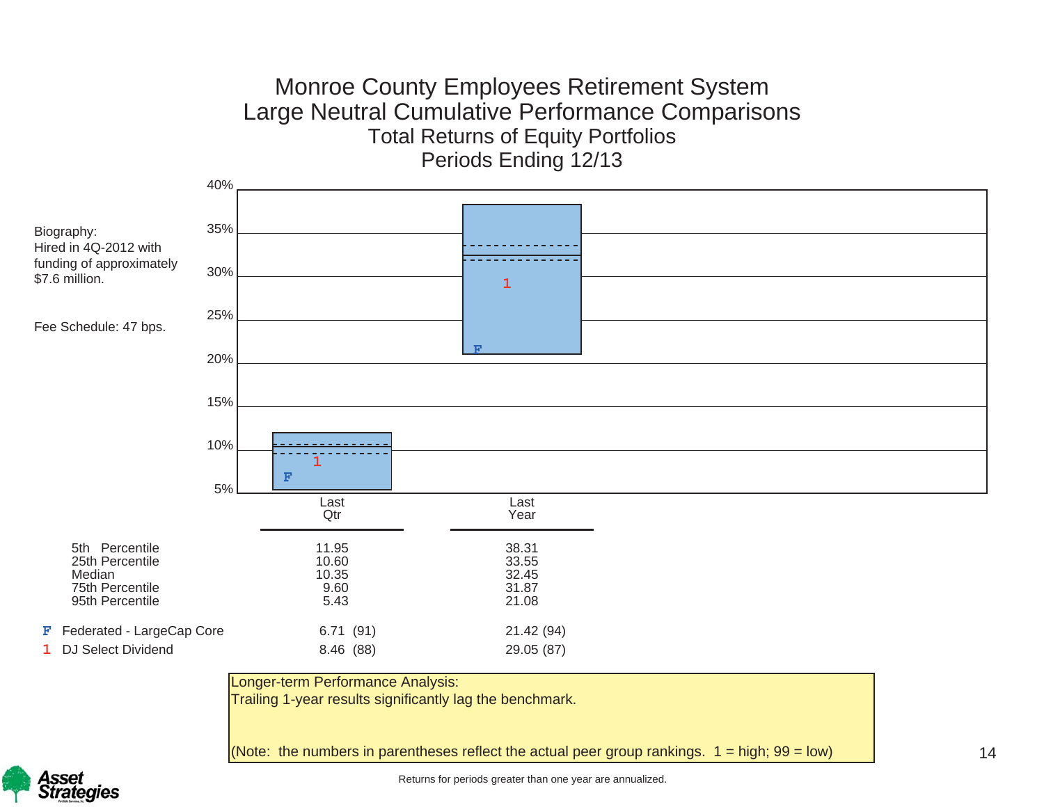# Monroe County Employees Retirement System

## Large Neutral Cumulative Performance Comparisons

### Total Returns of Equity Portfolios

### Periods Ending 12/13

Biography:
Hired in 4Q-2012 with funding of approximately $7.6 million.

Fee Schedule: 47 bps.

| | Last Qtr | Last Year |
|---|---|---|
| 5th Percentile | 11.95 | 38.31 |
| 25th Percentile | 10.60 | 33.55 |
| Median | 10.35 | 32.45 |
| 75th Percentile | 9.60 | 31.87 |
| 95th Percentile | 5.43 | 21.08 |
| F Federated - LargeCap Core | 6.71 (91) | 21.42 (94) |
| 1 DJ Select Dividend | 8.46 (88) | 29.05 (87) |

Longer-term Performance Analysis:
Trailing 1-year results significantly lag the benchmark.

(Note: the numbers in parentheses reflect the actual peer group rankings. 1 = high; 99 = low)

Returns for periods greater than one year are annualized.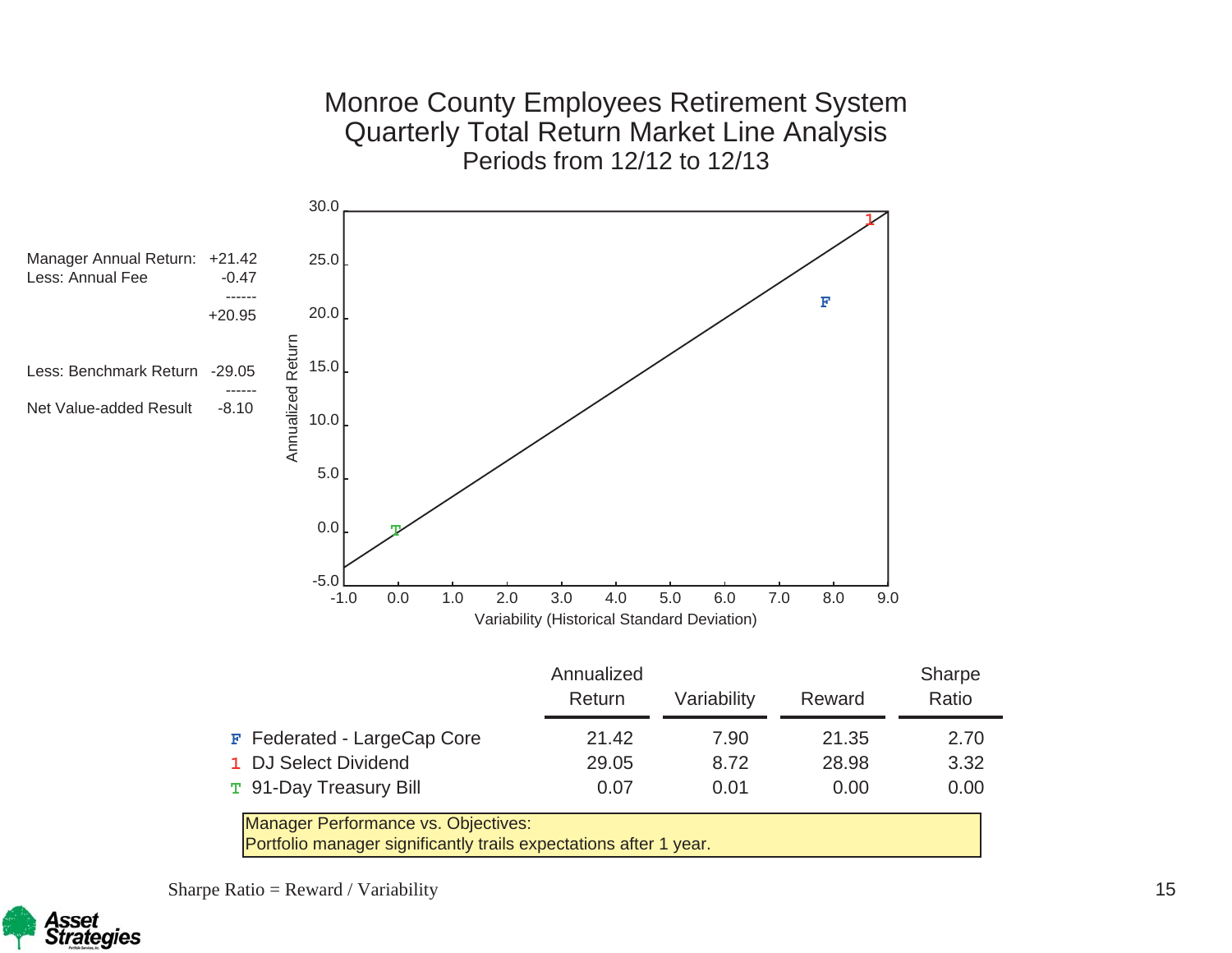# Monroe County Employees Retirement System

## Quarterly Total Return Market Line Analysis

### Periods from 12/12 to 12/13

| | |
|---|---|
| Manager Annual Return: | +21.42 |
| Less: Annual Fee | -0.47 |
| | ------ |
| | +20.95 |
| Less: Benchmark Return | -29.05 |
| | ------ |
| Net Value-added Result | -8.10 |

| | Annualized Return | Variability | Reward | Sharpe Ratio |
|---|---|---|---|---|
| F Federated - LargeCap Core | 21.42 | 7.90 | 21.35 | 2.70 |
| 1 DJ Select Dividend | 29.05 | 8.72 | 28.98 | 3.32 |
| T 91-Day Treasury Bill | 0.07 | 0.01 | 0.00 | 0.00 |

Manager Performance vs. Objectives:
Portfolio manager significantly trails expectations after 1 year.

Sharpe Ratio = Reward / Variability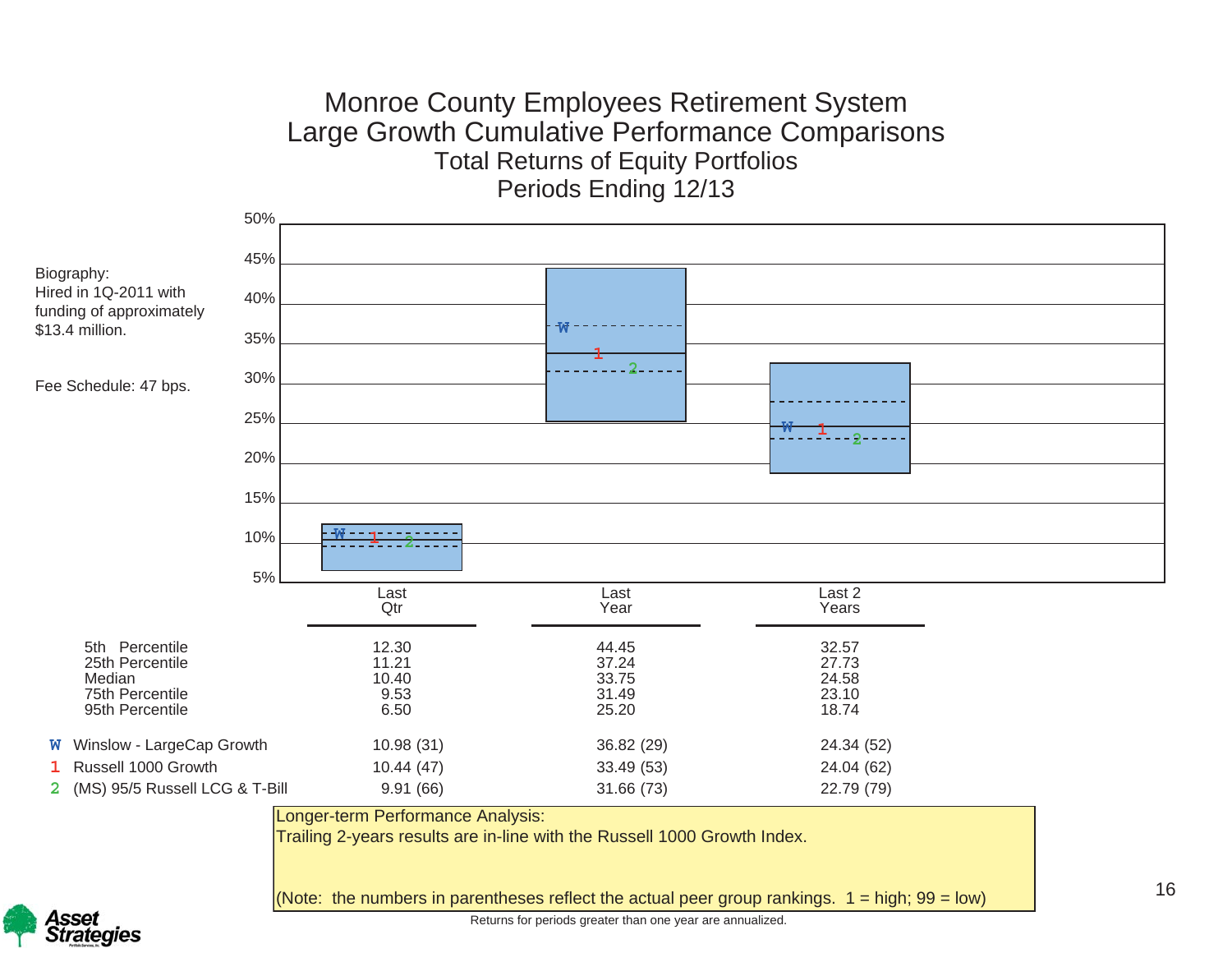# Monroe County Employees Retirement System

## Large Growth Cumulative Performance Comparisons

### Total Returns of Equity Portfolios

### Periods Ending 12/13

Biography:
Hired in 1Q-2011 with funding of approximately $13.4 million.

Fee Schedule: 47 bps.

| | Last Qtr | Last Year | Last 2 Years |
|---|---|---|---|
| 5th Percentile | 12.30 | 44.45 | 32.57 |
| 25th Percentile | 11.21 | 37.24 | 27.73 |
| Median | 10.40 | 33.75 | 24.58 |
| 75th Percentile | 9.53 | 31.49 | 23.10 |
| 95th Percentile | 6.50 | 25.20 | 18.74 |
| W Winslow - LargeCap Growth | 10.98 (31) | 36.82 (29) | 24.34 (52) |
| 1 Russell 1000 Growth | 10.44 (47) | 33.49 (53) | 24.04 (62) |
| 2 (MS) 95/5 Russell LCG & T-Bill | 9.91 (66) | 31.66 (73) | 22.79 (79) |

Longer-term Performance Analysis:
Trailing 2-years results are in-line with the Russell 1000 Growth Index.

(Note: the numbers in parentheses reflect the actual peer group rankings. 1 = high; 99 = low)

Returns for periods greater than one year are annualized.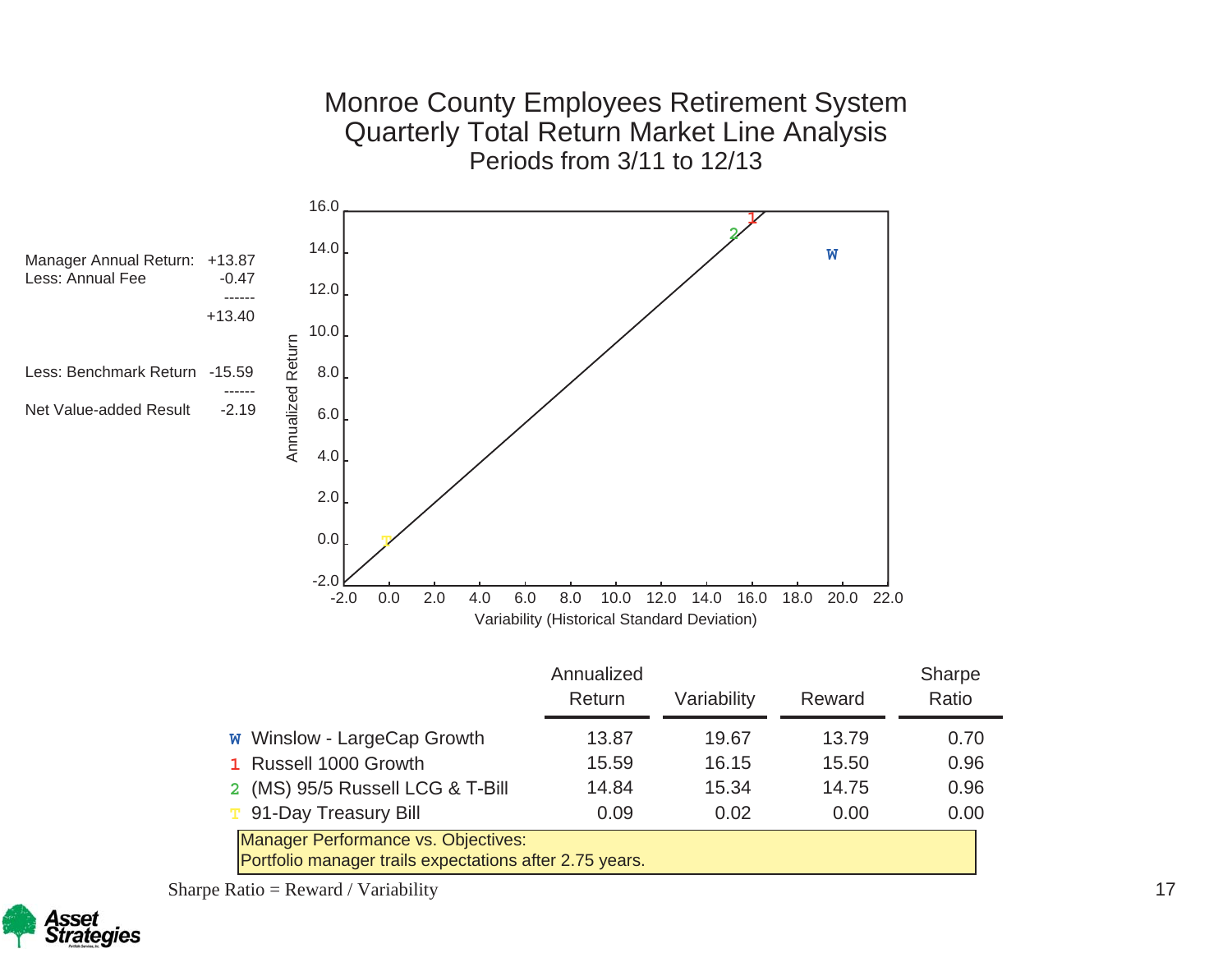# Monroe County Employees Retirement System
## Quarterly Total Return Market Line Analysis
### Periods from 3/11 to 12/13

| | |
|---|---|
| Manager Annual Return: | +13.87 |
| Less: Annual Fee | -0.47 |
| | ------ |
| | +13.40 |
| Less: Benchmark Return | -15.59 |
| | ------ |
| Net Value-added Result | -2.19 |

| | Annualized Return | Variability | Reward | Sharpe Ratio |
|---|---|---|---|---|
| W Winslow - LargeCap Growth | 13.87 | 19.67 | 13.79 | 0.70 |
| 1 Russell 1000 Growth | 15.59 | 16.15 | 15.50 | 0.96 |
| 2 (MS) 95/5 Russell LCG & T-Bill | 14.84 | 15.34 | 14.75 | 0.96 |
| T 91-Day Treasury Bill | 0.09 | 0.02 | 0.00 | 0.00 |

Manager Performance vs. Objectives:
Portfolio manager trails expectations after 2.75 years.

Sharpe Ratio = Reward / Variability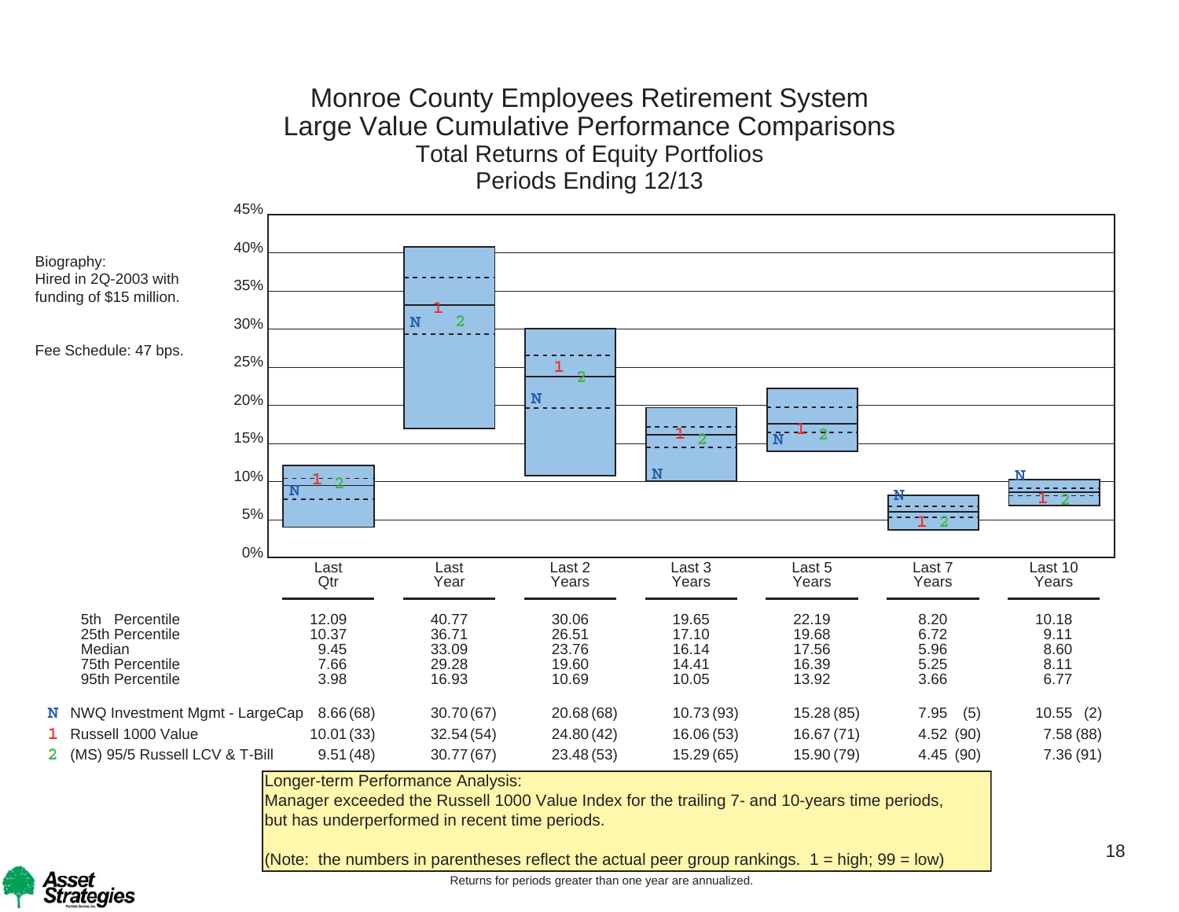# Monroe County Employees Retirement System

## Large Value Cumulative Performance Comparisons

### Total Returns of Equity Portfolios

### Periods Ending 12/13

Biography:
Hired in 2Q-2003 with funding of $15 million.

Fee Schedule: 47 bps.

| | Last Qtr | Last Year | Last 2 Years | Last 3 Years | Last 5 Years | Last 7 Years | Last 10 Years |
|---|---|---|---|---|---|---|---|
| 5th Percentile | 12.09 | 40.77 | 30.06 | 19.65 | 22.19 | 8.20 | 10.18 |
| 25th Percentile | 10.37 | 36.71 | 26.51 | 17.10 | 19.68 | 6.72 | 9.11 |
| Median | 9.45 | 33.09 | 23.76 | 16.14 | 17.56 | 5.96 | 8.60 |
| 75th Percentile | 7.66 | 29.28 | 19.60 | 14.41 | 16.39 | 5.25 | 8.11 |
| 95th Percentile | 3.98 | 16.93 | 10.69 | 10.05 | 13.92 | 3.66 | 6.77 |
| N NWQ Investment Mgmt - LargeCap | 8.66 (68) | 30.70 (67) | 20.68 (68) | 10.73 (93) | 15.28 (85) | 7.95 (5) | 10.55 (2) |
| 1 Russell 1000 Value | 10.01 (33) | 32.54 (54) | 24.80 (42) | 16.06 (53) | 16.67 (71) | 4.52 (90) | 7.58 (88) |
| 2 (MS) 95/5 Russell LCV & T-Bill | 9.51 (48) | 30.77 (67) | 23.48 (53) | 15.29 (65) | 15.90 (79) | 4.45 (90) | 7.36 (91) |

Longer-term Performance Analysis:
Manager exceeded the Russell 1000 Value Index for the trailing 7- and 10-years time periods, but has underperformed in recent time periods.

(Note: the numbers in parentheses reflect the actual peer group rankings. 1 = high; 99 = low)

Returns for periods greater than one year are annualized.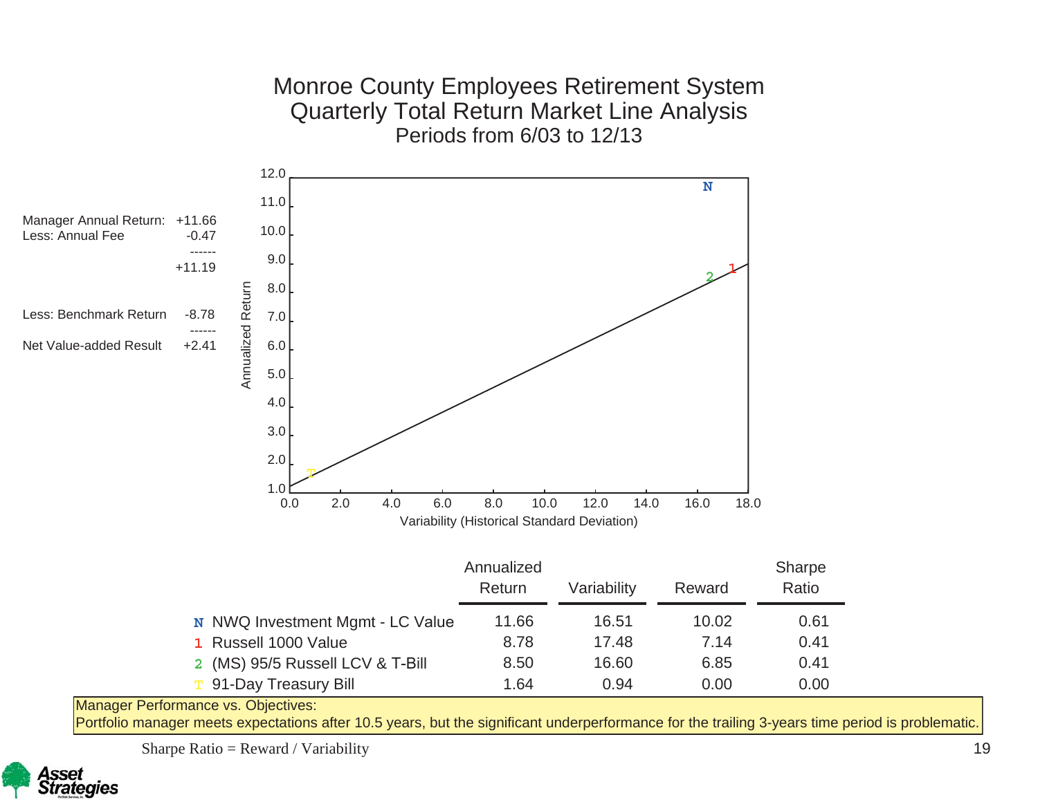# Monroe County Employees Retirement System
## Quarterly Total Return Market Line Analysis
### Periods from 6/03 to 12/13

| | |
|---|---|
| Manager Annual Return: | +11.66 |
| Less: Annual Fee | -0.47 |
| | ------ |
| | +11.19 |
| Less: Benchmark Return | -8.78 |
| | ------ |
| Net Value-added Result | +2.41 |

| | Annualized Return | Variability | Reward | Sharpe Ratio |
|---|---|---|---|---|
| N NWQ Investment Mgmt - LC Value | 11.66 | 16.51 | 10.02 | 0.61 |
| 1 Russell 1000 Value | 8.78 | 17.48 | 7.14 | 0.41 |
| 2 (MS) 95/5 Russell LCV & T-Bill | 8.50 | 16.60 | 6.85 | 0.41 |
| T 91-Day Treasury Bill | 1.64 | 0.94 | 0.00 | 0.00 |

Manager Performance vs. Objectives:
Portfolio manager meets expectations after 10.5 years, but the significant underperformance for the trailing 3-years time period is problematic.

Sharpe Ratio = Reward / Variability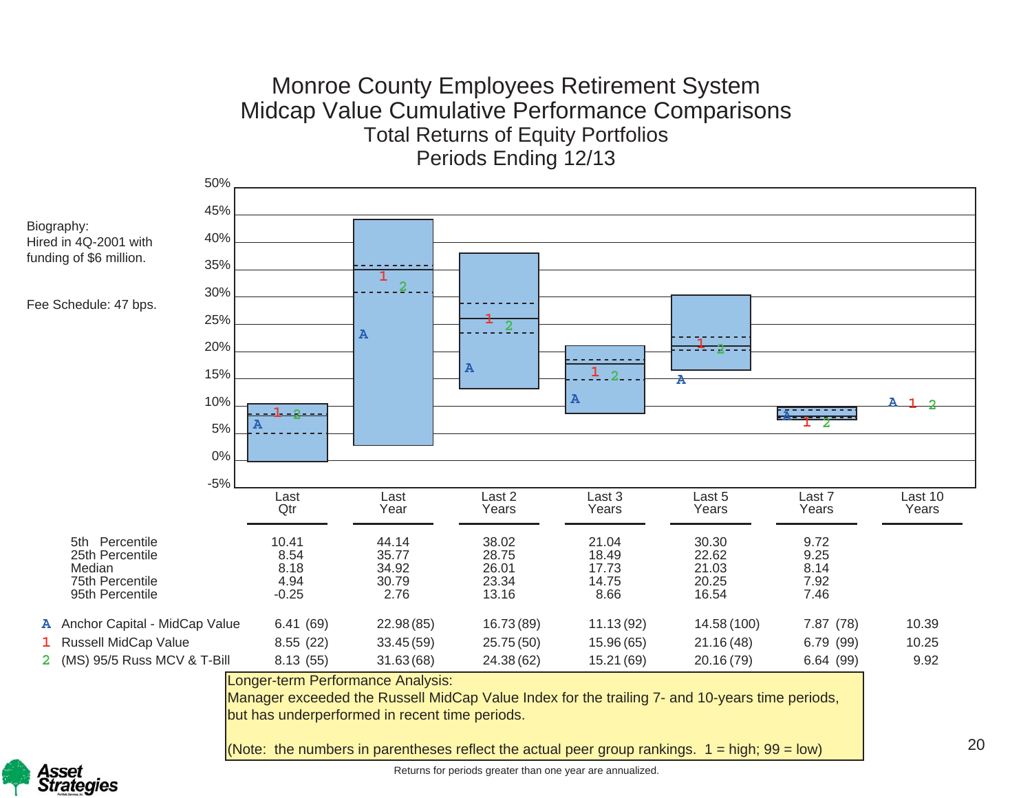# Monroe County Employees Retirement System
## Midcap Value Cumulative Performance Comparisons
### Total Returns of Equity Portfolios
### Periods Ending 12/13

Biography:
Hired in 4Q-2001 with funding of $6 million.

Fee Schedule: 47 bps.

| | Last Qtr | Last Year | Last 2 Years | Last 3 Years | Last 5 Years | Last 7 Years | Last 10 Years |
|---|---|---|---|---|---|---|---|
| 5th Percentile | 10.41 | 44.14 | 38.02 | 21.04 | 30.30 | 9.72 | |
| 25th Percentile | 8.54 | 35.77 | 28.75 | 18.49 | 22.62 | 9.25 | |
| Median | 8.18 | 34.92 | 26.01 | 17.73 | 21.03 | 8.14 | |
| 75th Percentile | 4.94 | 30.79 | 23.34 | 14.75 | 20.25 | 7.92 | |
| 95th Percentile | -0.25 | 2.76 | 13.16 | 8.66 | 16.54 | 7.46 | |
| A Anchor Capital - MidCap Value | 6.41 (69) | 22.98 (85) | 16.73 (89) | 11.13 (92) | 14.58 (100) | 7.87 (78) | 10.39 |
| 1 Russell MidCap Value | 8.55 (22) | 33.45 (59) | 25.75 (50) | 15.96 (65) | 21.16 (48) | 6.79 (99) | 10.25 |
| 2 (MS) 95/5 Russ MCV & T-Bill | 8.13 (55) | 31.63 (68) | 24.38 (62) | 15.21 (69) | 20.16 (79) | 6.64 (99) | 9.92 |

Longer-term Performance Analysis:
Manager exceeded the Russell MidCap Value Index for the trailing 7- and 10-years time periods, but has underperformed in recent time periods.

(Note: the numbers in parentheses reflect the actual peer group rankings. 1 = high; 99 = low)

Returns for periods greater than one year are annualized.

Asset Strategies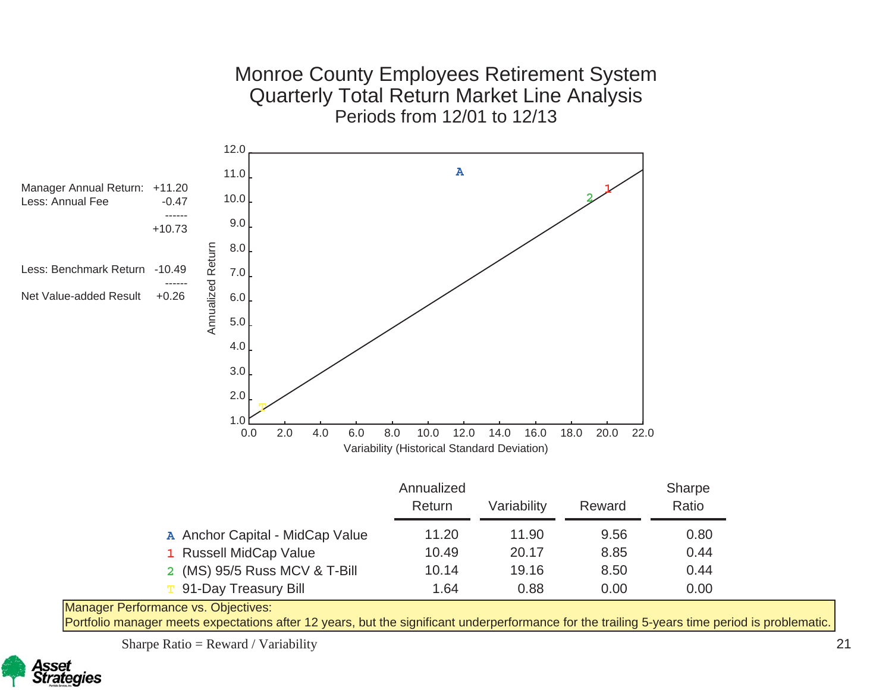# Monroe County Employees Retirement System
## Quarterly Total Return Market Line Analysis
### Periods from 12/01 to 12/13

| | |
|---|---|
| Manager Annual Return: | +11.20 |
| Less: Annual Fee | -0.47 |
| | ------ |
| | +10.73 |
| Less: Benchmark Return | -10.49 |
| | ------ |
| Net Value-added Result | +0.26 |

| | Annualized Return | Variability | Reward | Sharpe Ratio |
|---|---|---|---|---|
| A Anchor Capital - MidCap Value | 11.20 | 11.90 | 9.56 | 0.80 |
| 1 Russell MidCap Value | 10.49 | 20.17 | 8.85 | 0.44 |
| 2 (MS) 95/5 Russ MCV & T-Bill | 10.14 | 19.16 | 8.50 | 0.44 |
| T 91-Day Treasury Bill | 1.64 | 0.88 | 0.00 | 0.00 |

Manager Performance vs. Objectives:
Portfolio manager meets expectations after 12 years, but the significant underperformance for the trailing 5-years time period is problematic.

Sharpe Ratio = Reward / Variability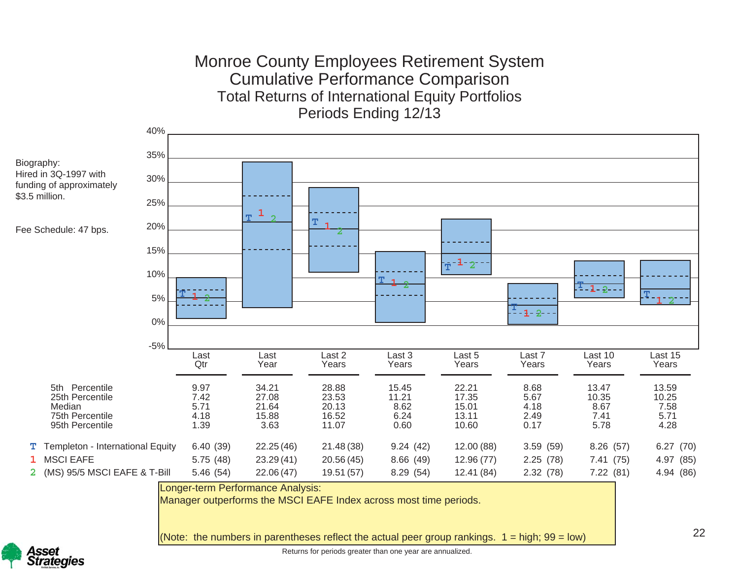# Monroe County Employees Retirement System

## Cumulative Performance Comparison

### Total Returns of International Equity Portfolios

### Periods Ending 12/13

Biography:
Hired in 3Q-1997 with funding of approximately $3.5 million.

Fee Schedule: 47 bps.

| | Last Qtr | Last Year | Last 2 Years | Last 3 Years | Last 5 Years | Last 7 Years | Last 10 Years | Last 15 Years |
|---|---|---|---|---|---|---|---|---|
| 5th Percentile | 9.97 | 34.21 | 28.88 | 15.45 | 22.21 | 8.68 | 13.47 | 13.59 |
| 25th Percentile | 7.42 | 27.08 | 23.53 | 11.21 | 17.35 | 5.67 | 10.35 | 10.25 |
| Median | 5.71 | 21.64 | 20.13 | 8.62 | 15.01 | 4.18 | 8.67 | 7.58 |
| 75th Percentile | 4.18 | 15.88 | 16.52 | 6.24 | 13.11 | 2.49 | 7.41 | 5.71 |
| 95th Percentile | 1.39 | 3.63 | 11.07 | 0.60 | 10.60 | 0.17 | 5.78 | 4.28 |
| T Templeton - International Equity | 6.40 (39) | 22.25 (46) | 21.48 (38) | 9.24 (42) | 12.00 (88) | 3.59 (59) | 8.26 (57) | 6.27 (70) |
| 1 MSCI EAFE | 5.75 (48) | 23.29 (41) | 20.56 (45) | 8.66 (49) | 12.96 (77) | 2.25 (78) | 7.41 (75) | 4.97 (85) |
| 2 (MS) 95/5 MSCI EAFE & T-Bill | 5.46 (54) | 22.06 (47) | 19.51 (57) | 8.29 (54) | 12.41 (84) | 2.32 (78) | 7.22 (81) | 4.94 (86) |

Longer-term Performance Analysis:
Manager outperforms the MSCI EAFE Index across most time periods.

(Note: the numbers in parentheses reflect the actual peer group rankings. 1 = high; 99 = low)

Returns for periods greater than one year are annualized.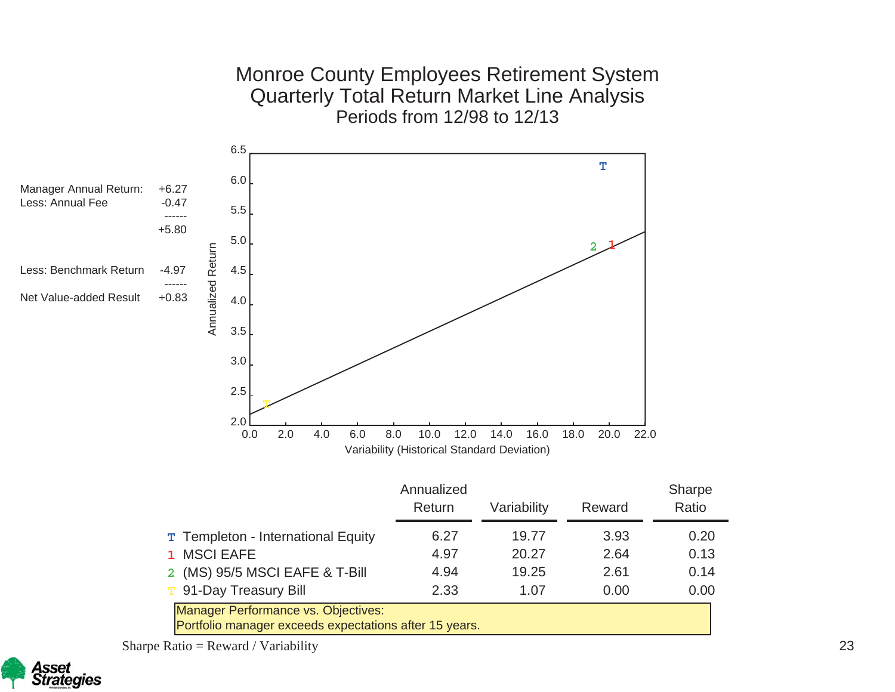# Monroe County Employees Retirement System
## Quarterly Total Return Market Line Analysis
### Periods from 12/98 to 12/13

| | |
|---|---|
| Manager Annual Return: | +6.27 |
| Less: Annual Fee | -0.47 |
| | ------ |
| | +5.80 |
| Less: Benchmark Return | -4.97 |
| | ------ |
| Net Value-added Result | +0.83 |

| | Annualized Return | Variability | Reward | Sharpe Ratio |
|---|---|---|---|---|
| T Templeton - International Equity | 6.27 | 19.77 | 3.93 | 0.20 |
| 1 MSCI EAFE | 4.97 | 20.27 | 2.64 | 0.13 |
| 2 (MS) 95/5 MSCI EAFE & T-Bill | 4.94 | 19.25 | 2.61 | 0.14 |
| T 91-Day Treasury Bill | 2.33 | 1.07 | 0.00 | 0.00 |

Manager Performance vs. Objectives:
Portfolio manager exceeds expectations after 15 years.

Sharpe Ratio = Reward / Variability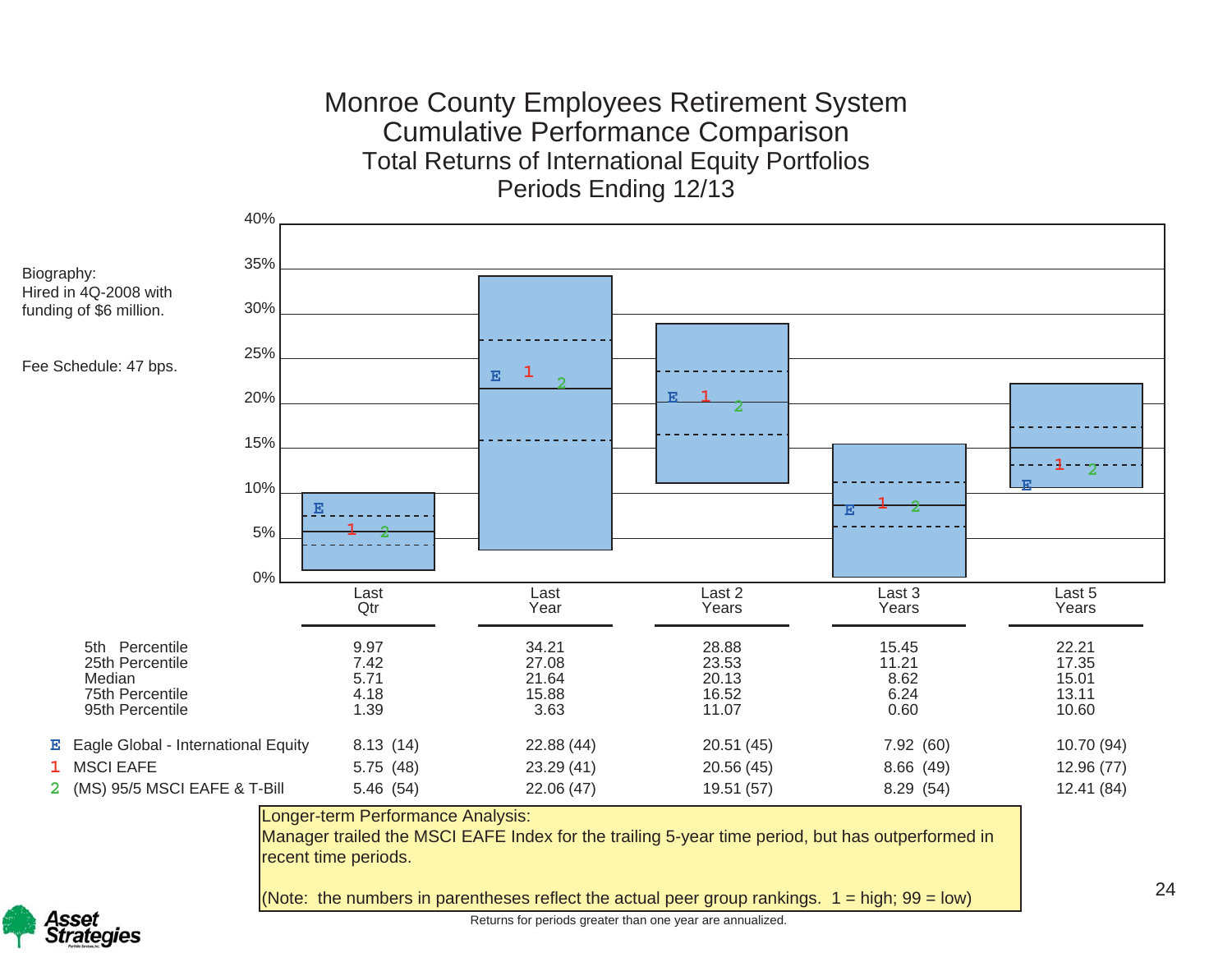# Monroe County Employees Retirement System
## Cumulative Performance Comparison
### Total Returns of International Equity Portfolios
### Periods Ending 12/13

Biography:
Hired in 4Q-2008 with funding of $6 million.

Fee Schedule: 47 bps.

| | Last Qtr | Last Year | Last 2 Years | Last 3 Years | Last 5 Years |
|---|---|---|---|---|---|
| 5th Percentile | 9.97 | 34.21 | 28.88 | 15.45 | 22.21 |
| 25th Percentile | 7.42 | 27.08 | 23.53 | 11.21 | 17.35 |
| Median | 5.71 | 21.64 | 20.13 | 8.62 | 15.01 |
| 75th Percentile | 4.18 | 15.88 | 16.52 | 6.24 | 13.11 |
| 95th Percentile | 1.39 | 3.63 | 11.07 | 0.60 | 10.60 |
| E Eagle Global - International Equity | 8.13 (14) | 22.88 (44) | 20.51 (45) | 7.92 (60) | 10.70 (94) |
| 1 MSCI EAFE | 5.75 (48) | 23.29 (41) | 20.56 (45) | 8.66 (49) | 12.96 (77) |
| 2 (MS) 95/5 MSCI EAFE & T-Bill | 5.46 (54) | 22.06 (47) | 19.51 (57) | 8.29 (54) | 12.41 (84) |

Longer-term Performance Analysis:
Manager trailed the MSCI EAFE Index for the trailing 5-year time period, but has outperformed in recent time periods.

(Note: the numbers in parentheses reflect the actual peer group rankings. 1 = high; 99 = low)

Returns for periods greater than one year are annualized.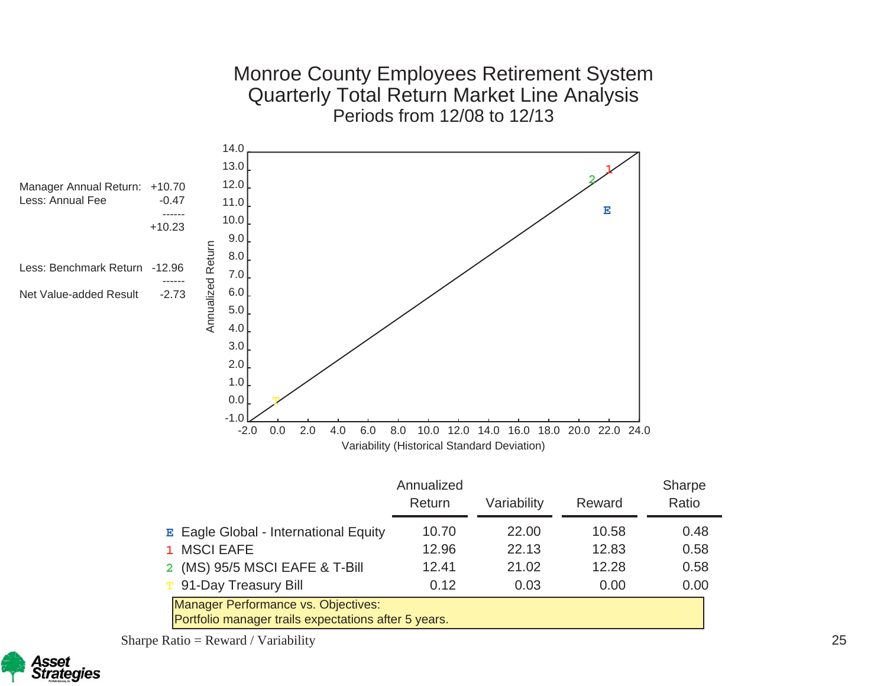# Monroe County Employees Retirement System

## Quarterly Total Return Market Line Analysis

### Periods from 12/08 to 12/13

| | |
|---|---|
| Manager Annual Return: | +10.70 |
| Less: Annual Fee | -0.47 |
| | ------ |
| | +10.23 |
| Less: Benchmark Return | -12.96 |
| | ------ |
| Net Value-added Result | -2.73 |

| | Annualized Return | Variability | Reward | Sharpe Ratio |
|---|---|---|---|---|
| E Eagle Global - International Equity | 10.70 | 22.00 | 10.58 | 0.48 |
| 1 MSCI EAFE | 12.96 | 22.13 | 12.83 | 0.58 |
| 2 (MS) 95/5 MSCI EAFE & T-Bill | 12.41 | 21.02 | 12.28 | 0.58 |
| T 91-Day Treasury Bill | 0.12 | 0.03 | 0.00 | 0.00 |

Manager Performance vs. Objectives:
Portfolio manager trails expectations after 5 years.

Sharpe Ratio = Reward / Variability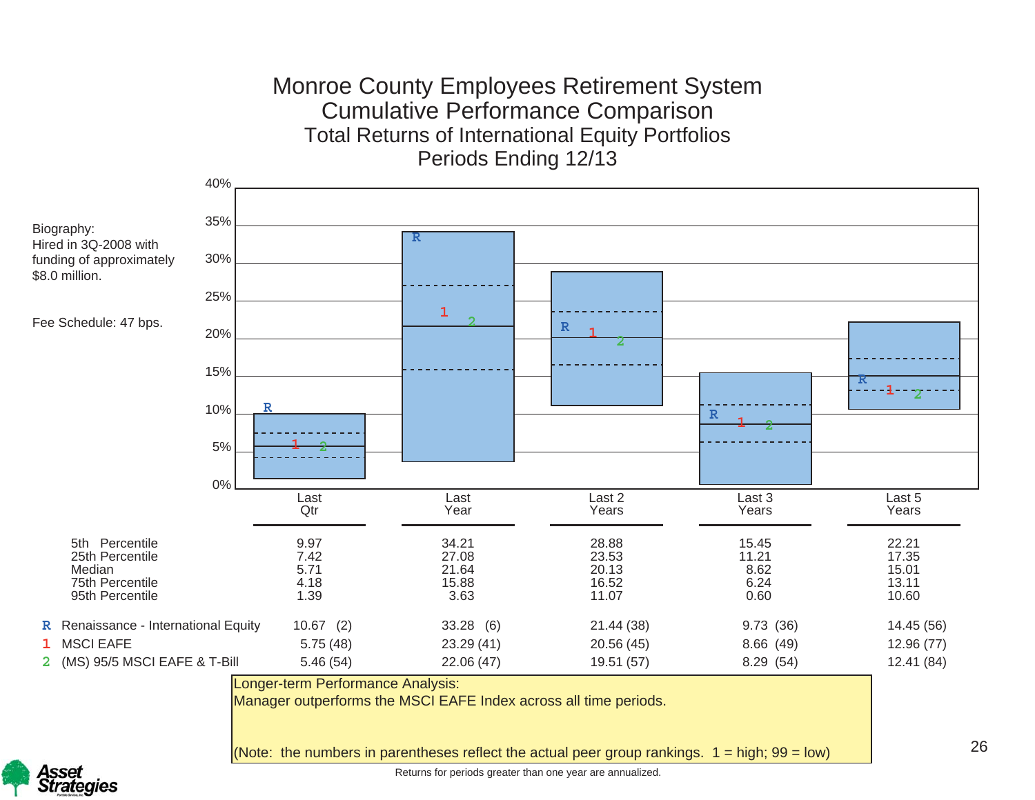# Monroe County Employees Retirement System

## Cumulative Performance Comparison

### Total Returns of International Equity Portfolios

### Periods Ending 12/13

Biography:
Hired in 3Q-2008 with funding of approximately $8.0 million.

Fee Schedule: 47 bps.

| | Last Qtr | Last Year | Last 2 Years | Last 3 Years | Last 5 Years |
|---|---|---|---|---|---|
| 5th Percentile | 9.97 | 34.21 | 28.88 | 15.45 | 22.21 |
| 25th Percentile | 7.42 | 27.08 | 23.53 | 11.21 | 17.35 |
| Median | 5.71 | 21.64 | 20.13 | 8.62 | 15.01 |
| 75th Percentile | 4.18 | 15.88 | 16.52 | 6.24 | 13.11 |
| 95th Percentile | 1.39 | 3.63 | 11.07 | 0.60 | 10.60 |
| R Renaissance - International Equity | 10.67 (2) | 33.28 (6) | 21.44 (38) | 9.73 (36) | 14.45 (56) |
| 1 MSCI EAFE | 5.75 (48) | 23.29 (41) | 20.56 (45) | 8.66 (49) | 12.96 (77) |
| 2 (MS) 95/5 MSCI EAFE & T-Bill | 5.46 (54) | 22.06 (47) | 19.51 (57) | 8.29 (54) | 12.41 (84) |

Longer-term Performance Analysis:
Manager outperforms the MSCI EAFE Index across all time periods.

(Note: the numbers in parentheses reflect the actual peer group rankings. 1 = high; 99 = low)

Returns for periods greater than one year are annualized.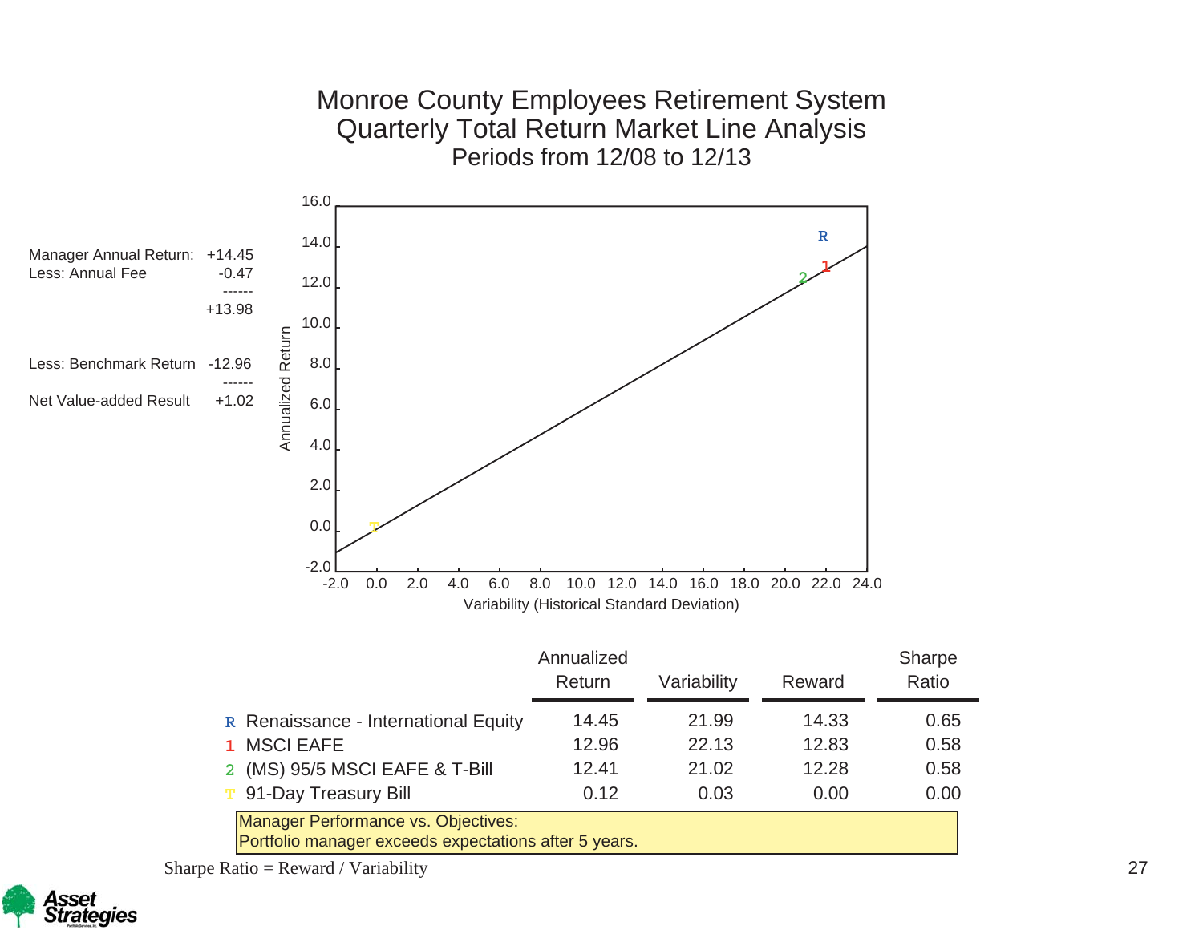# Monroe County Employees Retirement System
## Quarterly Total Return Market Line Analysis
### Periods from 12/08 to 12/13

| | |
|---|---|
| Manager Annual Return: | +14.45 |
| Less: Annual Fee | -0.47 |
| | ------ |
| | +13.98 |
| Less: Benchmark Return | -12.96 |
| | ------ |
| Net Value-added Result | +1.02 |

Annualized Return

Variability (Historical Standard Deviation)

| | Annualized Return | Variability | Reward | Sharpe Ratio |
|---|---|---|---|---|
| R Renaissance - International Equity | 14.45 | 21.99 | 14.33 | 0.65 |
| 1 MSCI EAFE | 12.96 | 22.13 | 12.83 | 0.58 |
| 2 (MS) 95/5 MSCI EAFE & T-Bill | 12.41 | 21.02 | 12.28 | 0.58 |
| T 91-Day Treasury Bill | 0.12 | 0.03 | 0.00 | 0.00 |

Manager Performance vs. Objectives:
Portfolio manager exceeds expectations after 5 years.

Sharpe Ratio = Reward / Variability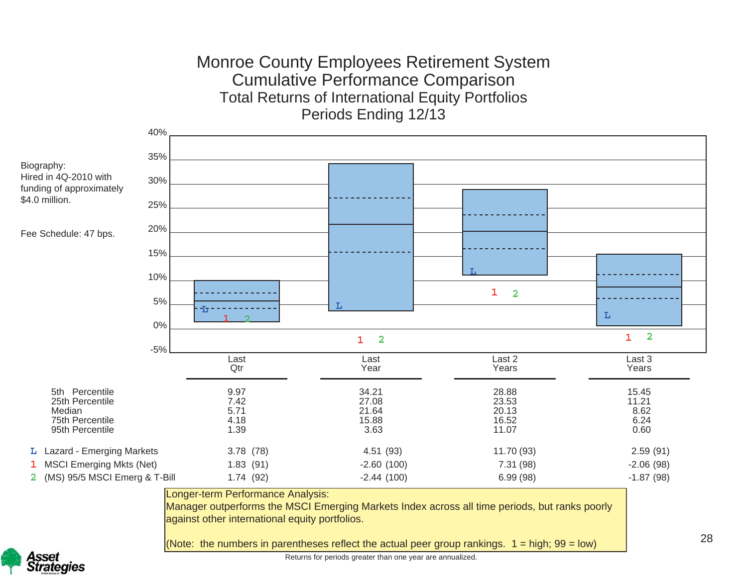# Monroe County Employees Retirement System

## Cumulative Performance Comparison

### Total Returns of International Equity Portfolios

### Periods Ending 12/13

Biography:
Hired in 4Q-2010 with funding of approximately $4.0 million.

Fee Schedule: 47 bps.

| | Last Qtr | Last Year | Last 2 Years | Last 3 Years |
|---|---|---|---|---|
| 5th Percentile | 9.97 | 34.21 | 28.88 | 15.45 |
| 25th Percentile | 7.42 | 27.08 | 23.53 | 11.21 |
| Median | 5.71 | 21.64 | 20.13 | 8.62 |
| 75th Percentile | 4.18 | 15.88 | 16.52 | 6.24 |
| 95th Percentile | 1.39 | 3.63 | 11.07 | 0.60 |
| L Lazard - Emerging Markets | 3.78 (78) | 4.51 (93) | 11.70 (93) | 2.59 (91) |
| 1 MSCI Emerging Mkts (Net) | 1.83 (91) | -2.60 (100) | 7.31 (98) | -2.06 (98) |
| 2 (MS) 95/5 MSCI Emerg & T-Bill | 1.74 (92) | -2.44 (100) | 6.99 (98) | -1.87 (98) |

Longer-term Performance Analysis:
Manager outperforms the MSCI Emerging Markets Index across all time periods, but ranks poorly against other international equity portfolios.

(Note: the numbers in parentheses reflect the actual peer group rankings. 1 = high; 99 = low)

Returns for periods greater than one year are annualized.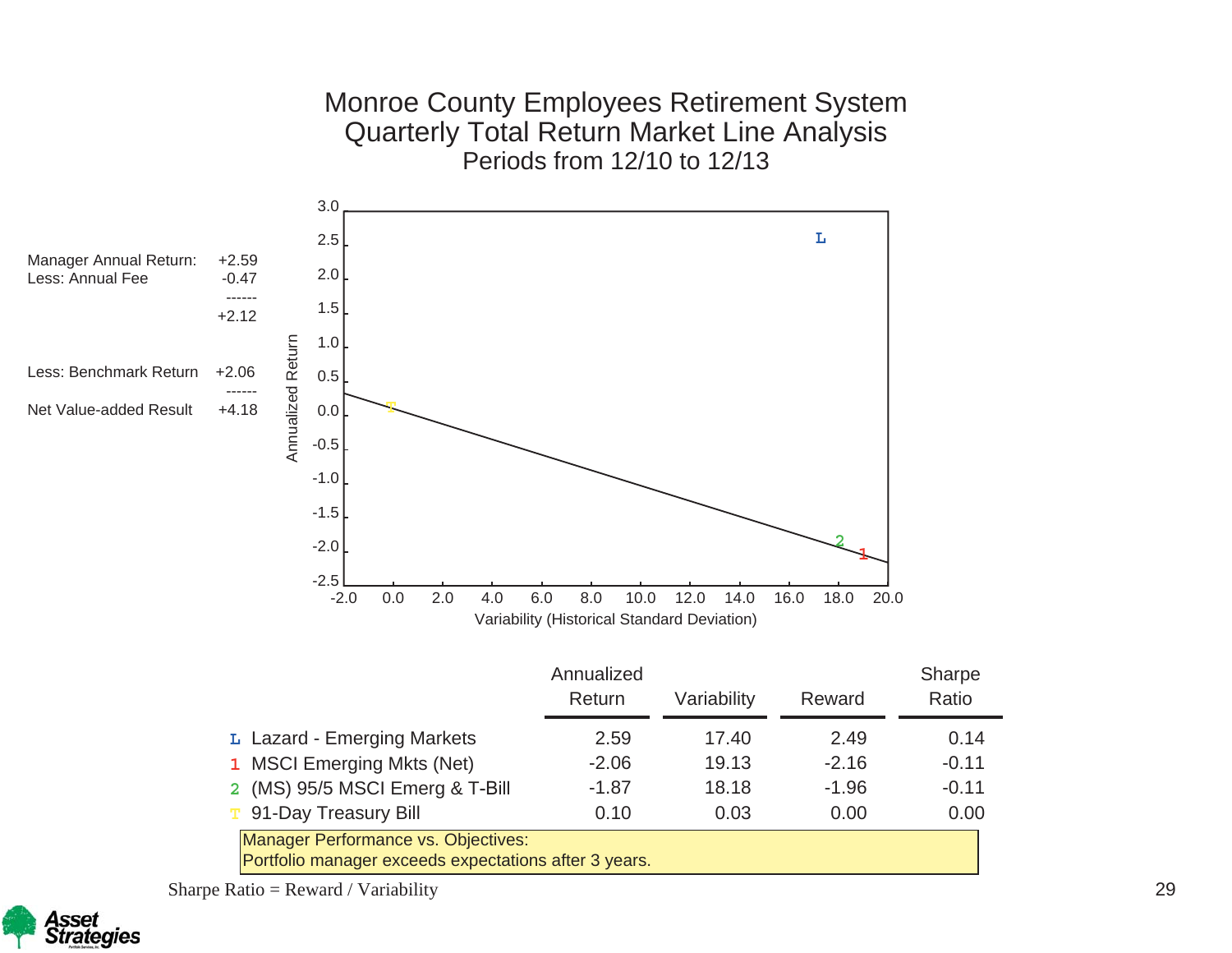# Monroe County Employees Retirement System
## Quarterly Total Return Market Line Analysis
### Periods from 12/10 to 12/13

| | |
|---|---|
| Manager Annual Return: | +2.59 |
| Less: Annual Fee | -0.47 |
| | ------ |
| | +2.12 |
| Less: Benchmark Return | +2.06 |
| | ------ |
| Net Value-added Result | +4.18 |

| | Annualized Return | Variability | Reward | Sharpe Ratio |
|---|---|---|---|---|
| L Lazard - Emerging Markets | 2.59 | 17.40 | 2.49 | 0.14 |
| 1 MSCI Emerging Mkts (Net) | -2.06 | 19.13 | -2.16 | -0.11 |
| 2 (MS) 95/5 MSCI Emerg & T-Bill | -1.87 | 18.18 | -1.96 | -0.11 |
| T 91-Day Treasury Bill | 0.10 | 0.03 | 0.00 | 0.00 |

Manager Performance vs. Objectives:
Portfolio manager exceeds expectations after 3 years.

Sharpe Ratio = Reward / Variability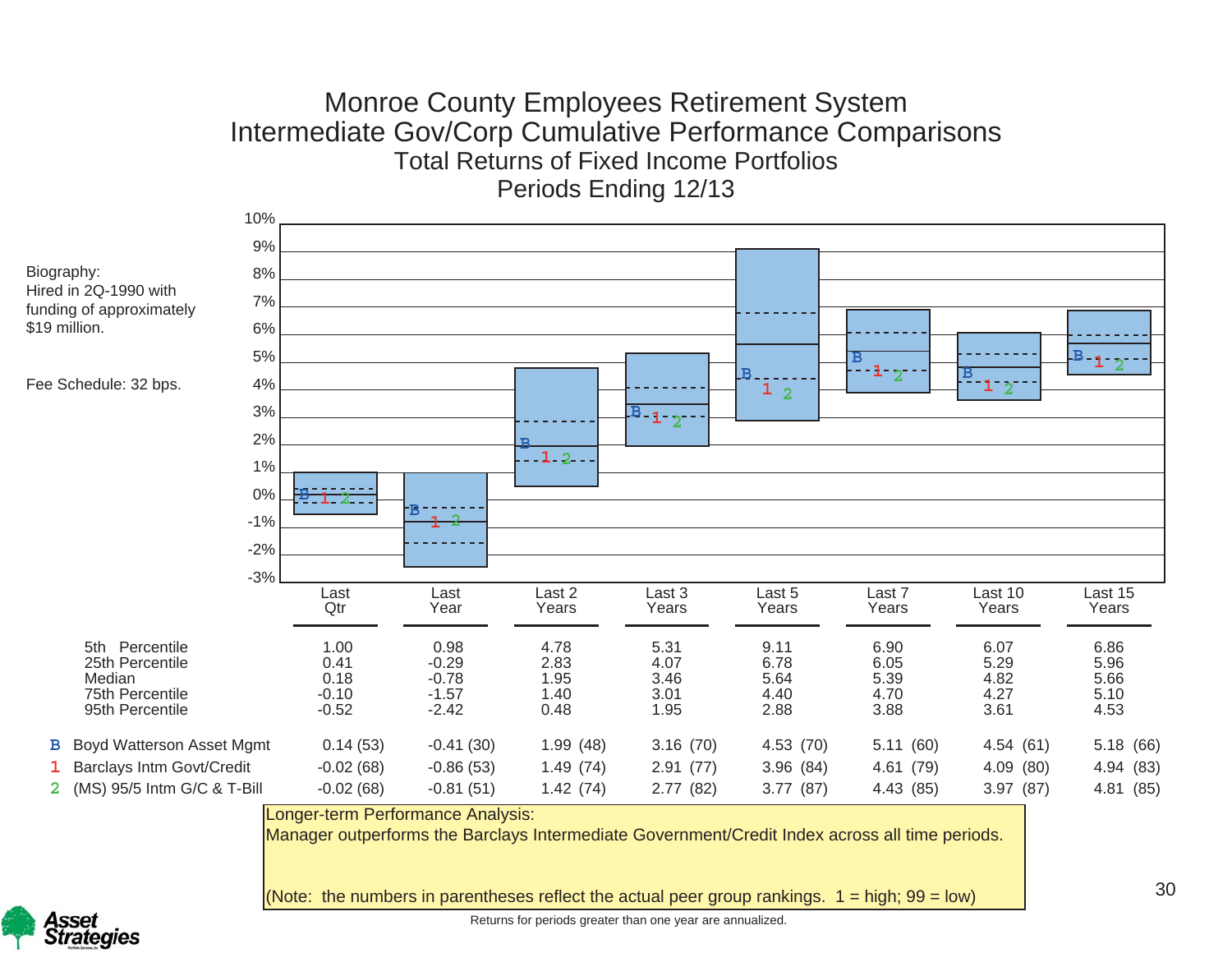# Monroe County Employees Retirement System

## Intermediate Gov/Corp Cumulative Performance Comparisons

### Total Returns of Fixed Income Portfolios

### Periods Ending 12/13

Biography:
Hired in 2Q-1990 with funding of approximately $19 million.

Fee Schedule: 32 bps.

| | Last Qtr | Last Year | Last 2 Years | Last 3 Years | Last 5 Years | Last 7 Years | Last 10 Years | Last 15 Years |
|---|---|---|---|---|---|---|---|---|
| 5th Percentile | 1.00 | 0.98 | 4.78 | 5.31 | 9.11 | 6.90 | 6.07 | 6.86 |
| 25th Percentile | 0.41 | -0.29 | 2.83 | 4.07 | 6.78 | 6.05 | 5.29 | 5.96 |
| Median | 0.18 | -0.78 | 1.95 | 3.46 | 5.64 | 5.39 | 4.82 | 5.66 |
| 75th Percentile | -0.10 | -1.57 | 1.40 | 3.01 | 4.40 | 4.70 | 4.27 | 5.10 |
| 95th Percentile | -0.52 | -2.42 | 0.48 | 1.95 | 2.88 | 3.88 | 3.61 | 4.53 |
| B Boyd Watterson Asset Mgmt | 0.14 (53) | -0.41 (30) | 1.99 (48) | 3.16 (70) | 4.53 (70) | 5.11 (60) | 4.54 (61) | 5.18 (66) |
| 1 Barclays Intm Govt/Credit | -0.02 (68) | -0.86 (53) | 1.49 (74) | 2.91 (77) | 3.96 (84) | 4.61 (79) | 4.09 (80) | 4.94 (83) |
| 2 (MS) 95/5 Intm G/C & T-Bill | -0.02 (68) | -0.81 (51) | 1.42 (74) | 2.77 (82) | 3.77 (87) | 4.43 (85) | 3.97 (87) | 4.81 (85) |

Longer-term Performance Analysis:
Manager outperforms the Barclays Intermediate Government/Credit Index across all time periods.

(Note: the numbers in parentheses reflect the actual peer group rankings. 1 = high; 99 = low)

Returns for periods greater than one year are annualized.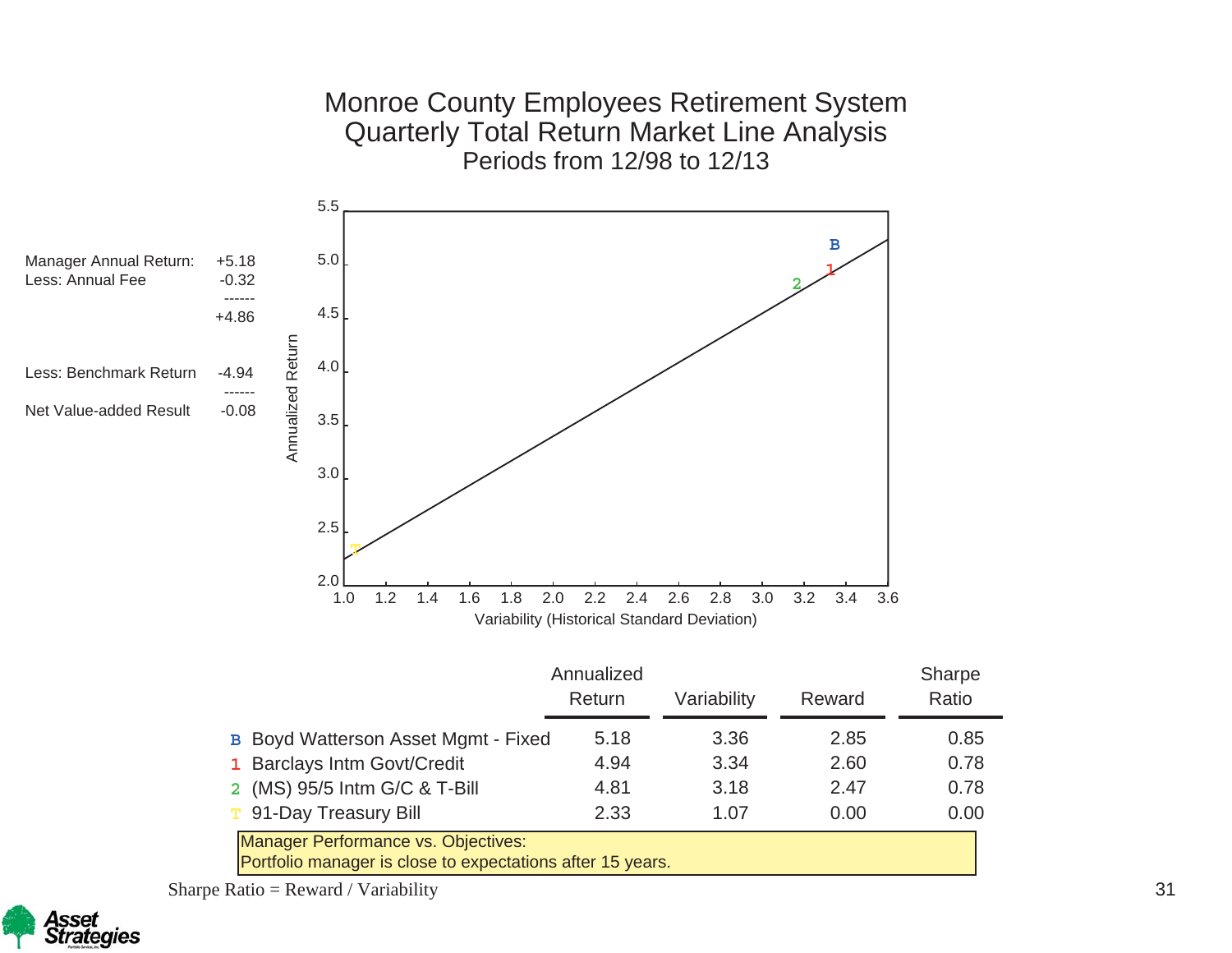# Monroe County Employees Retirement System
## Quarterly Total Return Market Line Analysis
### Periods from 12/98 to 12/13

| | |
|---|---|
| Manager Annual Return: | +5.18 |
| Less: Annual Fee | -0.32 |
| | ------ |
| | +4.86 |
| Less: Benchmark Return | -4.94 |
| | ------ |
| Net Value-added Result | -0.08 |

| | Annualized Return | Variability | Reward | Sharpe Ratio |
|---|---|---|---|---|
| B Boyd Watterson Asset Mgmt - Fixed | 5.18 | 3.36 | 2.85 | 0.85 |
| 1 Barclays Intm Govt/Credit | 4.94 | 3.34 | 2.60 | 0.78 |
| 2 (MS) 95/5 Intm G/C & T-Bill | 4.81 | 3.18 | 2.47 | 0.78 |
| T 91-Day Treasury Bill | 2.33 | 1.07 | 0.00 | 0.00 |

Manager Performance vs. Objectives:
Portfolio manager is close to expectations after 15 years.

Sharpe Ratio = Reward / Variability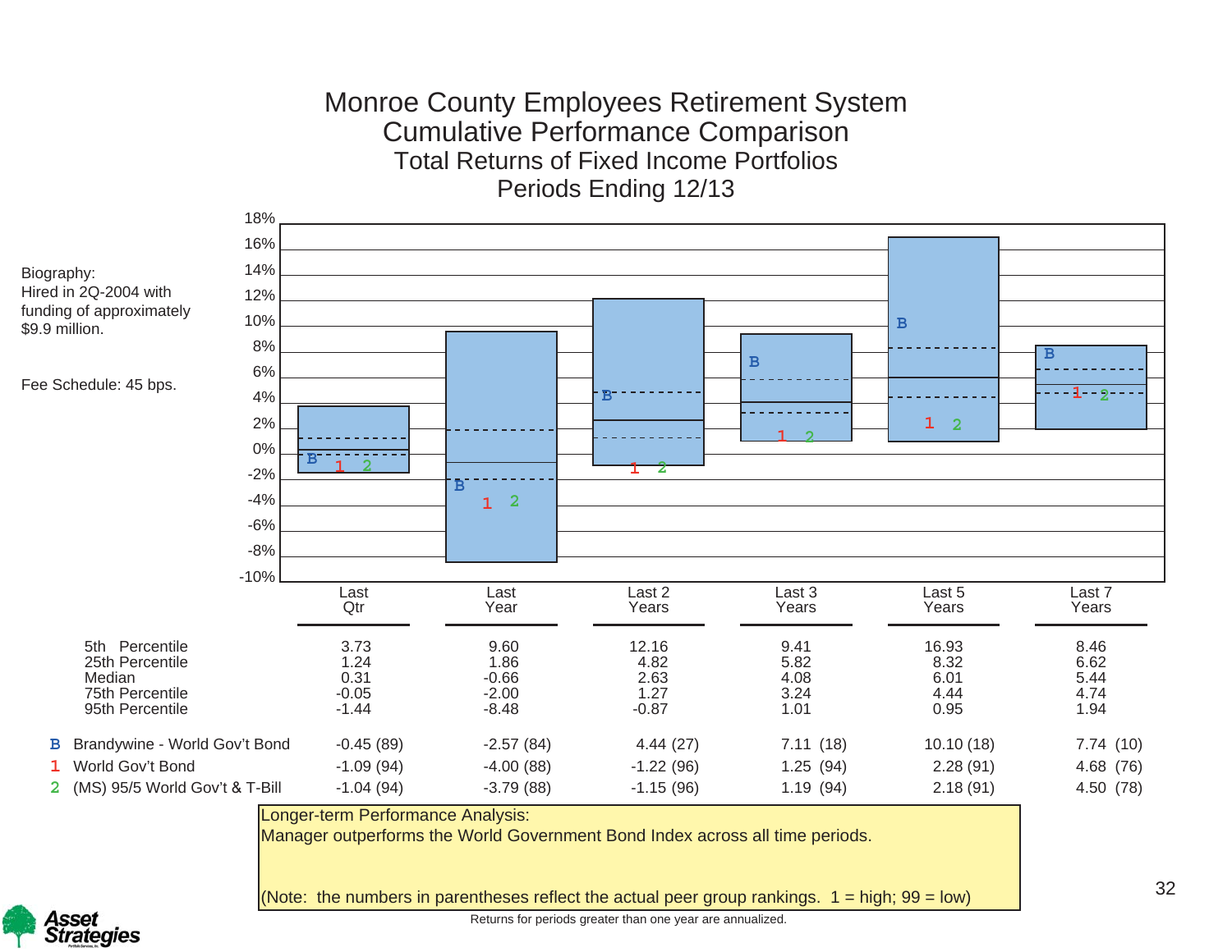# Monroe County Employees Retirement System

## Cumulative Performance Comparison

### Total Returns of Fixed Income Portfolios

### Periods Ending 12/13

Biography:
Hired in 2Q-2004 with funding of approximately $9.9 million.

Fee Schedule: 45 bps.

| | Last Qtr | Last Year | Last 2 Years | Last 3 Years | Last 5 Years | Last 7 Years |
|---|---|---|---|---|---|---|
| 5th Percentile | 3.73 | 9.60 | 12.16 | 9.41 | 16.93 | 8.46 |
| 25th Percentile | 1.24 | 1.86 | 4.82 | 5.82 | 8.32 | 6.62 |
| Median | 0.31 | -0.66 | 2.63 | 4.08 | 6.01 | 5.44 |
| 75th Percentile | -0.05 | -2.00 | 1.27 | 3.24 | 4.44 | 4.74 |
| 95th Percentile | -1.44 | -8.48 | -0.87 | 1.01 | 0.95 | 1.94 |
| B Brandywine - World Gov't Bond | -0.45 (89) | -2.57 (84) | 4.44 (27) | 7.11 (18) | 10.10 (18) | 7.74 (10) |
| 1 World Gov't Bond | -1.09 (94) | -4.00 (88) | -1.22 (96) | 1.25 (94) | 2.28 (91) | 4.68 (76) |
| 2 (MS) 95/5 World Gov't & T-Bill | -1.04 (94) | -3.79 (88) | -1.15 (96) | 1.19 (94) | 2.18 (91) | 4.50 (78) |

Longer-term Performance Analysis:
Manager outperforms the World Government Bond Index across all time periods.

(Note: the numbers in parentheses reflect the actual peer group rankings. 1 = high; 99 = low)

Returns for periods greater than one year are annualized.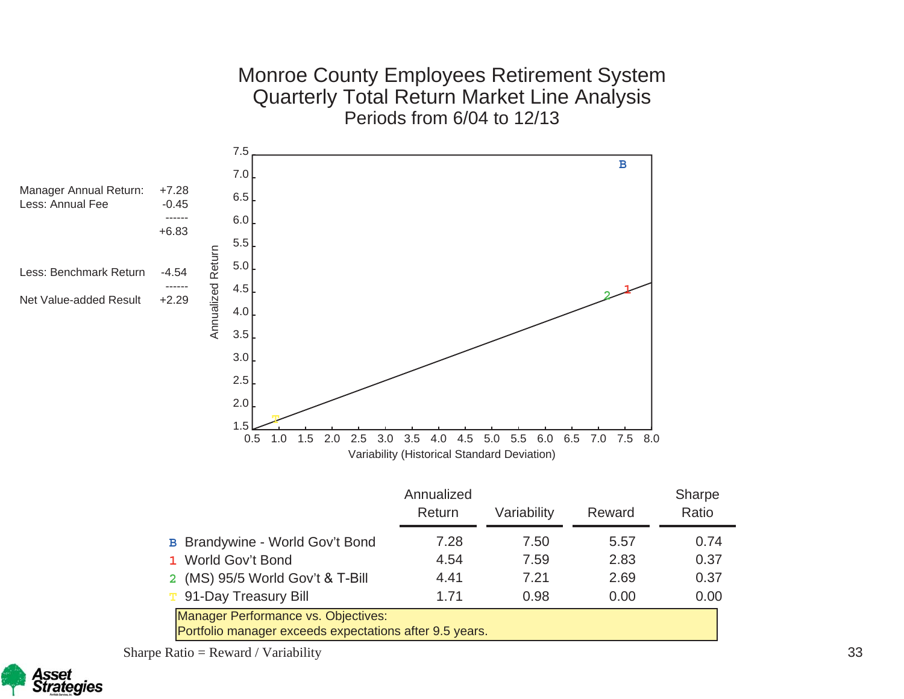# Monroe County Employees Retirement System
## Quarterly Total Return Market Line Analysis
### Periods from 6/04 to 12/13

| | |
|---|---|
| Manager Annual Return: | +7.28 |
| Less: Annual Fee | -0.45 |
| | ------ |
| | +6.83 |
| Less: Benchmark Return | -4.54 |
| | ------ |
| Net Value-added Result | +2.29 |

| | Annualized Return | Variability | Reward | Sharpe Ratio |
|---|---|---|---|---|
| B Brandywine - World Gov't Bond | 7.28 | 7.50 | 5.57 | 0.74 |
| 1 World Gov't Bond | 4.54 | 7.59 | 2.83 | 0.37 |
| 2 (MS) 95/5 World Gov't & T-Bill | 4.41 | 7.21 | 2.69 | 0.37 |
| T 91-Day Treasury Bill | 1.71 | 0.98 | 0.00 | 0.00 |

Manager Performance vs. Objectives:
Portfolio manager exceeds expectations after 9.5 years.

Sharpe Ratio = Reward / Variability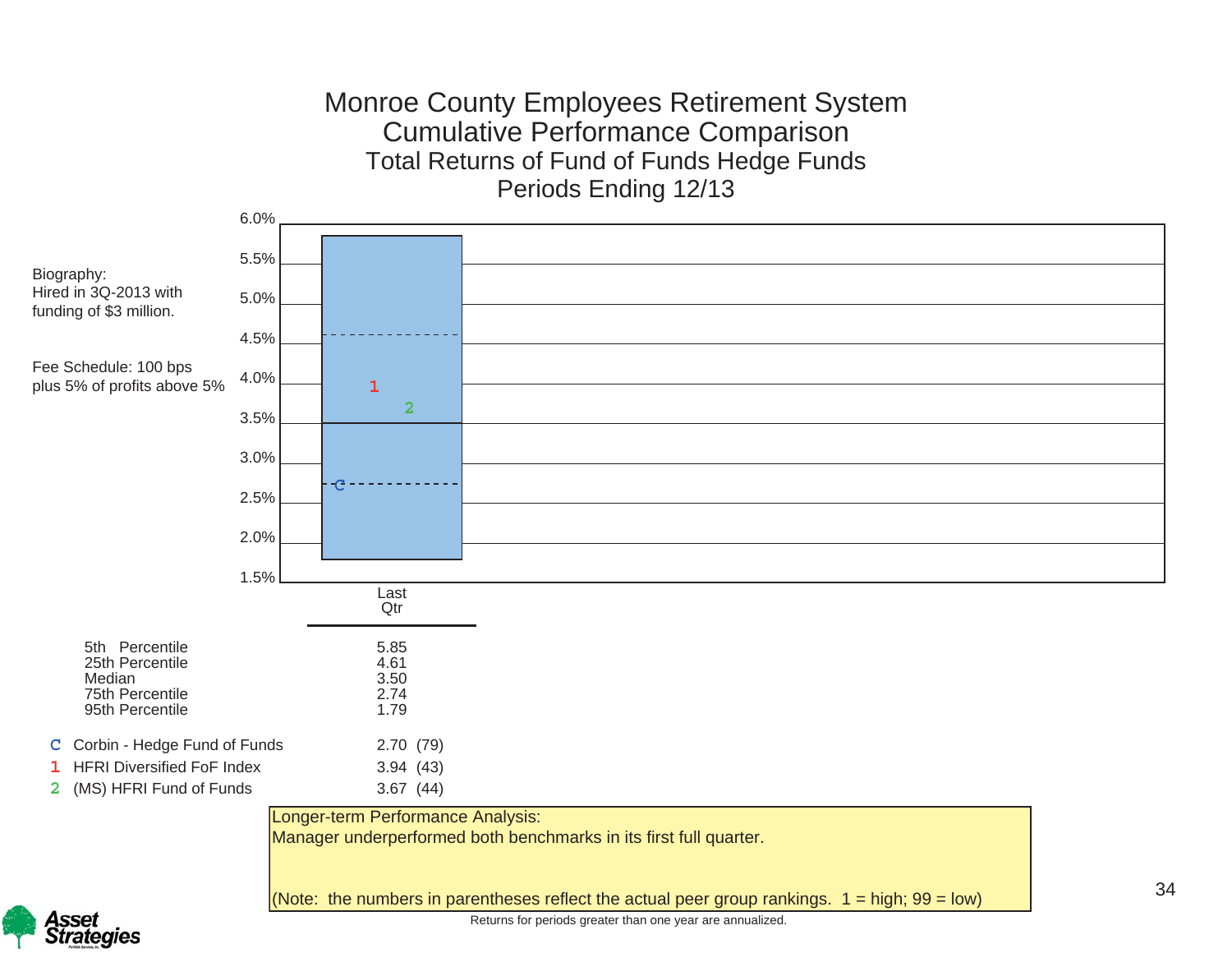# Monroe County Employees Retirement System

## Cumulative Performance Comparison

### Total Returns of Fund of Funds Hedge Funds

### Periods Ending 12/13

Biography:
Hired in 3Q-2013 with funding of $3 million.

Fee Schedule: 100 bps plus 5% of profits above 5%

| | Last Qtr |
|---|---|
| 5th Percentile | 5.85 |
| 25th Percentile | 4.61 |
| Median | 3.50 |
| 75th Percentile | 2.74 |
| 95th Percentile | 1.79 |
| C Corbin - Hedge Fund of Funds | 2.70 (79) |
| 1 HFRI Diversified FoF Index | 3.94 (43) |
| 2 (MS) HFRI Fund of Funds | 3.67 (44) |

Longer-term Performance Analysis:
Manager underperformed both benchmarks in its first full quarter.

(Note: the numbers in parentheses reflect the actual peer group rankings. 1 = high; 99 = low)

Returns for periods greater than one year are annualized.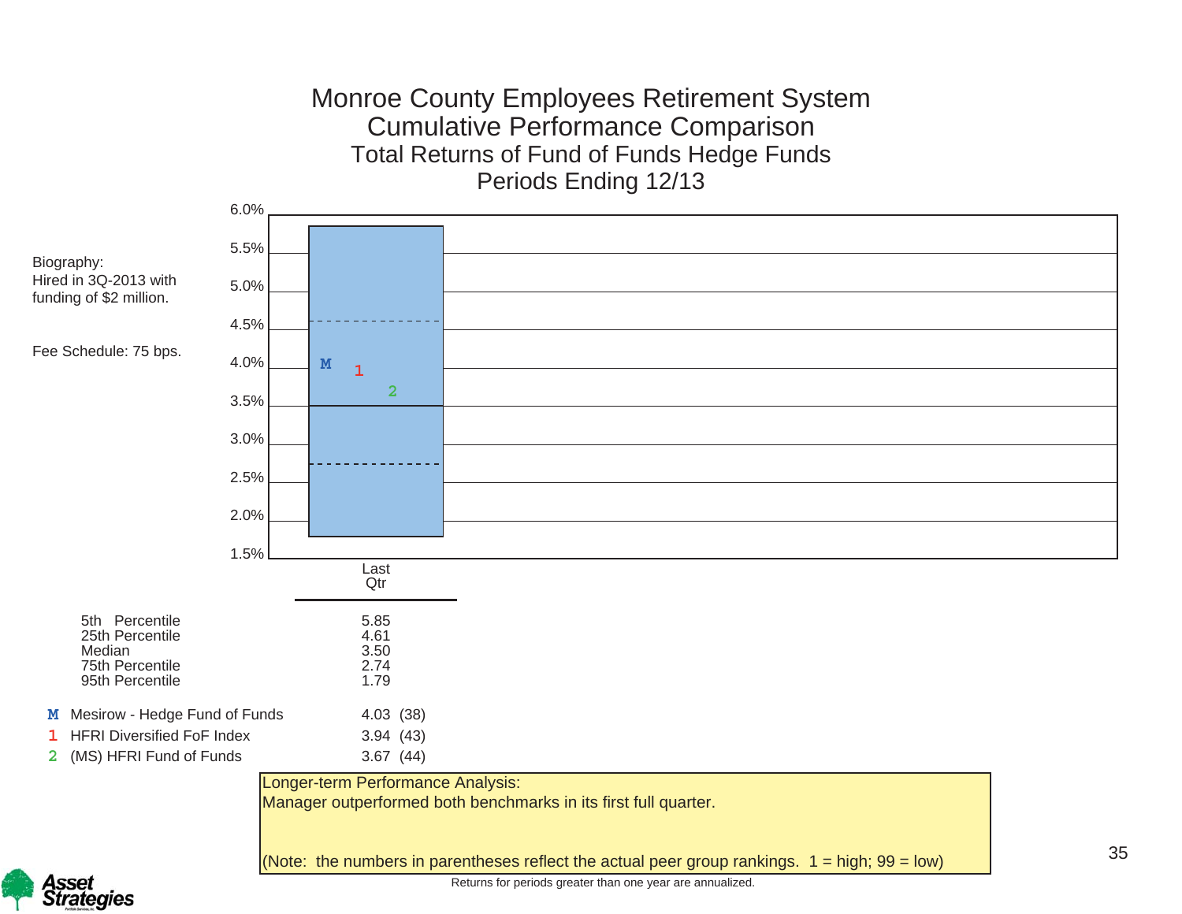# Monroe County Employees Retirement System
## Cumulative Performance Comparison
### Total Returns of Fund of Funds Hedge Funds
### Periods Ending 12/13

Biography:
Hired in 3Q-2013 with funding of $2 million.

Fee Schedule: 75 bps.

| | Last Qtr |
|---|---|
| 5th Percentile | 5.85 |
| 25th Percentile | 4.61 |
| Median | 3.50 |
| 75th Percentile | 2.74 |
| 95th Percentile | 1.79 |
| M Mesirow - Hedge Fund of Funds | 4.03 (38) |
| 1 HFRI Diversified FoF Index | 3.94 (43) |
| 2 (MS) HFRI Fund of Funds | 3.67 (44) |

Longer-term Performance Analysis:
Manager outperformed both benchmarks in its first full quarter.

(Note: the numbers in parentheses reflect the actual peer group rankings. 1 = high; 99 = low)

Returns for periods greater than one year are annualized.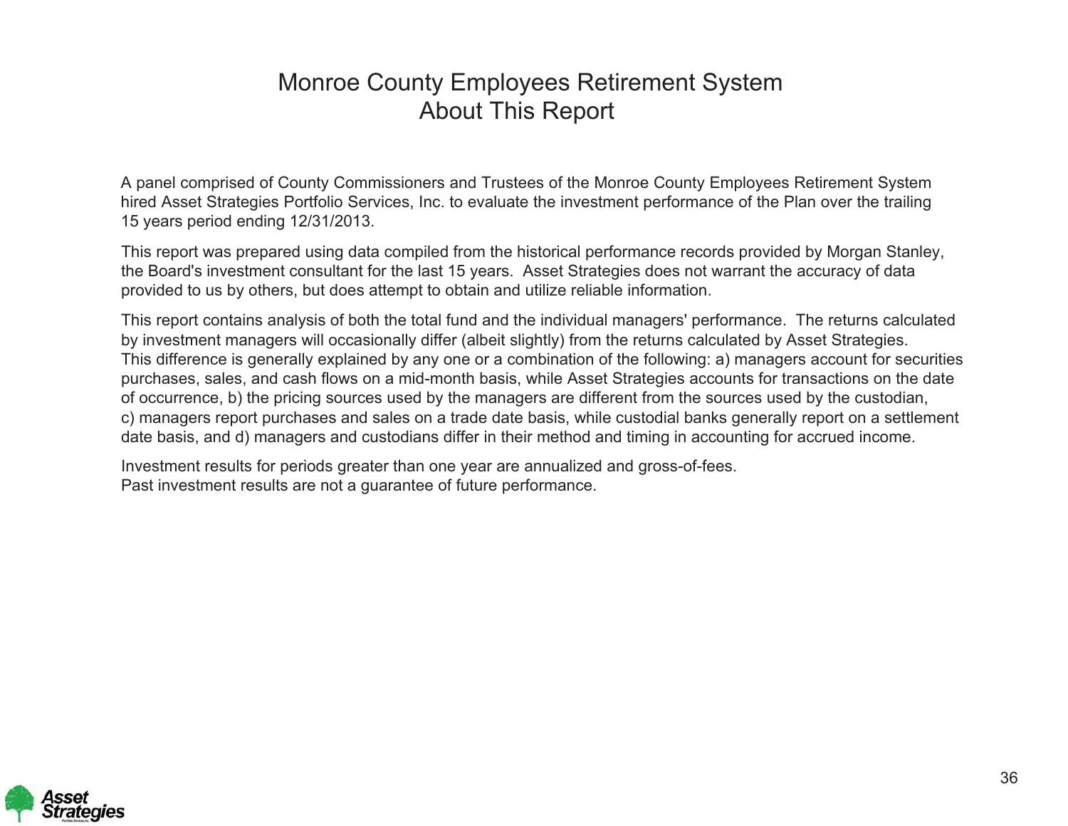# Monroe County Employees Retirement System
## About This Report

A panel comprised of County Commissioners and Trustees of the Monroe County Employees Retirement System hired Asset Strategies Portfolio Services, Inc. to evaluate the investment performance of the Plan over the trailing 15 years period ending 12/31/2013.

This report was prepared using data compiled from the historical performance records provided by Morgan Stanley, the Board's investment consultant for the last 15 years. Asset Strategies does not warrant the accuracy of data provided to us by others, but does attempt to obtain and utilize reliable information.

This report contains analysis of both the total fund and the individual managers' performance. The returns calculated by investment managers will occasionally differ (albeit slightly) from the returns calculated by Asset Strategies. This difference is generally explained by any one or a combination of the following: a) managers account for securities purchases, sales, and cash flows on a mid-month basis, while Asset Strategies accounts for transactions on the date of occurrence, b) the pricing sources used by the managers are different from the sources used by the custodian, c) managers report purchases and sales on a trade date basis, while custodial banks generally report on a settlement date basis, and d) managers and custodians differ in their method and timing in accounting for accrued income.

Investment results for periods greater than one year are annualized and gross-of-fees.
Past investment results are not a guarantee of future performance.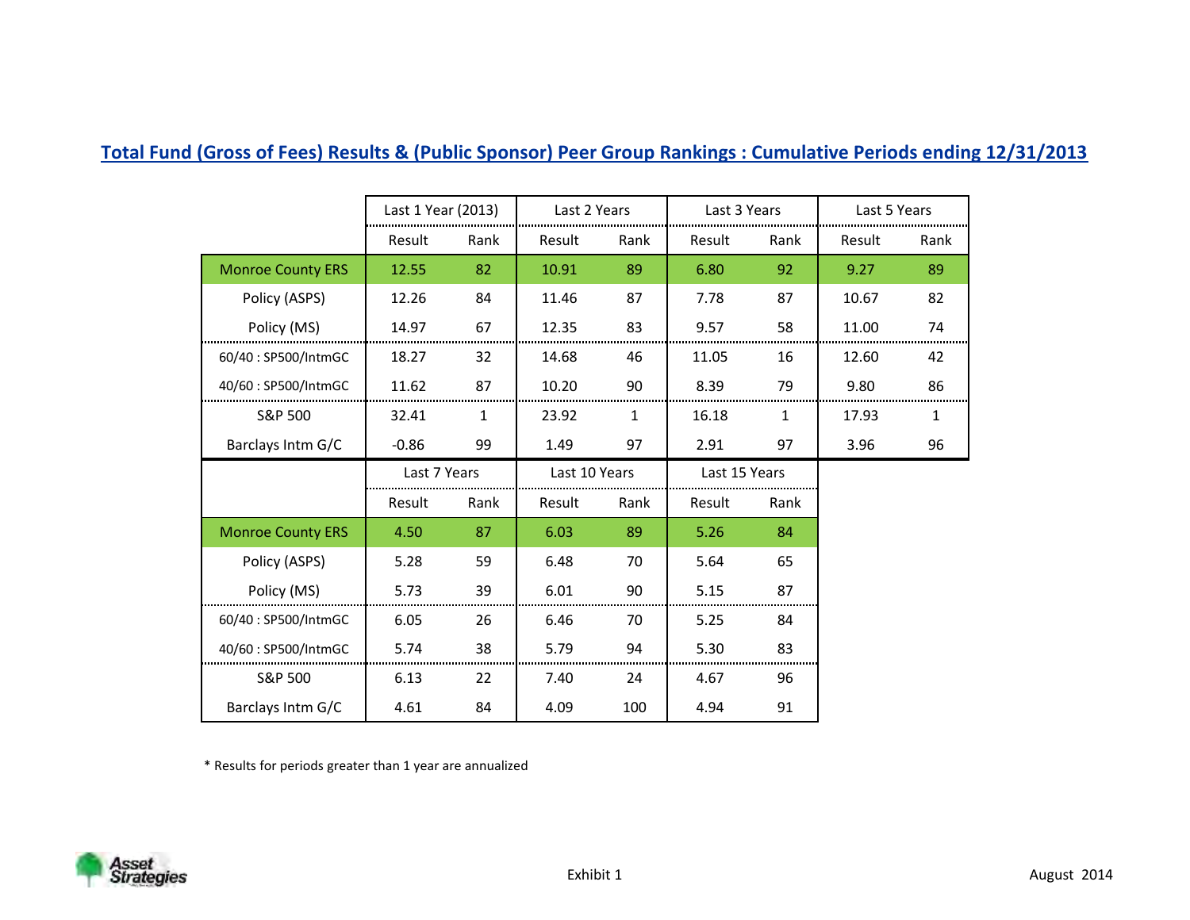## Total Fund (Gross of Fees) Results & (Public Sponsor) Peer Group Rankings : Cumulative Periods ending 12/31/2013

| | Last 1 Year (2013) | | Last 2 Years | | Last 3 Years | | Last 5 Years | |
|---|---|---|---|---|---|---|---|---|
| | Result | Rank | Result | Rank | Result | Rank | Result | Rank |
| Monroe County ERS | 12.55 | 82 | 10.91 | 89 | 6.80 | 92 | 9.27 | 89 |
| Policy (ASPS) | 12.26 | 84 | 11.46 | 87 | 7.78 | 87 | 10.67 | 82 |
| Policy (MS) | 14.97 | 67 | 12.35 | 83 | 9.57 | 58 | 11.00 | 74 |
| 60/40 : SP500/IntmGC | 18.27 | 32 | 14.68 | 46 | 11.05 | 16 | 12.60 | 42 |
| 40/60 : SP500/IntmGC | 11.62 | 87 | 10.20 | 90 | 8.39 | 79 | 9.80 | 86 |
| S&P 500 | 32.41 | 1 | 23.92 | 1 | 16.18 | 1 | 17.93 | 1 |
| Barclays Intm G/C | -0.86 | 99 | 1.49 | 97 | 2.91 | 97 | 3.96 | 96 |

| | Last 7 Years | | Last 10 Years | | Last 15 Years | |
|---|---|---|---|---|---|---|
| | Result | Rank | Result | Rank | Result | Rank |
| Monroe County ERS | 4.50 | 87 | 6.03 | 89 | 5.26 | 84 |
| Policy (ASPS) | 5.28 | 59 | 6.48 | 70 | 5.64 | 65 |
| Policy (MS) | 5.73 | 39 | 6.01 | 90 | 5.15 | 87 |
| 60/40 : SP500/IntmGC | 6.05 | 26 | 6.46 | 70 | 5.25 | 84 |
| 40/60 : SP500/IntmGC | 5.74 | 38 | 5.79 | 94 | 5.30 | 83 |
| S&P 500 | 6.13 | 22 | 7.40 | 24 | 4.67 | 96 |
| Barclays Intm G/C | 4.61 | 84 | 4.09 | 100 | 4.94 | 91 |

* Results for periods greater than 1 year are annualized

Exhibit 1

August 2014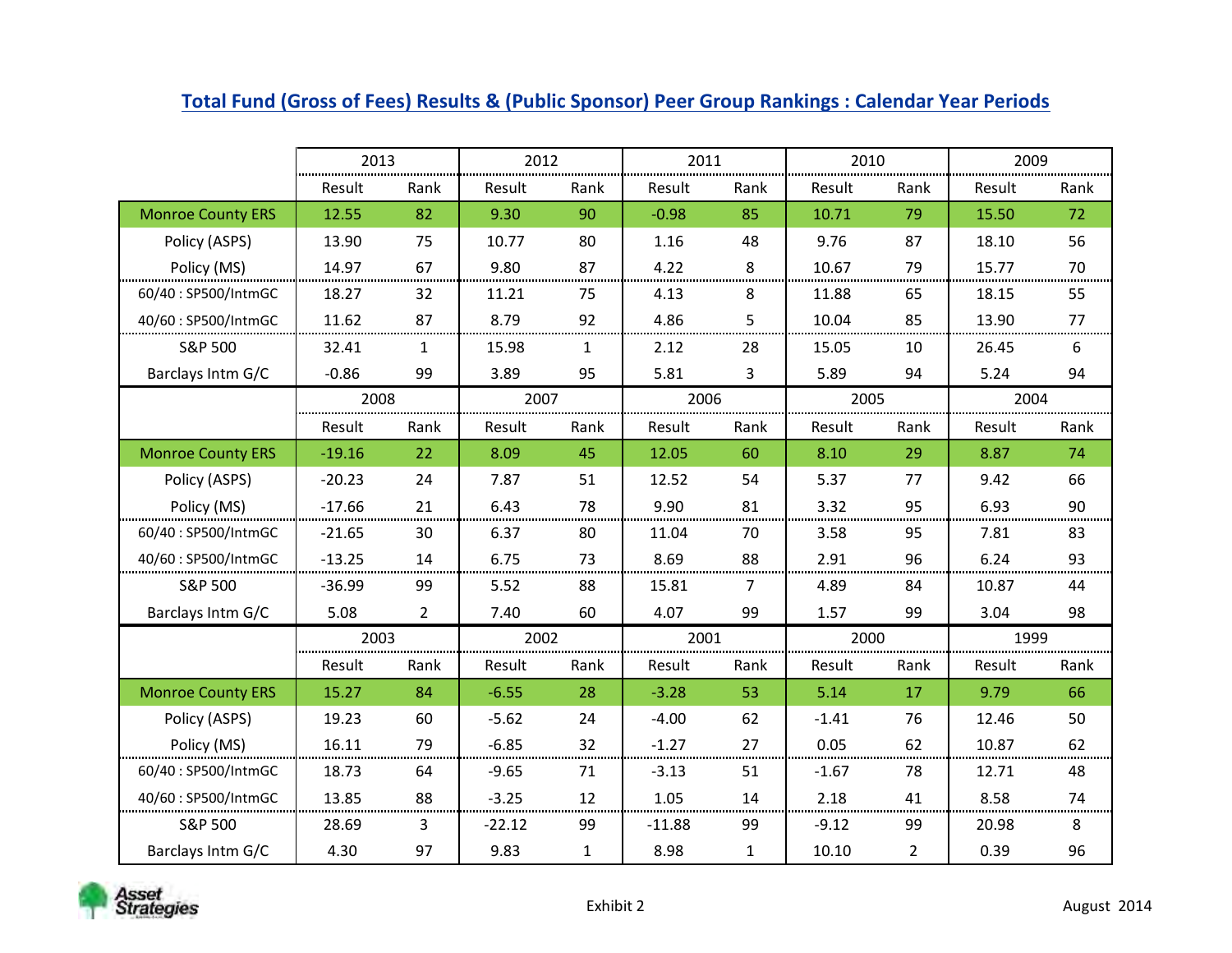## Total Fund (Gross of Fees) Results & (Public Sponsor) Peer Group Rankings : Calendar Year Periods

| | 2013 | | 2012 | | 2011 | | 2010 | | 2009 | |
|---|---|---|---|---|---|---|---|---|---|---|
| | Result | Rank | Result | Rank | Result | Rank | Result | Rank | Result | Rank |
| Monroe County ERS | 12.55 | 82 | 9.30 | 90 | -0.98 | 85 | 10.71 | 79 | 15.50 | 72 |
| Policy (ASPS) | 13.90 | 75 | 10.77 | 80 | 1.16 | 48 | 9.76 | 87 | 18.10 | 56 |
| Policy (MS) | 14.97 | 67 | 9.80 | 87 | 4.22 | 8 | 10.67 | 79 | 15.77 | 70 |
| 60/40 : SP500/IntmGC | 18.27 | 32 | 11.21 | 75 | 4.13 | 8 | 11.88 | 65 | 18.15 | 55 |
| 40/60 : SP500/IntmGC | 11.62 | 87 | 8.79 | 92 | 4.86 | 5 | 10.04 | 85 | 13.90 | 77 |
| S&P 500 | 32.41 | 1 | 15.98 | 1 | 2.12 | 28 | 15.05 | 10 | 26.45 | 6 |
| Barclays Intm G/C | -0.86 | 99 | 3.89 | 95 | 5.81 | 3 | 5.89 | 94 | 5.24 | 94 |
| | **2008** | | **2007** | | **2006** | | **2005** | | **2004** | |
| | Result | Rank | Result | Rank | Result | Rank | Result | Rank | Result | Rank |
| Monroe County ERS | -19.16 | 22 | 8.09 | 45 | 12.05 | 60 | 8.10 | 29 | 8.87 | 74 |
| Policy (ASPS) | -20.23 | 24 | 7.87 | 51 | 12.52 | 54 | 5.37 | 77 | 9.42 | 66 |
| Policy (MS) | -17.66 | 21 | 6.43 | 78 | 9.90 | 81 | 3.32 | 95 | 6.93 | 90 |
| 60/40 : SP500/IntmGC | -21.65 | 30 | 6.37 | 80 | 11.04 | 70 | 3.58 | 95 | 7.81 | 83 |
| 40/60 : SP500/IntmGC | -13.25 | 14 | 6.75 | 73 | 8.69 | 88 | 2.91 | 96 | 6.24 | 93 |
| S&P 500 | -36.99 | 99 | 5.52 | 88 | 15.81 | 7 | 4.89 | 84 | 10.87 | 44 |
| Barclays Intm G/C | 5.08 | 2 | 7.40 | 60 | 4.07 | 99 | 1.57 | 99 | 3.04 | 98 |
| | **2003** | | **2002** | | **2001** | | **2000** | | **1999** | |
| | Result | Rank | Result | Rank | Result | Rank | Result | Rank | Result | Rank |
| Monroe County ERS | 15.27 | 84 | -6.55 | 28 | -3.28 | 53 | 5.14 | 17 | 9.79 | 66 |
| Policy (ASPS) | 19.23 | 60 | -5.62 | 24 | -4.00 | 62 | -1.41 | 76 | 12.46 | 50 |
| Policy (MS) | 16.11 | 79 | -6.85 | 32 | -1.27 | 27 | 0.05 | 62 | 10.87 | 62 |
| 60/40 : SP500/IntmGC | 18.73 | 64 | -9.65 | 71 | -3.13 | 51 | -1.67 | 78 | 12.71 | 48 |
| 40/60 : SP500/IntmGC | 13.85 | 88 | -3.25 | 12 | 1.05 | 14 | 2.18 | 41 | 8.58 | 74 |
| S&P 500 | 28.69 | 3 | -22.12 | 99 | -11.88 | 99 | -9.12 | 99 | 20.98 | 8 |
| Barclays Intm G/C | 4.30 | 97 | 9.83 | 1 | 8.98 | 1 | 10.10 | 2 | 0.39 | 96 |

Asset Strategies

Exhibit 2

August 2014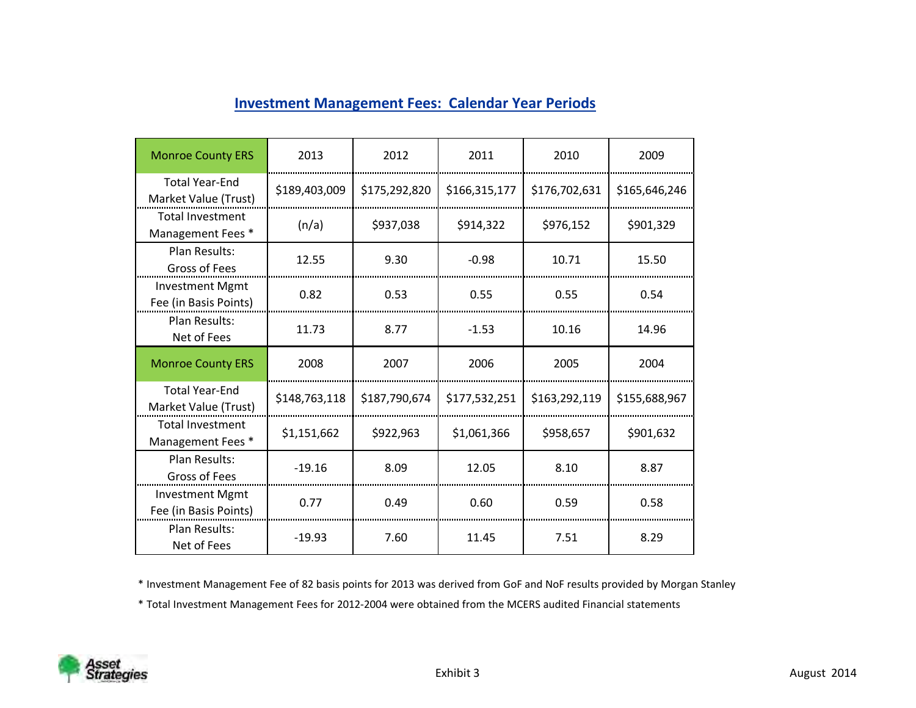## Investment Management Fees: Calendar Year Periods

| Monroe County ERS | 2013 | 2012 | 2011 | 2010 | 2009 |
|---|---|---|---|---|---|
| Total Year-End Market Value (Trust) | $189,403,009 | $175,292,820 | $166,315,177 | $176,702,631 | $165,646,246 |
| Total Investment Management Fees * | (n/a) | $937,038 | $914,322 | $976,152 | $901,329 |
| Plan Results: Gross of Fees | 12.55 | 9.30 | -0.98 | 10.71 | 15.50 |
| Investment Mgmt Fee (in Basis Points) | 0.82 | 0.53 | 0.55 | 0.55 | 0.54 |
| Plan Results: Net of Fees | 11.73 | 8.77 | -1.53 | 10.16 | 14.96 |
| **Monroe County ERS** | **2008** | **2007** | **2006** | **2005** | **2004** |
| Total Year-End Market Value (Trust) | $148,763,118 | $187,790,674 | $177,532,251 | $163,292,119 | $155,688,967 |
| Total Investment Management Fees * | $1,151,662 | $922,963 | $1,061,366 | $958,657 | $901,632 |
| Plan Results: Gross of Fees | -19.16 | 8.09 | 12.05 | 8.10 | 8.87 |
| Investment Mgmt Fee (in Basis Points) | 0.77 | 0.49 | 0.60 | 0.59 | 0.58 |
| Plan Results: Net of Fees | -19.93 | 7.60 | 11.45 | 7.51 | 8.29 |

* Investment Management Fee of 82 basis points for 2013 was derived from GoF and NoF results provided by Morgan Stanley

* Total Investment Management Fees for 2012-2004 were obtained from the MCERS audited Financial statements

Exhibit 3

August 2014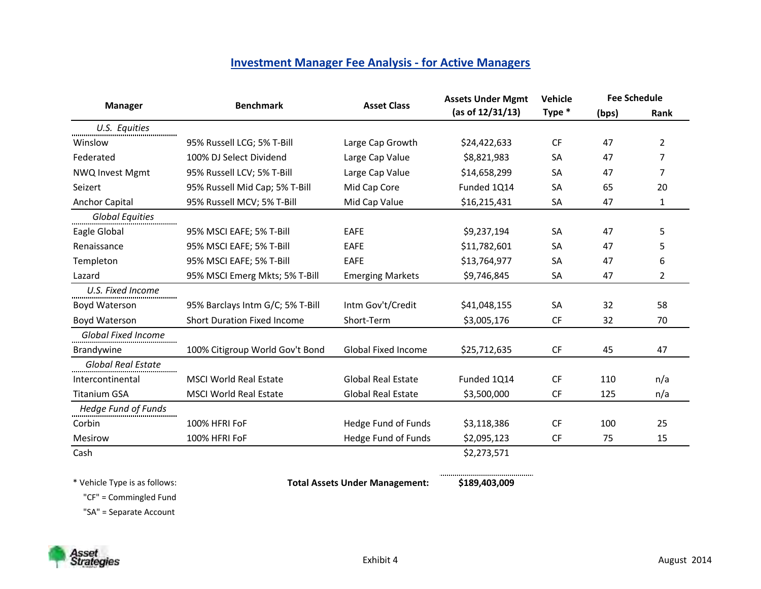## Investment Manager Fee Analysis - for Active Managers

| Manager | Benchmark | Asset Class | Assets Under Mgmt (as of 12/31/13) | Vehicle Type * | Fee Schedule (bps) | Rank |
|---|---|---|---|---|---|---|
| *U.S. Equities* | | | | | | |
| Winslow | 95% Russell LCG; 5% T-Bill | Large Cap Growth | $24,422,633 | CF | 47 | 2 |
| Federated | 100% DJ Select Dividend | Large Cap Value | $8,821,983 | SA | 47 | 7 |
| NWQ Invest Mgmt | 95% Russell LCV; 5% T-Bill | Large Cap Value | $14,658,299 | SA | 47 | 7 |
| Seizert | 95% Russell Mid Cap; 5% T-Bill | Mid Cap Core | Funded 1Q14 | SA | 65 | 20 |
| Anchor Capital | 95% Russell MCV; 5% T-Bill | Mid Cap Value | $16,215,431 | SA | 47 | 1 |
| *Global Equities* | | | | | | |
| Eagle Global | 95% MSCI EAFE; 5% T-Bill | EAFE | $9,237,194 | SA | 47 | 5 |
| Renaissance | 95% MSCI EAFE; 5% T-Bill | EAFE | $11,782,601 | SA | 47 | 5 |
| Templeton | 95% MSCI EAFE; 5% T-Bill | EAFE | $13,764,977 | SA | 47 | 6 |
| Lazard | 95% MSCI Emerg Mkts; 5% T-Bill | Emerging Markets | $9,746,845 | SA | 47 | 2 |
| *U.S. Fixed Income* | | | | | | |
| Boyd Waterson | 95% Barclays Intm G/C; 5% T-Bill | Intm Gov't/Credit | $41,048,155 | SA | 32 | 58 |
| Boyd Waterson | Short Duration Fixed Income | Short-Term | $3,005,176 | CF | 32 | 70 |
| *Global Fixed Income* | | | | | | |
| Brandywine | 100% Citigroup World Gov't Bond | Global Fixed Income | $25,712,635 | CF | 45 | 47 |
| *Global Real Estate* | | | | | | |
| Intercontinental | MSCI World Real Estate | Global Real Estate | Funded 1Q14 | CF | 110 | n/a |
| Titanium GSA | MSCI World Real Estate | Global Real Estate | $3,500,000 | CF | 125 | n/a |
| *Hedge Fund of Funds* | | | | | | |
| Corbin | 100% HFRI FoF | Hedge Fund of Funds | $3,118,386 | CF | 100 | 25 |
| Mesirow | 100% HFRI FoF | Hedge Fund of Funds | $2,095,123 | CF | 75 | 15 |
| Cash | | | $2,273,571 | | | |
| | | **Total Assets Under Management:** | **$189,403,009** | | | |

\* Vehicle Type is as follows:
"CF" = Commingled Fund
"SA" = Separate Account

Exhibit 4

August 2014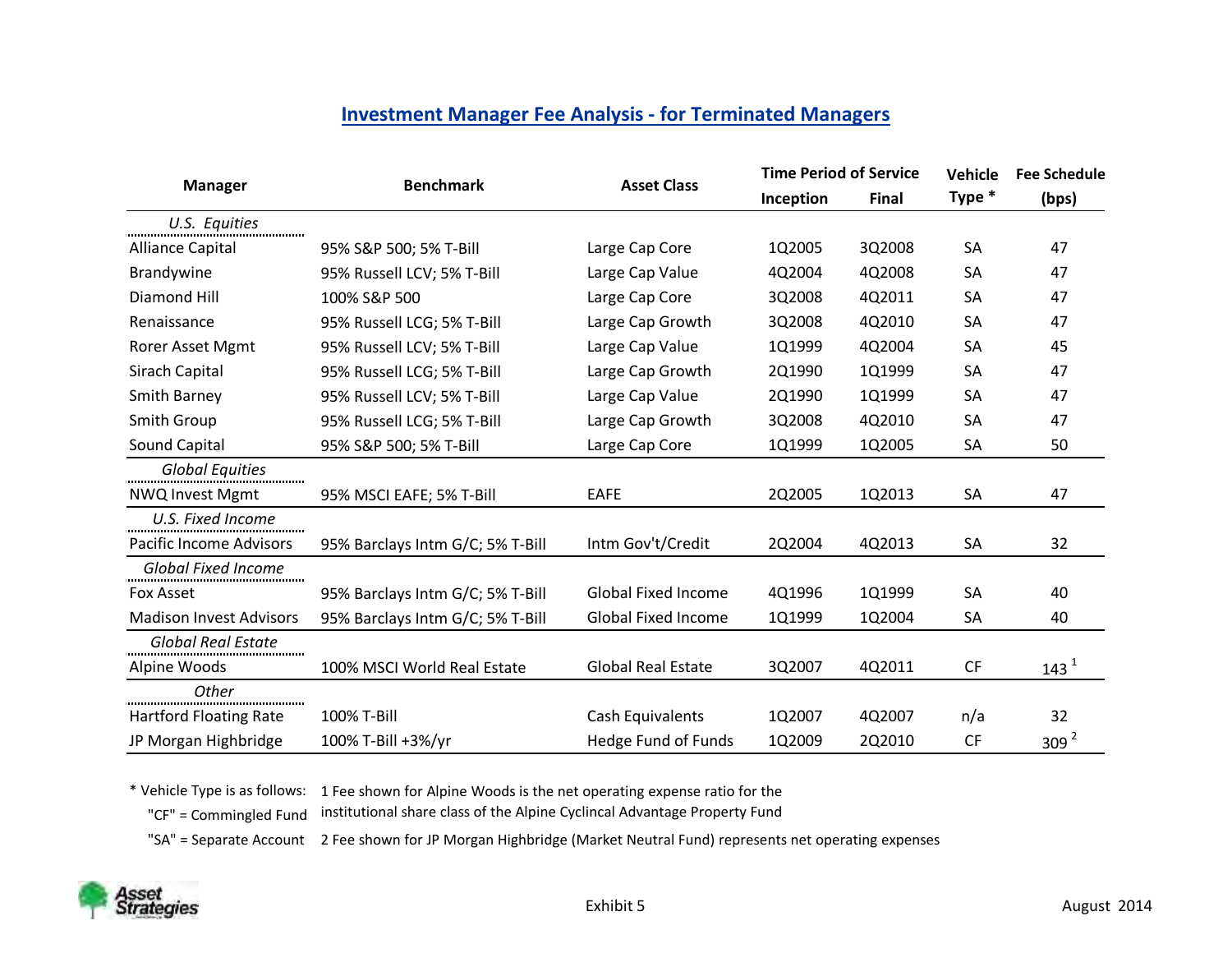## Investment Manager Fee Analysis - for Terminated Managers

| Manager | Benchmark | Asset Class | Time Period of Service Inception | Time Period of Service Final | Vehicle Type * | Fee Schedule (bps) |
|---|---|---|---|---|---|---|
| *U.S. Equities* | | | | | | |
| Alliance Capital | 95% S&P 500; 5% T-Bill | Large Cap Core | 1Q2005 | 3Q2008 | SA | 47 |
| Brandywine | 95% Russell LCV; 5% T-Bill | Large Cap Value | 4Q2004 | 4Q2008 | SA | 47 |
| Diamond Hill | 100% S&P 500 | Large Cap Core | 3Q2008 | 4Q2011 | SA | 47 |
| Renaissance | 95% Russell LCG; 5% T-Bill | Large Cap Growth | 3Q2008 | 4Q2010 | SA | 47 |
| Rorer Asset Mgmt | 95% Russell LCV; 5% T-Bill | Large Cap Value | 1Q1999 | 4Q2004 | SA | 45 |
| Sirach Capital | 95% Russell LCG; 5% T-Bill | Large Cap Growth | 2Q1990 | 1Q1999 | SA | 47 |
| Smith Barney | 95% Russell LCV; 5% T-Bill | Large Cap Value | 2Q1990 | 1Q1999 | SA | 47 |
| Smith Group | 95% Russell LCG; 5% T-Bill | Large Cap Growth | 3Q2008 | 4Q2010 | SA | 47 |
| Sound Capital | 95% S&P 500; 5% T-Bill | Large Cap Core | 1Q1999 | 1Q2005 | SA | 50 |
| *Global Equities* | | | | | | |
| NWQ Invest Mgmt | 95% MSCI EAFE; 5% T-Bill | EAFE | 2Q2005 | 1Q2013 | SA | 47 |
| *U.S. Fixed Income* | | | | | | |
| Pacific Income Advisors | 95% Barclays Intm G/C; 5% T-Bill | Intm Gov't/Credit | 2Q2004 | 4Q2013 | SA | 32 |
| *Global Fixed Income* | | | | | | |
| Fox Asset | 95% Barclays Intm G/C; 5% T-Bill | Global Fixed Income | 4Q1996 | 1Q1999 | SA | 40 |
| Madison Invest Advisors | 95% Barclays Intm G/C; 5% T-Bill | Global Fixed Income | 1Q1999 | 1Q2004 | SA | 40 |
| *Global Real Estate* | | | | | | |
| Alpine Woods | 100% MSCI World Real Estate | Global Real Estate | 3Q2007 | 4Q2011 | CF | 143 [1] |
| *Other* | | | | | | |
| Hartford Floating Rate | 100% T-Bill | Cash Equivalents | 1Q2007 | 4Q2007 | n/a | 32 |
| JP Morgan Highbridge | 100% T-Bill +3%/yr | Hedge Fund of Funds | 1Q2009 | 2Q2010 | CF | 309 [2] |

\* Vehicle Type is as follows:
"CF" = Commingled Fund
"SA" = Separate Account

1 Fee shown for Alpine Woods is the net operating expense ratio for the institutional share class of the Alpine Cyclincal Advantage Property Fund

2 Fee shown for JP Morgan Highbridge (Market Neutral Fund) represents net operating expenses

Exhibit 5

August 2014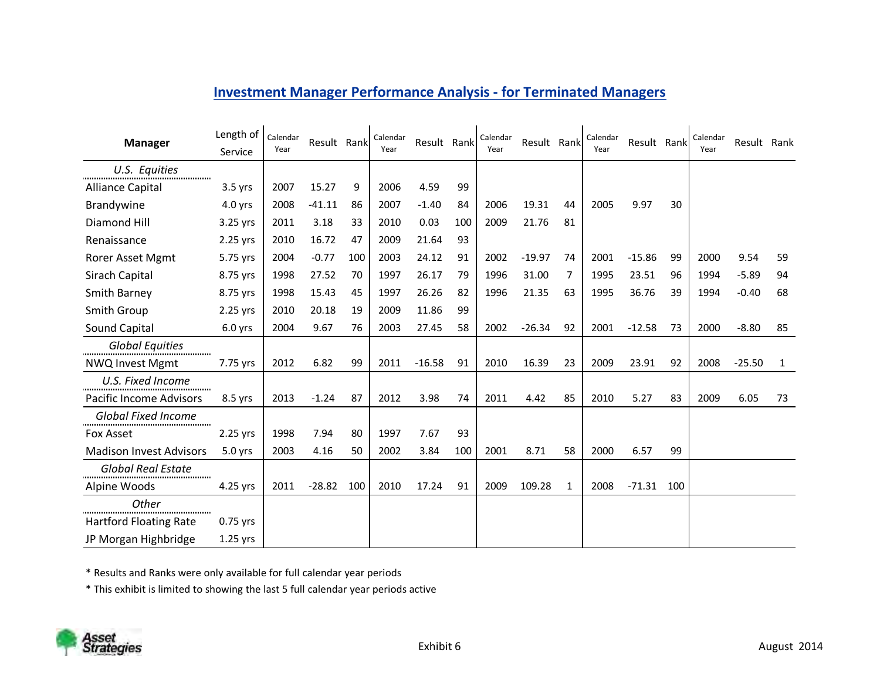## Investment Manager Performance Analysis - for Terminated Managers

| Manager | Length of Service | Calendar Year | Result | Rank | Calendar Year | Result | Rank | Calendar Year | Result | Rank | Calendar Year | Result | Rank | Calendar Year | Result | Rank |
|---|---|---|---|---|---|---|---|---|---|---|---|---|---|---|---|---|
| *U.S. Equities* | | | | | | | | | | | | | | | | |
| Alliance Capital | 3.5 yrs | 2007 | 15.27 | 9 | 2006 | 4.59 | 99 | | | | | | | | | |
| Brandywine | 4.0 yrs | 2008 | -41.11 | 86 | 2007 | -1.40 | 84 | 2006 | 19.31 | 44 | 2005 | 9.97 | 30 | | | |
| Diamond Hill | 3.25 yrs | 2011 | 3.18 | 33 | 2010 | 0.03 | 100 | 2009 | 21.76 | 81 | | | | | | |
| Renaissance | 2.25 yrs | 2010 | 16.72 | 47 | 2009 | 21.64 | 93 | | | | | | | | | |
| Rorer Asset Mgmt | 5.75 yrs | 2004 | -0.77 | 100 | 2003 | 24.12 | 91 | 2002 | -19.97 | 74 | 2001 | -15.86 | 99 | 2000 | 9.54 | 59 |
| Sirach Capital | 8.75 yrs | 1998 | 27.52 | 70 | 1997 | 26.17 | 79 | 1996 | 31.00 | 7 | 1995 | 23.51 | 96 | 1994 | -5.89 | 94 |
| Smith Barney | 8.75 yrs | 1998 | 15.43 | 45 | 1997 | 26.26 | 82 | 1996 | 21.35 | 63 | 1995 | 36.76 | 39 | 1994 | -0.40 | 68 |
| Smith Group | 2.25 yrs | 2010 | 20.18 | 19 | 2009 | 11.86 | 99 | | | | | | | | | |
| Sound Capital | 6.0 yrs | 2004 | 9.67 | 76 | 2003 | 27.45 | 58 | 2002 | -26.34 | 92 | 2001 | -12.58 | 73 | 2000 | -8.80 | 85 |
| *Global Equities* | | | | | | | | | | | | | | | | |
| NWQ Invest Mgmt | 7.75 yrs | 2012 | 6.82 | 99 | 2011 | -16.58 | 91 | 2010 | 16.39 | 23 | 2009 | 23.91 | 92 | 2008 | -25.50 | 1 |
| *U.S. Fixed Income* | | | | | | | | | | | | | | | | |
| Pacific Income Advisors | 8.5 yrs | 2013 | -1.24 | 87 | 2012 | 3.98 | 74 | 2011 | 4.42 | 85 | 2010 | 5.27 | 83 | 2009 | 6.05 | 73 |
| *Global Fixed Income* | | | | | | | | | | | | | | | | |
| Fox Asset | 2.25 yrs | 1998 | 7.94 | 80 | 1997 | 7.67 | 93 | | | | | | | | | |
| Madison Invest Advisors | 5.0 yrs | 2003 | 4.16 | 50 | 2002 | 3.84 | 100 | 2001 | 8.71 | 58 | 2000 | 6.57 | 99 | | | |
| *Global Real Estate* | | | | | | | | | | | | | | | | |
| Alpine Woods | 4.25 yrs | 2011 | -28.82 | 100 | 2010 | 17.24 | 91 | 2009 | 109.28 | 1 | 2008 | -71.31 | 100 | | | |
| *Other* | | | | | | | | | | | | | | | | |
| Hartford Floating Rate | 0.75 yrs | | | | | | | | | | | | | | | |
| JP Morgan Highbridge | 1.25 yrs | | | | | | | | | | | | | | | |

* Results and Ranks were only available for full calendar year periods

* This exhibit is limited to showing the last 5 full calendar year periods active

Asset Strategies

Exhibit 6

August 2014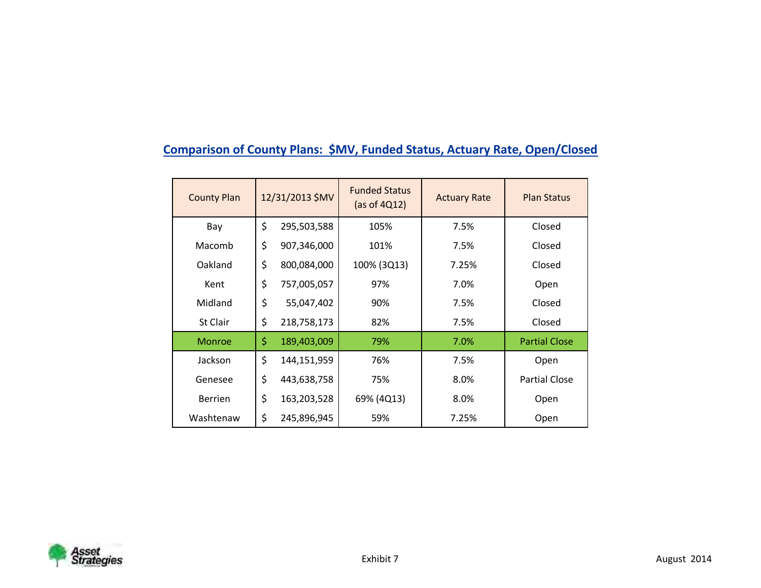## Comparison of County Plans: $MV, Funded Status, Actuary Rate, Open/Closed

| County Plan | 12/31/2013 $MV | Funded Status (as of 4Q12) | Actuary Rate | Plan Status |
|---|---|---|---|---|
| Bay | $ 295,503,588 | 105% | 7.5% | Closed |
| Macomb | $ 907,346,000 | 101% | 7.5% | Closed |
| Oakland | $ 800,084,000 | 100% (3Q13) | 7.25% | Closed |
| Kent | $ 757,005,057 | 97% | 7.0% | Open |
| Midland | $ 55,047,402 | 90% | 7.5% | Closed |
| St Clair | $ 218,758,173 | 82% | 7.5% | Closed |
| Monroe | $ 189,403,009 | 79% | 7.0% | Partial Close |
| Jackson | $ 144,151,959 | 76% | 7.5% | Open |
| Genesee | $ 443,638,758 | 75% | 8.0% | Partial Close |
| Berrien | $ 163,203,528 | 69% (4Q13) | 8.0% | Open |
| Washtenaw | $ 245,896,945 | 59% | 7.25% | Open |

Exhibit 7

August 2014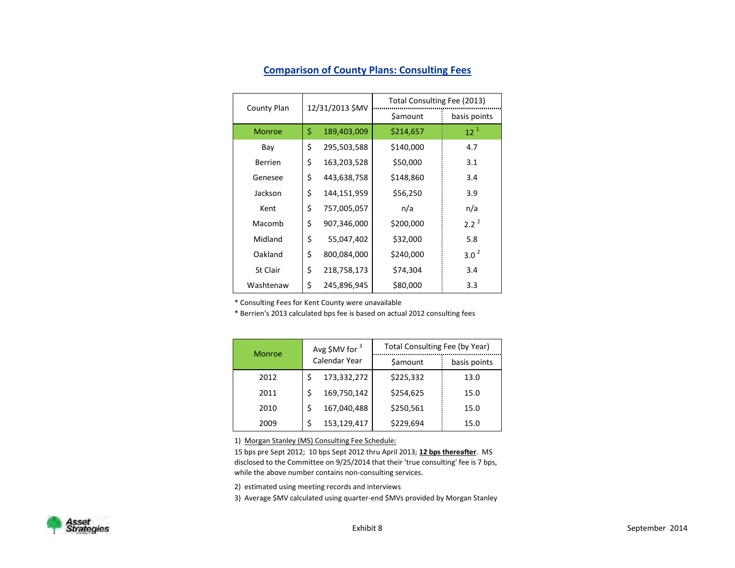## Comparison of County Plans: Consulting Fees

| County Plan | 12/31/2013 $MV | Total Consulting Fee (2013) | |
|---|---|---|---|
| | | $amount | basis points |
| Monroe | $ 189,403,009 | $214,657 | 12 [1] |
| Bay | $ 295,503,588 | $140,000 | 4.7 |
| Berrien | $ 163,203,528 | $50,000 | 3.1 |
| Genesee | $ 443,638,758 | $148,860 | 3.4 |
| Jackson | $ 144,151,959 | $56,250 | 3.9 |
| Kent | $ 757,005,057 | n/a | n/a |
| Macomb | $ 907,346,000 | $200,000 | 2.2 [2] |
| Midland | $ 55,047,402 | $32,000 | 5.8 |
| Oakland | $ 800,084,000 | $240,000 | 3.0 [2] |
| St Clair | $ 218,758,173 | $74,304 | 3.4 |
| Washtenaw | $ 245,896,945 | $80,000 | 3.3 |

* Consulting Fees for Kent County were unavailable

* Berrien's 2013 calculated bps fee is based on actual 2012 consulting fees

| Monroe | Avg $MV for [3] Calendar Year | Total Consulting Fee (by Year) | |
|---|---|---|---|
| | | $amount | basis points |
| 2012 | $ 173,332,272 | $225,332 | 13.0 |
| 2011 | $ 169,750,142 | $254,625 | 15.0 |
| 2010 | $ 167,040,488 | $250,561 | 15.0 |
| 2009 | $ 153,129,417 | $229,694 | 15.0 |

1) Morgan Stanley (MS) Consulting Fee Schedule:
15 bps pre Sept 2012; 10 bps Sept 2012 thru April 2013; **12 bps thereafter**. MS disclosed to the Committee on 9/25/2014 that their 'true consulting' fee is 7 bps, while the above number contains non-consulting services.

2) estimated using meeting records and interviews

3) Average $MV calculated using quarter-end $MVs provided by Morgan Stanley

Exhibit 8

September 2014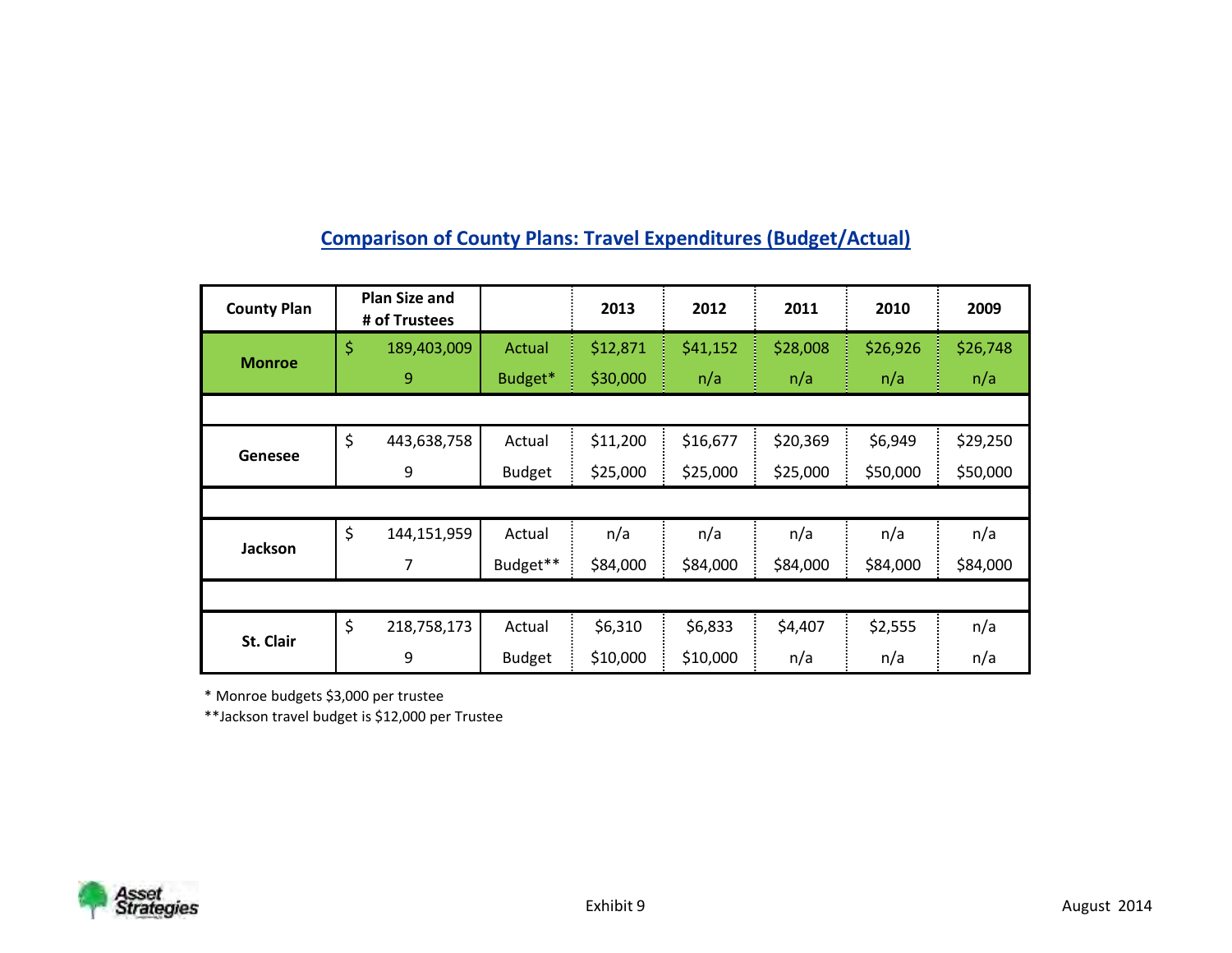## Comparison of County Plans: Travel Expenditures (Budget/Actual)

| County Plan | Plan Size and # of Trustees | | 2013 | 2012 | 2011 | 2010 | 2009 |
|---|---|---|---|---|---|---|---|
| Monroe | $ 189,403,009 | Actual | $12,871 | $41,152 | $28,008 | $26,926 | $26,748 |
| | 9 | Budget* | $30,000 | n/a | n/a | n/a | n/a |
| Genesee | $ 443,638,758 | Actual | $11,200 | $16,677 | $20,369 | $6,949 | $29,250 |
| | 9 | Budget | $25,000 | $25,000 | $25,000 | $50,000 | $50,000 |
| Jackson | $ 144,151,959 | Actual | n/a | n/a | n/a | n/a | n/a |
| | 7 | Budget** | $84,000 | $84,000 | $84,000 | $84,000 | $84,000 |
| St. Clair | $ 218,758,173 | Actual | $6,310 | $6,833 | $4,407 | $2,555 | n/a |
| | 9 | Budget | $10,000 | $10,000 | n/a | n/a | n/a |

* Monroe budgets $3,000 per trustee

**Jackson travel budget is $12,000 per Trustee

Asset Strategies

Exhibit 9

August 2014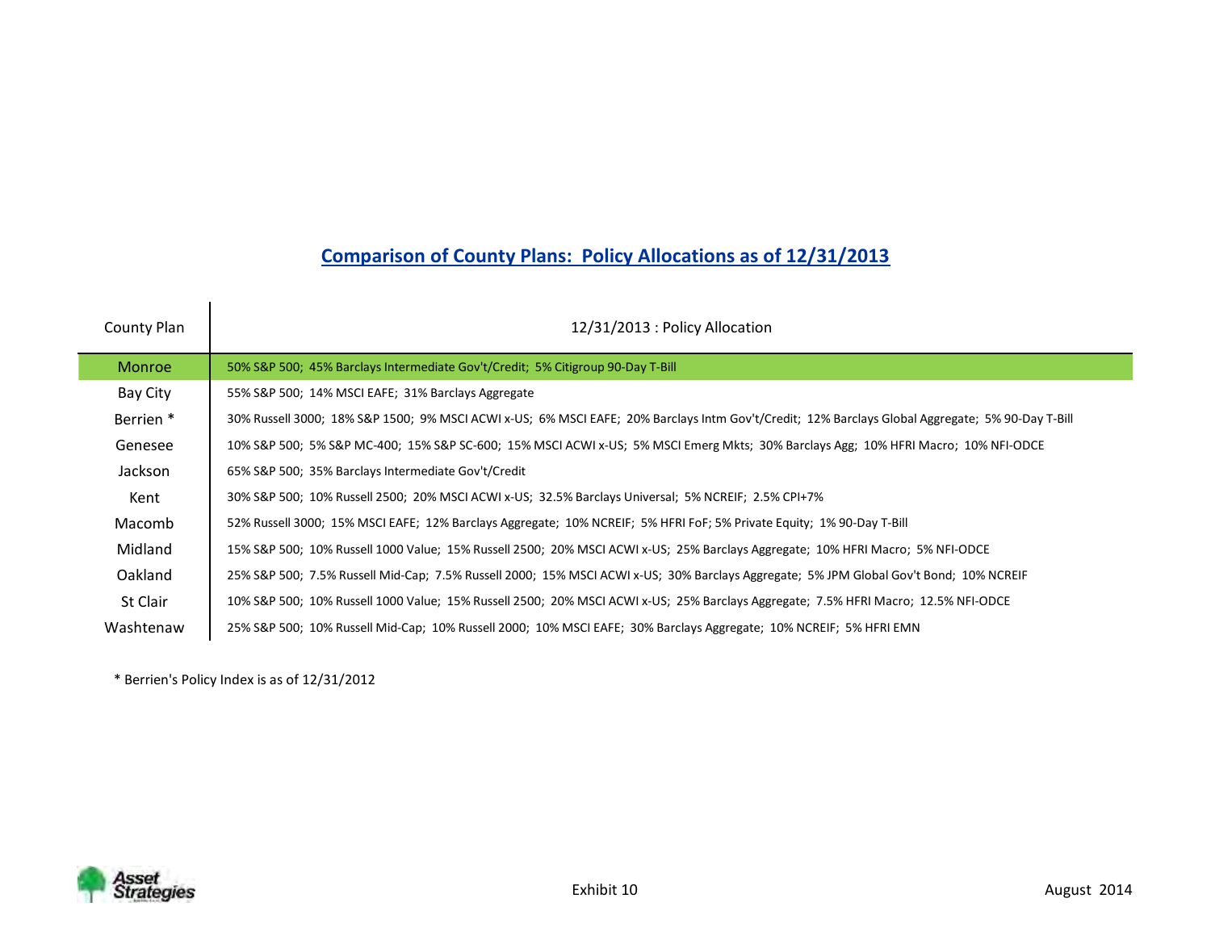## Comparison of County Plans: Policy Allocations as of 12/31/2013

| County Plan | 12/31/2013 : Policy Allocation |
|---|---|
| Monroe | 50% S&P 500; 45% Barclays Intermediate Gov't/Credit; 5% Citigroup 90-Day T-Bill |
| Bay City | 55% S&P 500; 14% MSCI EAFE; 31% Barclays Aggregate |
| Berrien * | 30% Russell 3000; 18% S&P 1500; 9% MSCI ACWI x-US; 6% MSCI EAFE; 20% Barclays Intm Gov't/Credit; 12% Barclays Global Aggregate; 5% 90-Day T-Bill |
| Genesee | 10% S&P 500; 5% S&P MC-400; 15% S&P SC-600; 15% MSCI ACWI x-US; 5% MSCI Emerg Mkts; 30% Barclays Agg; 10% HFRI Macro; 10% NFI-ODCE |
| Jackson | 65% S&P 500; 35% Barclays Intermediate Gov't/Credit |
| Kent | 30% S&P 500; 10% Russell 2500; 20% MSCI ACWI x-US; 32.5% Barclays Universal; 5% NCREIF; 2.5% CPI+7% |
| Macomb | 52% Russell 3000; 15% MSCI EAFE; 12% Barclays Aggregate; 10% NCREIF; 5% HFRI FoF; 5% Private Equity; 1% 90-Day T-Bill |
| Midland | 15% S&P 500; 10% Russell 1000 Value; 15% Russell 2500; 20% MSCI ACWI x-US; 25% Barclays Aggregate; 10% HFRI Macro; 5% NFI-ODCE |
| Oakland | 25% S&P 500; 7.5% Russell Mid-Cap; 7.5% Russell 2000; 15% MSCI ACWI x-US; 30% Barclays Aggregate; 5% JPM Global Gov't Bond; 10% NCREIF |
| St Clair | 10% S&P 500; 10% Russell 1000 Value; 15% Russell 2500; 20% MSCI ACWI x-US; 25% Barclays Aggregate; 7.5% HFRI Macro; 12.5% NFI-ODCE |
| Washtenaw | 25% S&P 500; 10% Russell Mid-Cap; 10% Russell 2000; 10% MSCI EAFE; 30% Barclays Aggregate; 10% NCREIF; 5% HFRI EMN |

* Berrien's Policy Index is as of 12/31/2012

Exhibit 10

August 2014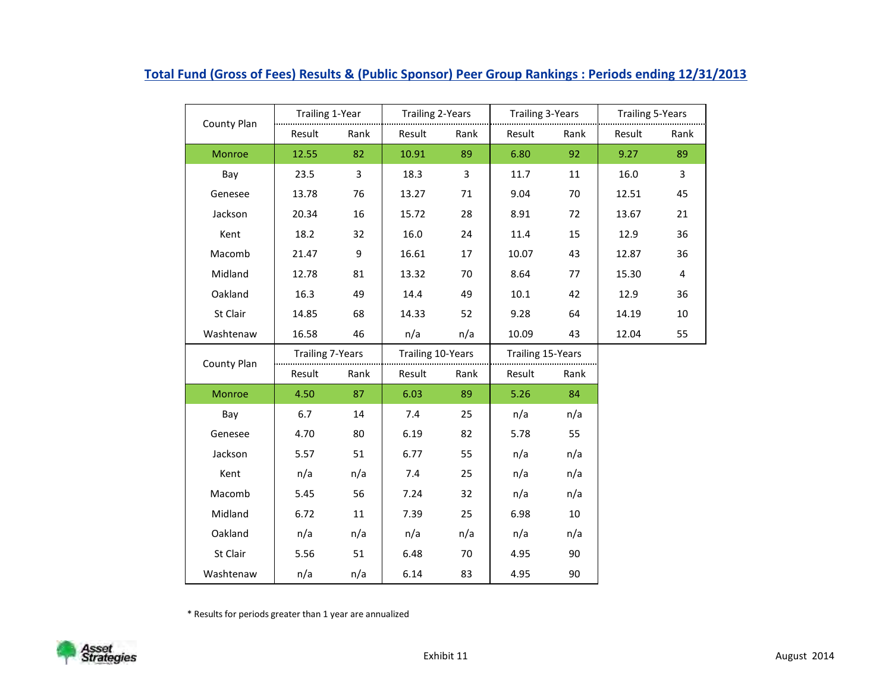## Total Fund (Gross of Fees) Results & (Public Sponsor) Peer Group Rankings : Periods ending 12/31/2013

| County Plan | Trailing 1-Year | | Trailing 2-Years | | Trailing 3-Years | | Trailing 5-Years | |
|---|---|---|---|---|---|---|---|---|
| | Result | Rank | Result | Rank | Result | Rank | Result | Rank |
| Monroe | 12.55 | 82 | 10.91 | 89 | 6.80 | 92 | 9.27 | 89 |
| Bay | 23.5 | 3 | 18.3 | 3 | 11.7 | 11 | 16.0 | 3 |
| Genesee | 13.78 | 76 | 13.27 | 71 | 9.04 | 70 | 12.51 | 45 |
| Jackson | 20.34 | 16 | 15.72 | 28 | 8.91 | 72 | 13.67 | 21 |
| Kent | 18.2 | 32 | 16.0 | 24 | 11.4 | 15 | 12.9 | 36 |
| Macomb | 21.47 | 9 | 16.61 | 17 | 10.07 | 43 | 12.87 | 36 |
| Midland | 12.78 | 81 | 13.32 | 70 | 8.64 | 77 | 15.30 | 4 |
| Oakland | 16.3 | 49 | 14.4 | 49 | 10.1 | 42 | 12.9 | 36 |
| St Clair | 14.85 | 68 | 14.33 | 52 | 9.28 | 64 | 14.19 | 10 |
| Washtenaw | 16.58 | 46 | n/a | n/a | 10.09 | 43 | 12.04 | 55 |

| County Plan | Trailing 7-Years | | Trailing 10-Years | | Trailing 15-Years | |
|---|---|---|---|---|---|---|
| | Result | Rank | Result | Rank | Result | Rank |
| Monroe | 4.50 | 87 | 6.03 | 89 | 5.26 | 84 |
| Bay | 6.7 | 14 | 7.4 | 25 | n/a | n/a |
| Genesee | 4.70 | 80 | 6.19 | 82 | 5.78 | 55 |
| Jackson | 5.57 | 51 | 6.77 | 55 | n/a | n/a |
| Kent | n/a | n/a | 7.4 | 25 | n/a | n/a |
| Macomb | 5.45 | 56 | 7.24 | 32 | n/a | n/a |
| Midland | 6.72 | 11 | 7.39 | 25 | 6.98 | 10 |
| Oakland | n/a | n/a | n/a | n/a | n/a | n/a |
| St Clair | 5.56 | 51 | 6.48 | 70 | 4.95 | 90 |
| Washtenaw | n/a | n/a | 6.14 | 83 | 4.95 | 90 |

* Results for periods greater than 1 year are annualized

Exhibit 11

August 2014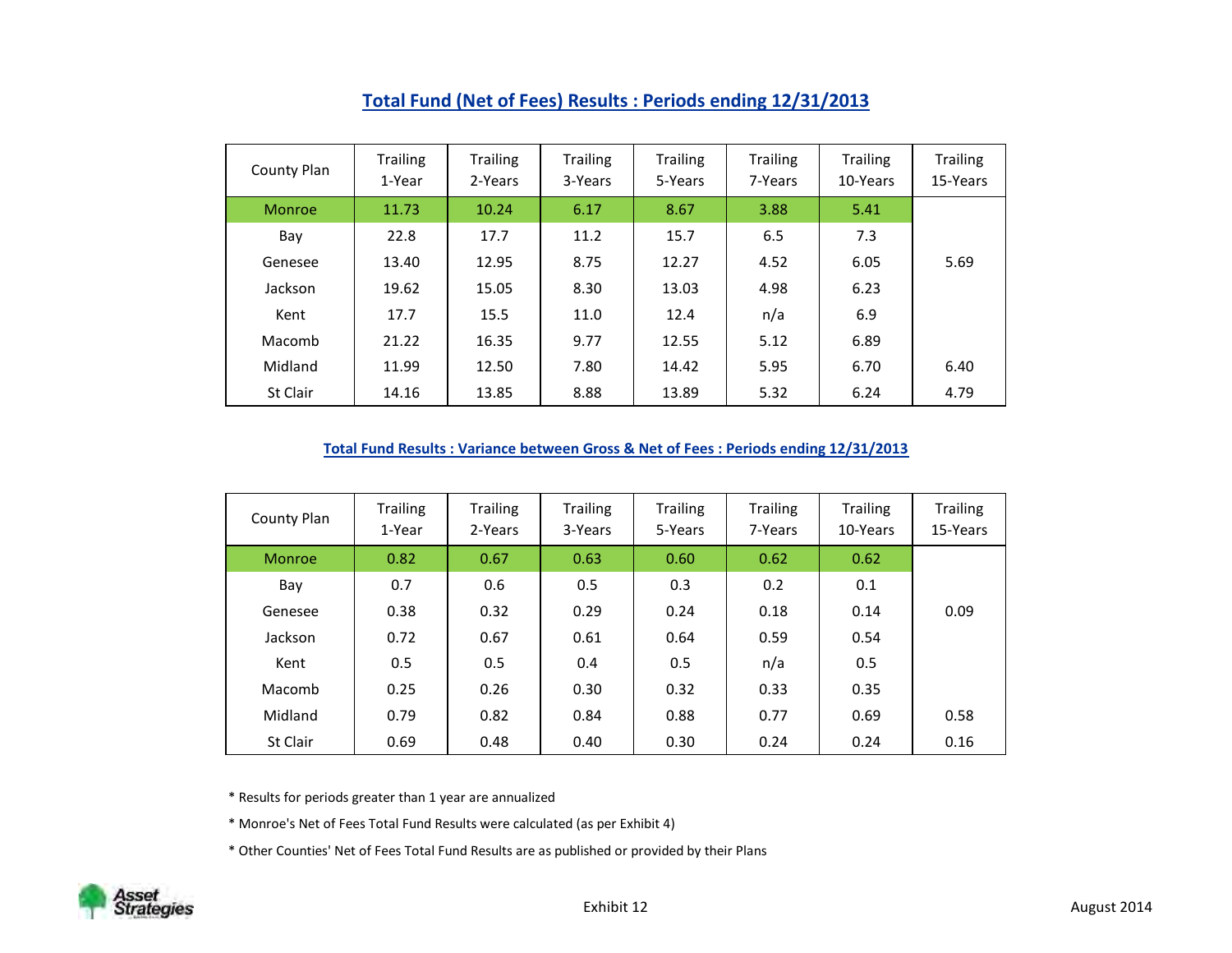## Total Fund (Net of Fees) Results : Periods ending 12/31/2013

| County Plan | Trailing 1-Year | Trailing 2-Years | Trailing 3-Years | Trailing 5-Years | Trailing 7-Years | Trailing 10-Years | Trailing 15-Years |
|---|---|---|---|---|---|---|---|
| Monroe | 11.73 | 10.24 | 6.17 | 8.67 | 3.88 | 5.41 | |
| Bay | 22.8 | 17.7 | 11.2 | 15.7 | 6.5 | 7.3 | |
| Genesee | 13.40 | 12.95 | 8.75 | 12.27 | 4.52 | 6.05 | 5.69 |
| Jackson | 19.62 | 15.05 | 8.30 | 13.03 | 4.98 | 6.23 | |
| Kent | 17.7 | 15.5 | 11.0 | 12.4 | n/a | 6.9 | |
| Macomb | 21.22 | 16.35 | 9.77 | 12.55 | 5.12 | 6.89 | |
| Midland | 11.99 | 12.50 | 7.80 | 14.42 | 5.95 | 6.70 | 6.40 |
| St Clair | 14.16 | 13.85 | 8.88 | 13.89 | 5.32 | 6.24 | 4.79 |

## Total Fund Results : Variance between Gross & Net of Fees : Periods ending 12/31/2013

| County Plan | Trailing 1-Year | Trailing 2-Years | Trailing 3-Years | Trailing 5-Years | Trailing 7-Years | Trailing 10-Years | Trailing 15-Years |
|---|---|---|---|---|---|---|---|
| Monroe | 0.82 | 0.67 | 0.63 | 0.60 | 0.62 | 0.62 | |
| Bay | 0.7 | 0.6 | 0.5 | 0.3 | 0.2 | 0.1 | |
| Genesee | 0.38 | 0.32 | 0.29 | 0.24 | 0.18 | 0.14 | 0.09 |
| Jackson | 0.72 | 0.67 | 0.61 | 0.64 | 0.59 | 0.54 | |
| Kent | 0.5 | 0.5 | 0.4 | 0.5 | n/a | 0.5 | |
| Macomb | 0.25 | 0.26 | 0.30 | 0.32 | 0.33 | 0.35 | |
| Midland | 0.79 | 0.82 | 0.84 | 0.88 | 0.77 | 0.69 | 0.58 |
| St Clair | 0.69 | 0.48 | 0.40 | 0.30 | 0.24 | 0.24 | 0.16 |

* Results for periods greater than 1 year are annualized

* Monroe's Net of Fees Total Fund Results were calculated (as per Exhibit 4)

* Other Counties' Net of Fees Total Fund Results are as published or provided by their Plans

Asset Strategies

Exhibit 12

August 2014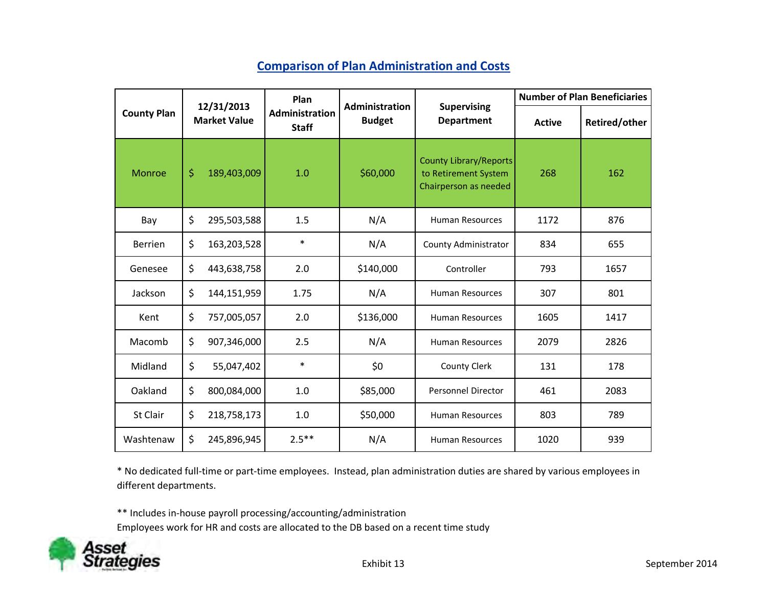## Comparison of Plan Administration and Costs

| County Plan | 12/31/2013 Market Value | Plan Administration Staff | Administration Budget | Supervising Department | Number of Plan Beneficiaries | |
|---|---|---|---|---|---|---|
| | | | | | Active | Retired/other |
| Monroe | $ 189,403,009 | 1.0 | $60,000 | County Library/Reports to Retirement System Chairperson as needed | 268 | 162 |
| Bay | $ 295,503,588 | 1.5 | N/A | Human Resources | 1172 | 876 |
| Berrien | $ 163,203,528 | * | N/A | County Administrator | 834 | 655 |
| Genesee | $ 443,638,758 | 2.0 | $140,000 | Controller | 793 | 1657 |
| Jackson | $ 144,151,959 | 1.75 | N/A | Human Resources | 307 | 801 |
| Kent | $ 757,005,057 | 2.0 | $136,000 | Human Resources | 1605 | 1417 |
| Macomb | $ 907,346,000 | 2.5 | N/A | Human Resources | 2079 | 2826 |
| Midland | $ 55,047,402 | * | $0 | County Clerk | 131 | 178 |
| Oakland | $ 800,084,000 | 1.0 | $85,000 | Personnel Director | 461 | 2083 |
| St Clair | $ 218,758,173 | 1.0 | $50,000 | Human Resources | 803 | 789 |
| Washtenaw | $ 245,896,945 | 2.5** | N/A | Human Resources | 1020 | 939 |

* No dedicated full-time or part-time employees. Instead, plan administration duties are shared by various employees in different departments.

** Includes in-house payroll processing/accounting/administration
Employees work for HR and costs are allocated to the DB based on a recent time study

Asset Strategies

Exhibit 13

September 2014